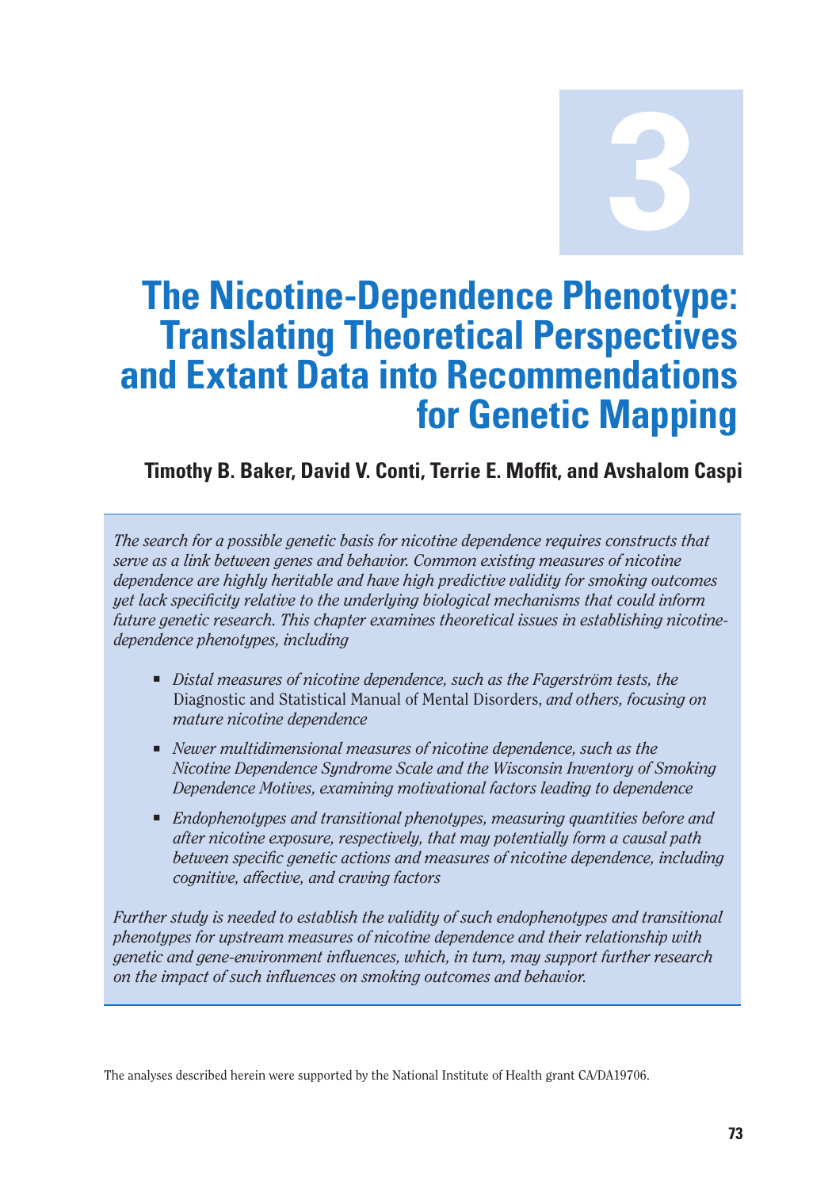# 3

# The Nicotine-Dependence Phenotype: Translating Theoretical Perspectives and Extant Data into Recommendations for Genetic Mapping

**Timothy B. Baker, David V. Conti, Terrie E. Moffit, and Avshalom Caspi**

*The search for a possible genetic basis for nicotine dependence requires constructs that serve as a link between genes and behavior. Common existing measures of nicotine dependence are highly heritable and have high predictive validity for smoking outcomes yet lack specificity relative to the underlying biological mechanisms that could inform future genetic research. This chapter examines theoretical issues in establishing nicotine-dependence phenotypes, including*

- *Distal measures of nicotine dependence, such as the Fagerström tests, the* Diagnostic and Statistical Manual of Mental Disorders, *and others, focusing on mature nicotine dependence*
- *Newer multidimensional measures of nicotine dependence, such as the Nicotine Dependence Syndrome Scale and the Wisconsin Inventory of Smoking Dependence Motives, examining motivational factors leading to dependence*
- *Endophenotypes and transitional phenotypes, measuring quantities before and after nicotine exposure, respectively, that may potentially form a causal path between specific genetic actions and measures of nicotine dependence, including cognitive, affective, and craving factors*

*Further study is needed to establish the validity of such endophenotypes and transitional phenotypes for upstream measures of nicotine dependence and their relationship with genetic and gene-environment influences, which, in turn, may support further research on the impact of such influences on smoking outcomes and behavior.*

The analyses described herein were supported by the National Institute of Health grant CA/DA19706.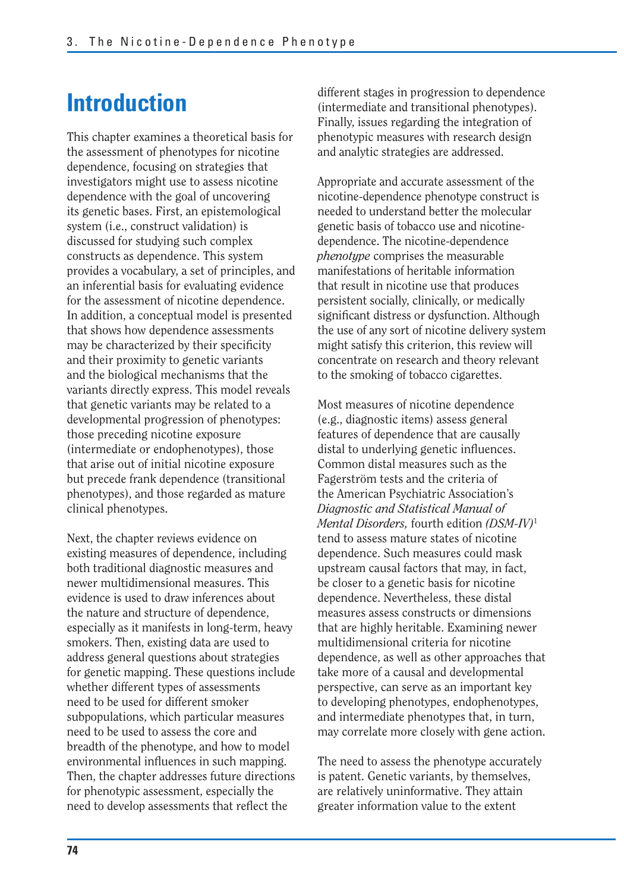# Introduction

This chapter examines a theoretical basis for the assessment of phenotypes for nicotine dependence, focusing on strategies that investigators might use to assess nicotine dependence with the goal of uncovering its genetic bases. First, an epistemological system (i.e., construct validation) is discussed for studying such complex constructs as dependence. This system provides a vocabulary, a set of principles, and an inferential basis for evaluating evidence for the assessment of nicotine dependence. In addition, a conceptual model is presented that shows how dependence assessments may be characterized by their specificity and their proximity to genetic variants and the biological mechanisms that the variants directly express. This model reveals that genetic variants may be related to a developmental progression of phenotypes: those preceding nicotine exposure (intermediate or endophenotypes), those that arise out of initial nicotine exposure but precede frank dependence (transitional phenotypes), and those regarded as mature clinical phenotypes.

Next, the chapter reviews evidence on existing measures of dependence, including both traditional diagnostic measures and newer multidimensional measures. This evidence is used to draw inferences about the nature and structure of dependence, especially as it manifests in long-term, heavy smokers. Then, existing data are used to address general questions about strategies for genetic mapping. These questions include whether different types of assessments need to be used for different smoker subpopulations, which particular measures need to be used to assess the core and breadth of the phenotype, and how to model environmental influences in such mapping. Then, the chapter addresses future directions for phenotypic assessment, especially the need to develop assessments that reflect the different stages in progression to dependence (intermediate and transitional phenotypes). Finally, issues regarding the integration of phenotypic measures with research design and analytic strategies are addressed.

Appropriate and accurate assessment of the nicotine-dependence phenotype construct is needed to understand better the molecular genetic basis of tobacco use and nicotine-dependence. The nicotine-dependence *phenotype* comprises the measurable manifestations of heritable information that result in nicotine use that produces persistent socially, clinically, or medically significant distress or dysfunction. Although the use of any sort of nicotine delivery system might satisfy this criterion, this review will concentrate on research and theory relevant to the smoking of tobacco cigarettes.

Most measures of nicotine dependence (e.g., diagnostic items) assess general features of dependence that are causally distal to underlying genetic influences. Common distal measures such as the Fagerström tests and the criteria of the American Psychiatric Association's *Diagnostic and Statistical Manual of Mental Disorders,* fourth edition *(DSM-IV)*[1] tend to assess mature states of nicotine dependence. Such measures could mask upstream causal factors that may, in fact, be closer to a genetic basis for nicotine dependence. Nevertheless, these distal measures assess constructs or dimensions that are highly heritable. Examining newer multidimensional criteria for nicotine dependence, as well as other approaches that take more of a causal and developmental perspective, can serve as an important key to developing phenotypes, endophenotypes, and intermediate phenotypes that, in turn, may correlate more closely with gene action.

The need to assess the phenotype accurately is patent. Genetic variants, by themselves, are relatively uninformative. They attain greater information value to the extent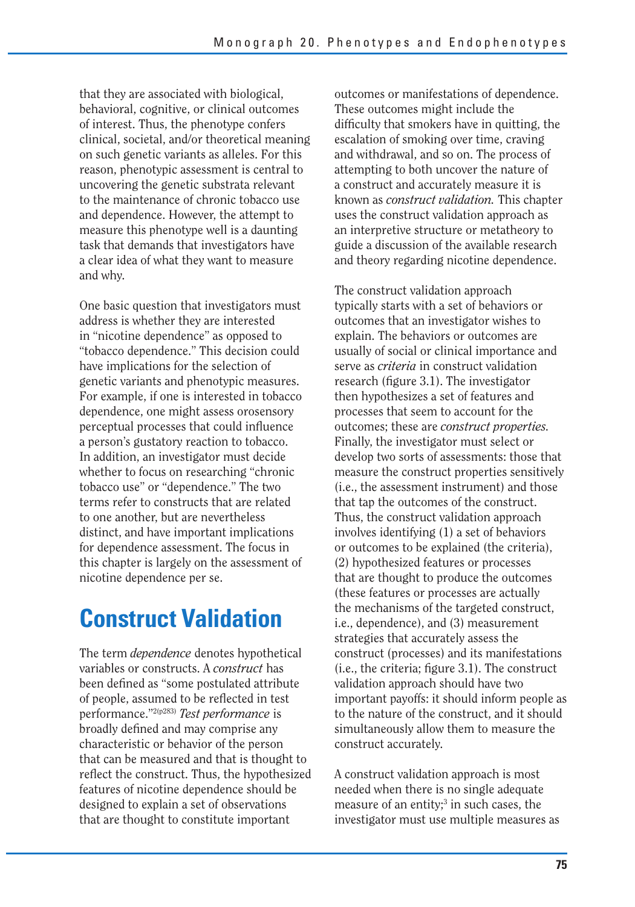that they are associated with biological, behavioral, cognitive, or clinical outcomes of interest. Thus, the phenotype confers clinical, societal, and/or theoretical meaning on such genetic variants as alleles. For this reason, phenotypic assessment is central to uncovering the genetic substrata relevant to the maintenance of chronic tobacco use and dependence. However, the attempt to measure this phenotype well is a daunting task that demands that investigators have a clear idea of what they want to measure and why.

One basic question that investigators must address is whether they are interested in "nicotine dependence" as opposed to "tobacco dependence." This decision could have implications for the selection of genetic variants and phenotypic measures. For example, if one is interested in tobacco dependence, one might assess orosensory perceptual processes that could influence a person's gustatory reaction to tobacco. In addition, an investigator must decide whether to focus on researching "chronic tobacco use" or "dependence." The two terms refer to constructs that are related to one another, but are nevertheless distinct, and have important implications for dependence assessment. The focus in this chapter is largely on the assessment of nicotine dependence per se.

# Construct Validation

The term *dependence* denotes hypothetical variables or constructs. A *construct* has been defined as "some postulated attribute of people, assumed to be reflected in test performance."[2(p283)] *Test performance* is broadly defined and may comprise any characteristic or behavior of the person that can be measured and that is thought to reflect the construct. Thus, the hypothesized features of nicotine dependence should be designed to explain a set of observations that are thought to constitute important outcomes or manifestations of dependence. These outcomes might include the difficulty that smokers have in quitting, the escalation of smoking over time, craving and withdrawal, and so on. The process of attempting to both uncover the nature of a construct and accurately measure it is known as *construct validation.* This chapter uses the construct validation approach as an interpretive structure or metatheory to guide a discussion of the available research and theory regarding nicotine dependence.

The construct validation approach typically starts with a set of behaviors or outcomes that an investigator wishes to explain. The behaviors or outcomes are usually of social or clinical importance and serve as *criteria* in construct validation research (figure 3.1). The investigator then hypothesizes a set of features and processes that seem to account for the outcomes; these are *construct properties.* Finally, the investigator must select or develop two sorts of assessments: those that measure the construct properties sensitively (i.e., the assessment instrument) and those that tap the outcomes of the construct. Thus, the construct validation approach involves identifying (1) a set of behaviors or outcomes to be explained (the criteria), (2) hypothesized features or processes that are thought to produce the outcomes (these features or processes are actually the mechanisms of the targeted construct, i.e., dependence), and (3) measurement strategies that accurately assess the construct (processes) and its manifestations (i.e., the criteria; figure 3.1). The construct validation approach should have two important payoffs: it should inform people as to the nature of the construct, and it should simultaneously allow them to measure the construct accurately.

A construct validation approach is most needed when there is no single adequate measure of an entity;[3] in such cases, the investigator must use multiple measures as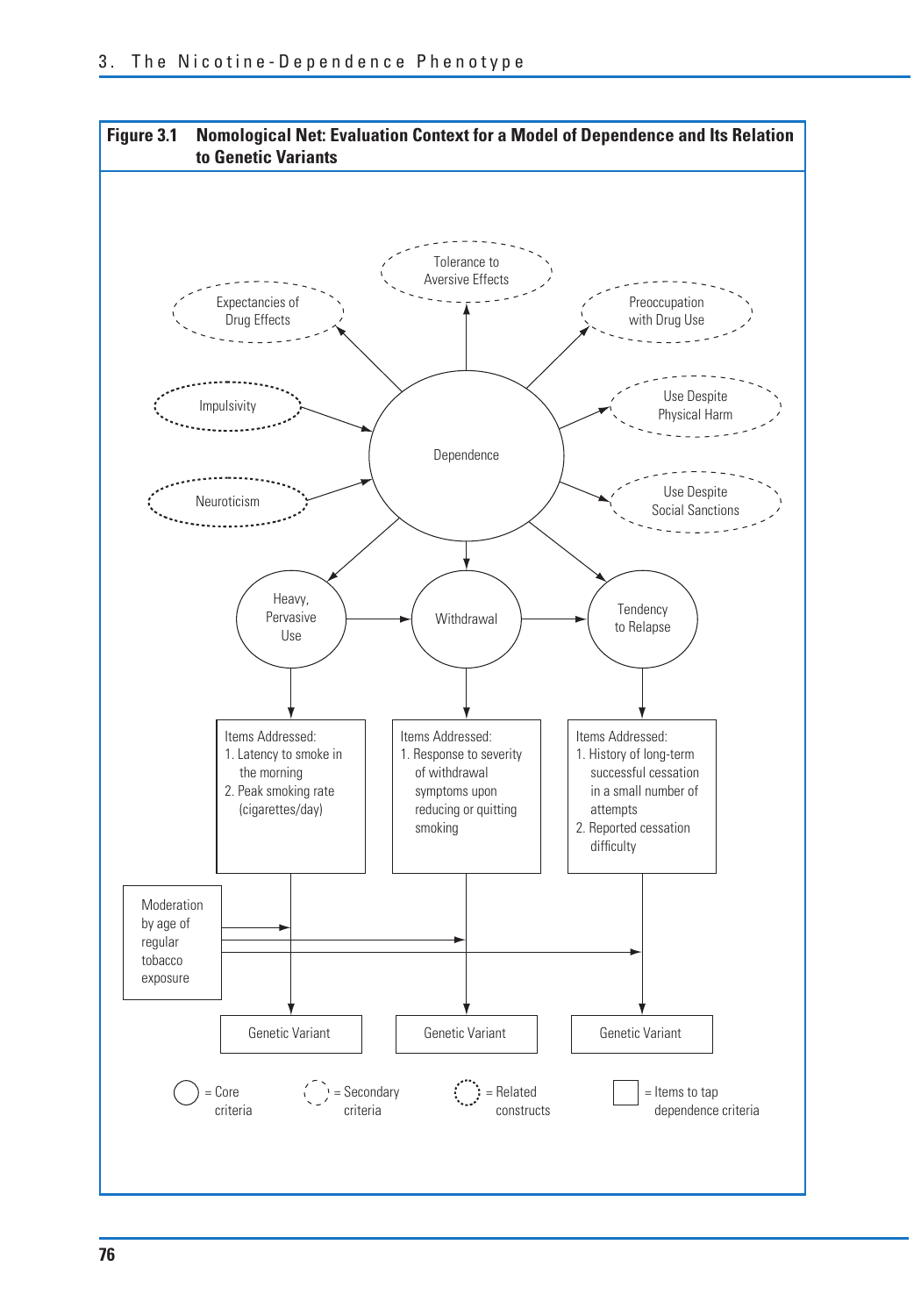**Figure 3.1 Nomological Net: Evaluation Context for a Model of Dependence and Its Relation to Genetic Variants**

Tolerance to Aversive Effects

Expectancies of Drug Effects

Preoccupation with Drug Use

Impulsivity

Use Despite Physical Harm

Dependence

Neuroticism

Use Despite Social Sanctions

Heavy, Pervasive Use

Withdrawal

Tendency to Relapse

Items Addressed:
1. Latency to smoke in the morning
2. Peak smoking rate (cigarettes/day)

Items Addressed:
1. Response to severity of withdrawal symptoms upon reducing or quitting smoking

Items Addressed:
1. History of long-term successful cessation in a small number of attempts
2. Reported cessation difficulty

Moderation by age of regular tobacco exposure

Genetic Variant

Genetic Variant

Genetic Variant

= Core criteria

= Secondary criteria

= Related constructs

= Items to tap dependence criteria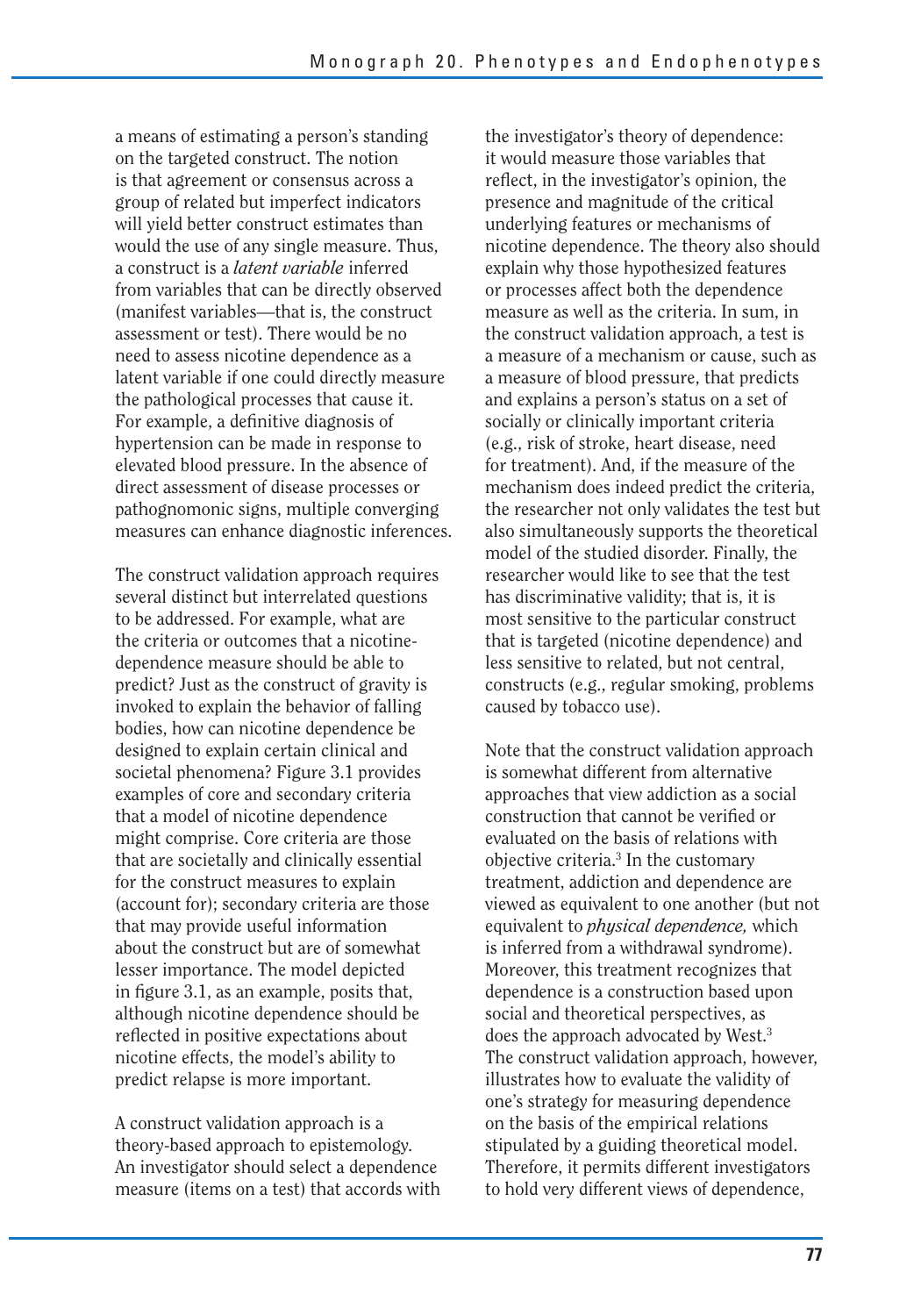a means of estimating a person's standing on the targeted construct. The notion is that agreement or consensus across a group of related but imperfect indicators will yield better construct estimates than would the use of any single measure. Thus, a construct is a *latent variable* inferred from variables that can be directly observed (manifest variables—that is, the construct assessment or test). There would be no need to assess nicotine dependence as a latent variable if one could directly measure the pathological processes that cause it. For example, a definitive diagnosis of hypertension can be made in response to elevated blood pressure. In the absence of direct assessment of disease processes or pathognomonic signs, multiple converging measures can enhance diagnostic inferences.

The construct validation approach requires several distinct but interrelated questions to be addressed. For example, what are the criteria or outcomes that a nicotine-dependence measure should be able to predict? Just as the construct of gravity is invoked to explain the behavior of falling bodies, how can nicotine dependence be designed to explain certain clinical and societal phenomena? Figure 3.1 provides examples of core and secondary criteria that a model of nicotine dependence might comprise. Core criteria are those that are societally and clinically essential for the construct measures to explain (account for); secondary criteria are those that may provide useful information about the construct but are of somewhat lesser importance. The model depicted in figure 3.1, as an example, posits that, although nicotine dependence should be reflected in positive expectations about nicotine effects, the model's ability to predict relapse is more important.

A construct validation approach is a theory-based approach to epistemology. An investigator should select a dependence measure (items on a test) that accords with the investigator's theory of dependence: it would measure those variables that reflect, in the investigator's opinion, the presence and magnitude of the critical underlying features or mechanisms of nicotine dependence. The theory also should explain why those hypothesized features or processes affect both the dependence measure as well as the criteria. In sum, in the construct validation approach, a test is a measure of a mechanism or cause, such as a measure of blood pressure, that predicts and explains a person's status on a set of socially or clinically important criteria (e.g., risk of stroke, heart disease, need for treatment). And, if the measure of the mechanism does indeed predict the criteria, the researcher not only validates the test but also simultaneously supports the theoretical model of the studied disorder. Finally, the researcher would like to see that the test has discriminative validity; that is, it is most sensitive to the particular construct that is targeted (nicotine dependence) and less sensitive to related, but not central, constructs (e.g., regular smoking, problems caused by tobacco use).

Note that the construct validation approach is somewhat different from alternative approaches that view addiction as a social construction that cannot be verified or evaluated on the basis of relations with objective criteria.[3] In the customary treatment, addiction and dependence are viewed as equivalent to one another (but not equivalent to *physical dependence,* which is inferred from a withdrawal syndrome). Moreover, this treatment recognizes that dependence is a construction based upon social and theoretical perspectives, as does the approach advocated by West.[3] The construct validation approach, however, illustrates how to evaluate the validity of one's strategy for measuring dependence on the basis of the empirical relations stipulated by a guiding theoretical model. Therefore, it permits different investigators to hold very different views of dependence,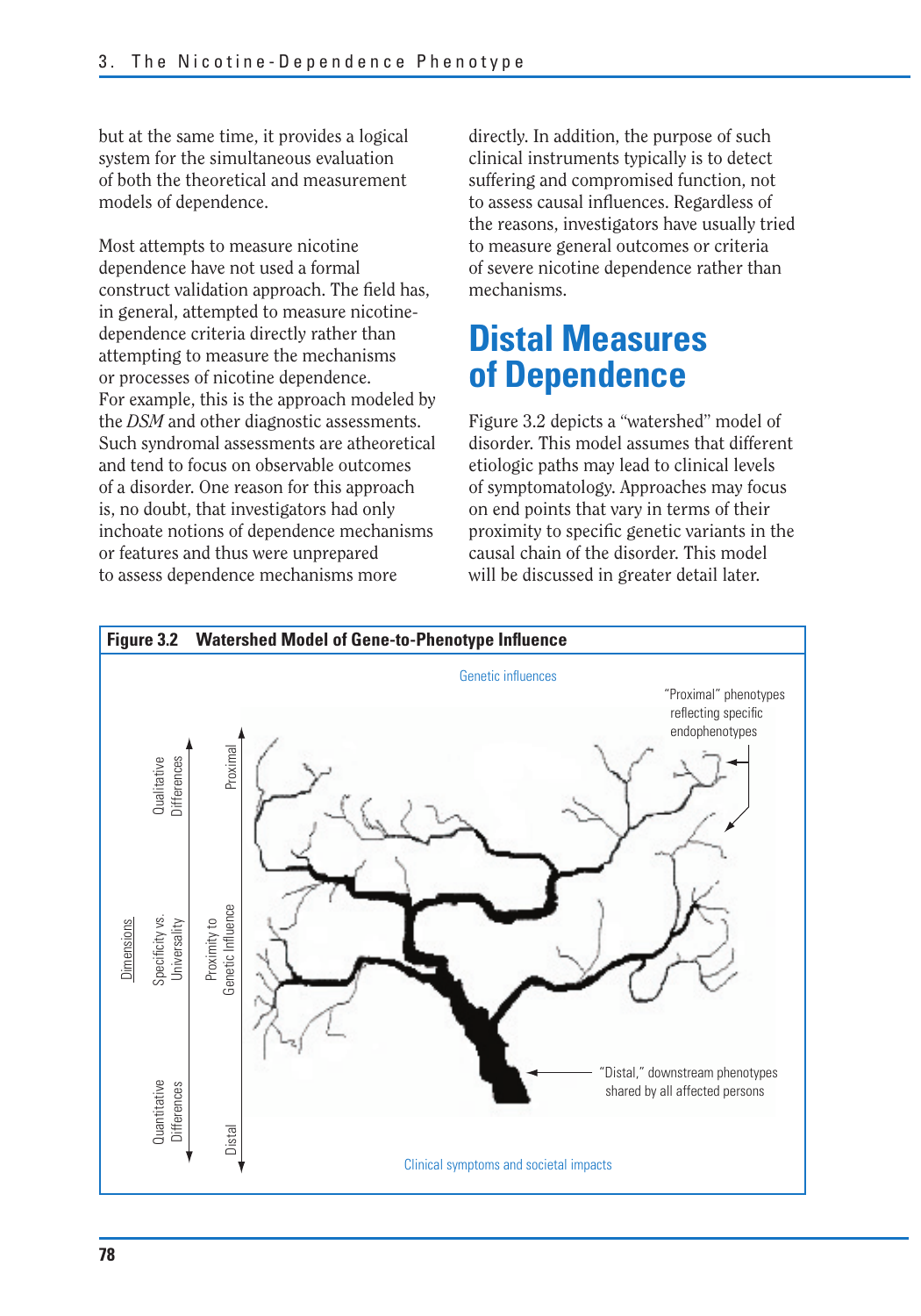but at the same time, it provides a logical system for the simultaneous evaluation of both the theoretical and measurement models of dependence.

Most attempts to measure nicotine dependence have not used a formal construct validation approach. The field has, in general, attempted to measure nicotine-dependence criteria directly rather than attempting to measure the mechanisms or processes of nicotine dependence. For example, this is the approach modeled by the *DSM* and other diagnostic assessments. Such syndromal assessments are atheoretical and tend to focus on observable outcomes of a disorder. One reason for this approach is, no doubt, that investigators had only inchoate notions of dependence mechanisms or features and thus were unprepared to assess dependence mechanisms more directly. In addition, the purpose of such clinical instruments typically is to detect suffering and compromised function, not to assess causal influences. Regardless of the reasons, investigators have usually tried to measure general outcomes or criteria of severe nicotine dependence rather than mechanisms.

## Distal Measures of Dependence

Figure 3.2 depicts a "watershed" model of disorder. This model assumes that different etiologic paths may lead to clinical levels of symptomatology. Approaches may focus on end points that vary in terms of their proximity to specific genetic variants in the causal chain of the disorder. This model will be discussed in greater detail later.

**Figure 3.2 Watershed Model of Gene-to-Phenotype Influence**

Genetic influences

"Proximal" phenotypes reflecting specific endophenotypes

"Distal," downstream phenotypes shared by all affected persons

Clinical symptoms and societal impacts

Dimensions: Qualitative Differences — Specificity vs. Universality — Quantitative Differences

Proximity to Genetic Influence: Proximal — Distal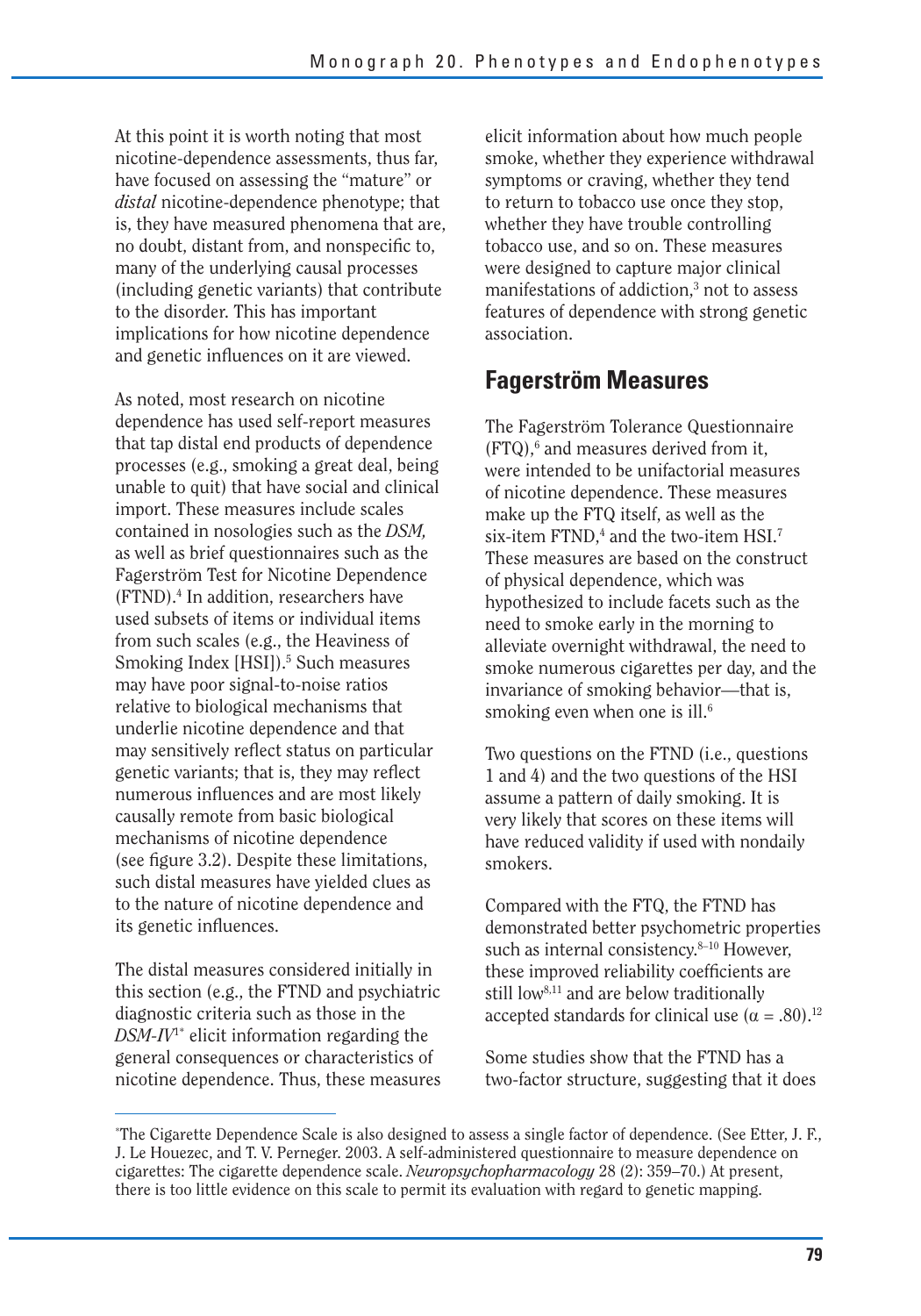At this point it is worth noting that most nicotine-dependence assessments, thus far, have focused on assessing the "mature" or *distal* nicotine-dependence phenotype; that is, they have measured phenomena that are, no doubt, distant from, and nonspecific to, many of the underlying causal processes (including genetic variants) that contribute to the disorder. This has important implications for how nicotine dependence and genetic influences on it are viewed.

As noted, most research on nicotine dependence has used self-report measures that tap distal end products of dependence processes (e.g., smoking a great deal, being unable to quit) that have social and clinical import. These measures include scales contained in nosologies such as the *DSM,* as well as brief questionnaires such as the Fagerström Test for Nicotine Dependence (FTND).[4] In addition, researchers have used subsets of items or individual items from such scales (e.g., the Heaviness of Smoking Index [HSI]).[5] Such measures may have poor signal-to-noise ratios relative to biological mechanisms that underlie nicotine dependence and that may sensitively reflect status on particular genetic variants; that is, they may reflect numerous influences and are most likely causally remote from basic biological mechanisms of nicotine dependence (see figure 3.2). Despite these limitations, such distal measures have yielded clues as to the nature of nicotine dependence and its genetic influences.

The distal measures considered initially in this section (e.g., the FTND and psychiatric diagnostic criteria such as those in the *DSM-IV*[1*] elicit information regarding the general consequences or characteristics of nicotine dependence. Thus, these measures elicit information about how much people smoke, whether they experience withdrawal symptoms or craving, whether they tend to return to tobacco use once they stop, whether they have trouble controlling tobacco use, and so on. These measures were designed to capture major clinical manifestations of addiction,[3] not to assess features of dependence with strong genetic association.

## Fagerström Measures

The Fagerström Tolerance Questionnaire (FTQ),[6] and measures derived from it, were intended to be unifactorial measures of nicotine dependence. These measures make up the FTQ itself, as well as the six-item FTND,[4] and the two-item HSI.[7] These measures are based on the construct of physical dependence, which was hypothesized to include facets such as the need to smoke early in the morning to alleviate overnight withdrawal, the need to smoke numerous cigarettes per day, and the invariance of smoking behavior—that is, smoking even when one is ill.[6]

Two questions on the FTND (i.e., questions 1 and 4) and the two questions of the HSI assume a pattern of daily smoking. It is very likely that scores on these items will have reduced validity if used with nondaily smokers.

Compared with the FTQ, the FTND has demonstrated better psychometric properties such as internal consistency.[8–10] However, these improved reliability coefficients are still low[8,11] and are below traditionally accepted standards for clinical use ($\alpha = .80$).[12]

Some studies show that the FTND has a two-factor structure, suggesting that it does

---

*The Cigarette Dependence Scale is also designed to assess a single factor of dependence. (See Etter, J. F., J. Le Houezec, and T. V. Perneger. 2003. A self-administered questionnaire to measure dependence on cigarettes: The cigarette dependence scale. *Neuropsychopharmacology* 28 (2): 359–70.) At present, there is too little evidence on this scale to permit its evaluation with regard to genetic mapping.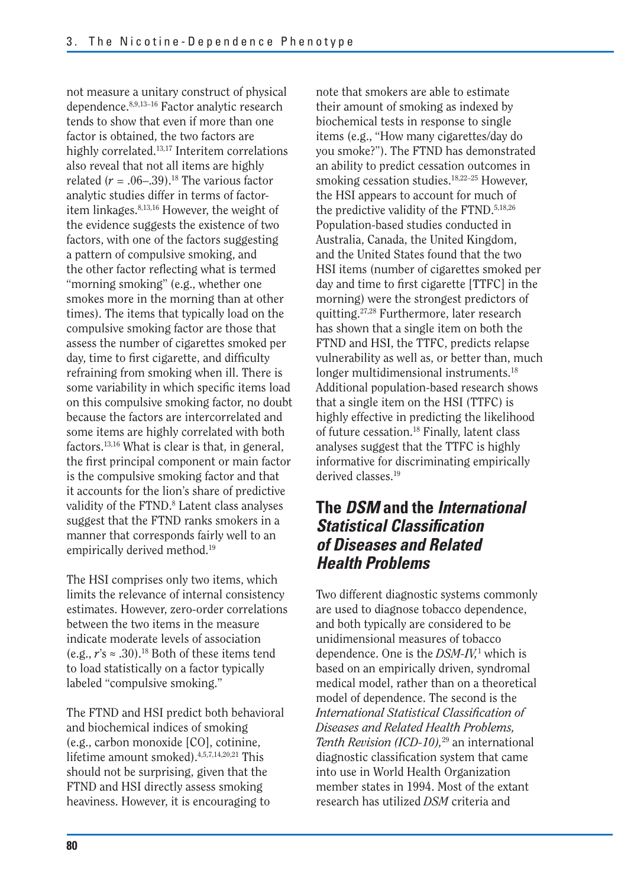not measure a unitary construct of physical dependence.[8,9,13–16] Factor analytic research tends to show that even if more than one factor is obtained, the two factors are highly correlated.[13,17] Interitem correlations also reveal that not all items are highly related ($r$ = .06–.39).[18] The various factor analytic studies differ in terms of factor-item linkages.[8,13,16] However, the weight of the evidence suggests the existence of two factors, with one of the factors suggesting a pattern of compulsive smoking, and the other factor reflecting what is termed "morning smoking" (e.g., whether one smokes more in the morning than at other times). The items that typically load on the compulsive smoking factor are those that assess the number of cigarettes smoked per day, time to first cigarette, and difficulty refraining from smoking when ill. There is some variability in which specific items load on this compulsive smoking factor, no doubt because the factors are intercorrelated and some items are highly correlated with both factors.[13,16] What is clear is that, in general, the first principal component or main factor is the compulsive smoking factor and that it accounts for the lion's share of predictive validity of the FTND.[8] Latent class analyses suggest that the FTND ranks smokers in a manner that corresponds fairly well to an empirically derived method.[19]

The HSI comprises only two items, which limits the relevance of internal consistency estimates. However, zero-order correlations between the two items in the measure indicate moderate levels of association (e.g., $r$'s ≈ .30).[18] Both of these items tend to load statistically on a factor typically labeled "compulsive smoking."

The FTND and HSI predict both behavioral and biochemical indices of smoking (e.g., carbon monoxide [CO], cotinine, lifetime amount smoked).[4,5,7,14,20,21] This should not be surprising, given that the FTND and HSI directly assess smoking heaviness. However, it is encouraging to note that smokers are able to estimate their amount of smoking as indexed by biochemical tests in response to single items (e.g., "How many cigarettes/day do you smoke?"). The FTND has demonstrated an ability to predict cessation outcomes in smoking cessation studies.[18,22–25] However, the HSI appears to account for much of the predictive validity of the FTND.[5,18,26] Population-based studies conducted in Australia, Canada, the United Kingdom, and the United States found that the two HSI items (number of cigarettes smoked per day and time to first cigarette [TTFC] in the morning) were the strongest predictors of quitting.[27,28] Furthermore, later research has shown that a single item on both the FTND and HSI, the TTFC, predicts relapse vulnerability as well as, or better than, much longer multidimensional instruments.[18] Additional population-based research shows that a single item on the HSI (TTFC) is highly effective in predicting the likelihood of future cessation.[18] Finally, latent class analyses suggest that the TTFC is highly informative for discriminating empirically derived classes.[19]

## The *DSM* and the *International Statistical Classification of Diseases and Related Health Problems*

Two different diagnostic systems commonly are used to diagnose tobacco dependence, and both typically are considered to be unidimensional measures of tobacco dependence. One is the *DSM-IV,*[1] which is based on an empirically driven, syndromal medical model, rather than on a theoretical model of dependence. The second is the *International Statistical Classification of Diseases and Related Health Problems, Tenth Revision (ICD-10),*[29] an international diagnostic classification system that came into use in World Health Organization member states in 1994. Most of the extant research has utilized *DSM* criteria and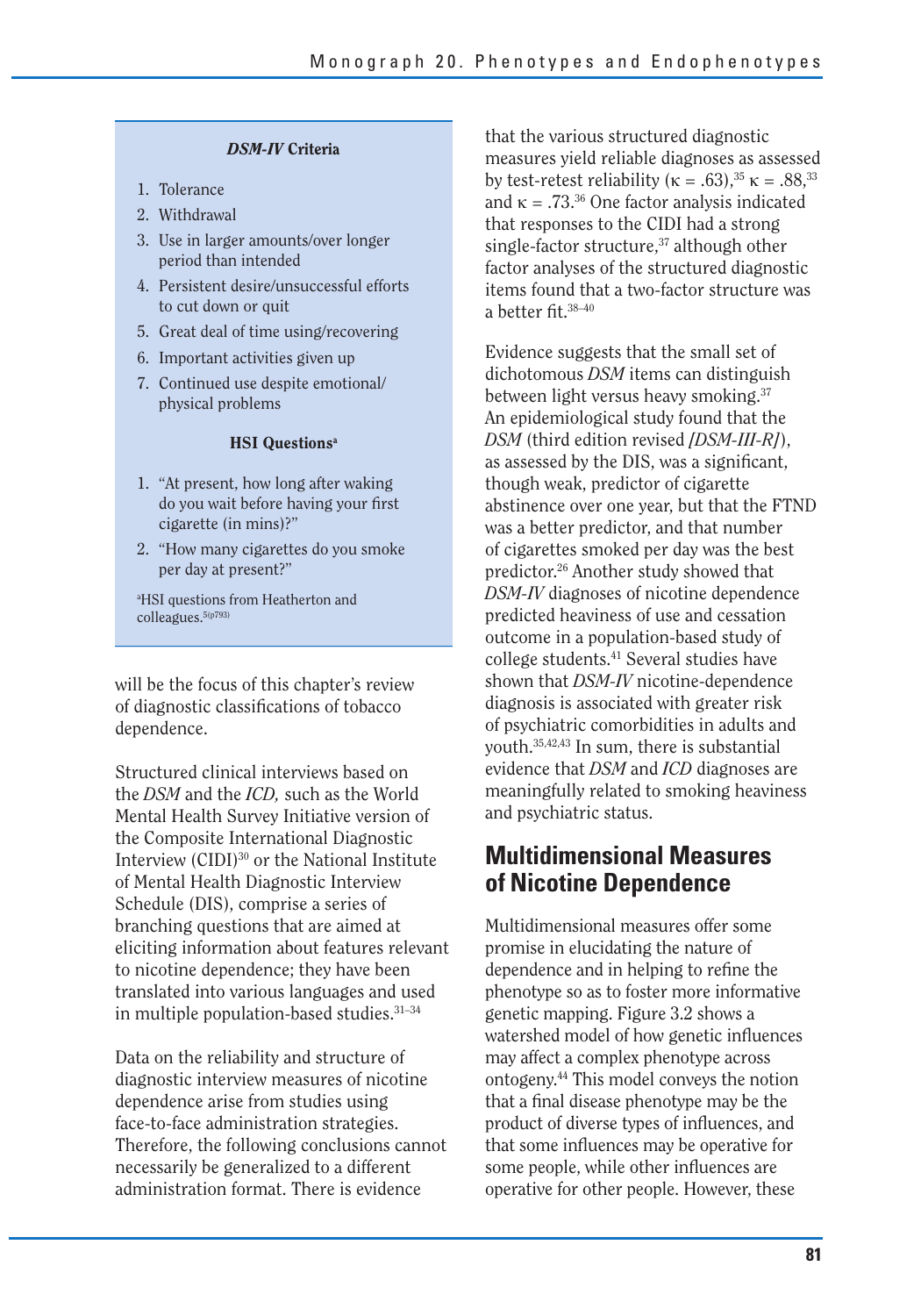**_DSM-IV_ Criteria**

1. Tolerance
2. Withdrawal
3. Use in larger amounts/over longer period than intended
4. Persistent desire/unsuccessful efforts to cut down or quit
5. Great deal of time using/recovering
6. Important activities given up
7. Continued use despite emotional/ physical problems

**HSI Questions[a]**

1. "At present, how long after waking do you wait before having your first cigarette (in mins)?"
2. "How many cigarettes do you smoke per day at present?"

[a]HSI questions from Heatherton and colleagues.[5(p793)]

will be the focus of this chapter's review of diagnostic classifications of tobacco dependence.

Structured clinical interviews based on the *DSM* and the *ICD,* such as the World Mental Health Survey Initiative version of the Composite International Diagnostic Interview (CIDI)[30] or the National Institute of Mental Health Diagnostic Interview Schedule (DIS), comprise a series of branching questions that are aimed at eliciting information about features relevant to nicotine dependence; they have been translated into various languages and used in multiple population-based studies.[31–34]

Data on the reliability and structure of diagnostic interview measures of nicotine dependence arise from studies using face-to-face administration strategies. Therefore, the following conclusions cannot necessarily be generalized to a different administration format. There is evidence that the various structured diagnostic measures yield reliable diagnoses as assessed by test-retest reliability ($\kappa = .63$),[35] $\kappa = .88$,[33] and $\kappa = .73$.[36] One factor analysis indicated that responses to the CIDI had a strong single-factor structure,[37] although other factor analyses of the structured diagnostic items found that a two-factor structure was a better fit.[38–40]

Evidence suggests that the small set of dichotomous *DSM* items can distinguish between light versus heavy smoking.[37] An epidemiological study found that the *DSM* (third edition revised *[DSM-III-R]*), as assessed by the DIS, was a significant, though weak, predictor of cigarette abstinence over one year, but that the FTND was a better predictor, and that number of cigarettes smoked per day was the best predictor.[26] Another study showed that *DSM-IV* diagnoses of nicotine dependence predicted heaviness of use and cessation outcome in a population-based study of college students.[41] Several studies have shown that *DSM-IV* nicotine-dependence diagnosis is associated with greater risk of psychiatric comorbidities in adults and youth.[35,42,43] In sum, there is substantial evidence that *DSM* and *ICD* diagnoses are meaningfully related to smoking heaviness and psychiatric status.

## Multidimensional Measures of Nicotine Dependence

Multidimensional measures offer some promise in elucidating the nature of dependence and in helping to refine the phenotype so as to foster more informative genetic mapping. Figure 3.2 shows a watershed model of how genetic influences may affect a complex phenotype across ontogeny.[44] This model conveys the notion that a final disease phenotype may be the product of diverse types of influences, and that some influences may be operative for some people, while other influences are operative for other people. However, these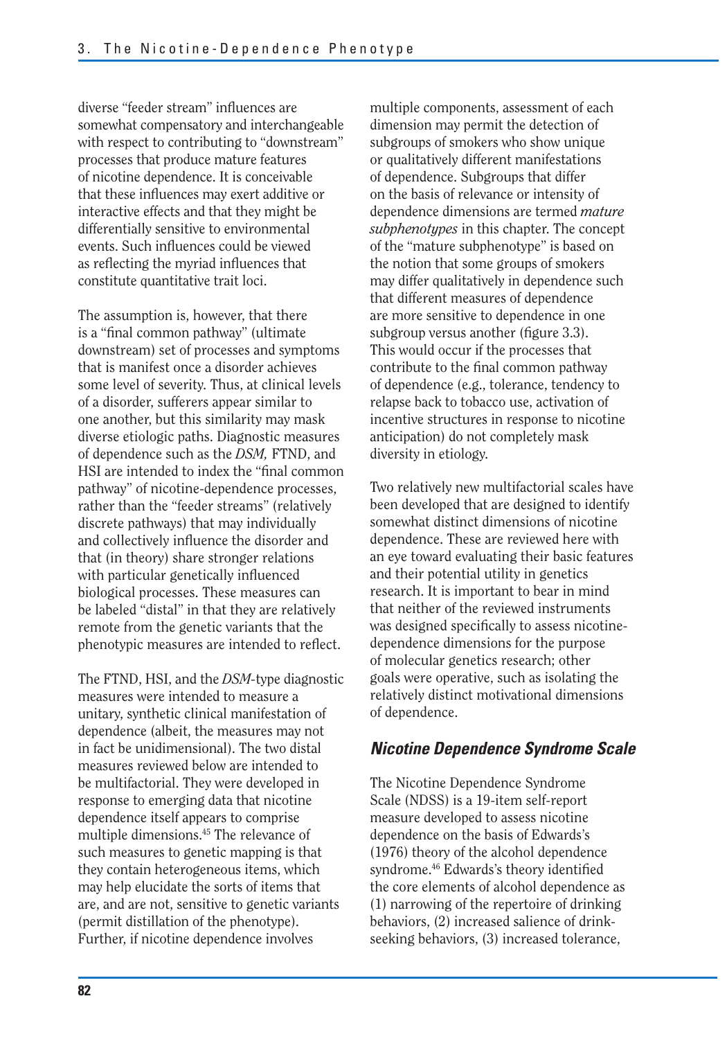diverse "feeder stream" influences are somewhat compensatory and interchangeable with respect to contributing to "downstream" processes that produce mature features of nicotine dependence. It is conceivable that these influences may exert additive or interactive effects and that they might be differentially sensitive to environmental events. Such influences could be viewed as reflecting the myriad influences that constitute quantitative trait loci.

The assumption is, however, that there is a "final common pathway" (ultimate downstream) set of processes and symptoms that is manifest once a disorder achieves some level of severity. Thus, at clinical levels of a disorder, sufferers appear similar to one another, but this similarity may mask diverse etiologic paths. Diagnostic measures of dependence such as the *DSM,* FTND, and HSI are intended to index the "final common pathway" of nicotine-dependence processes, rather than the "feeder streams" (relatively discrete pathways) that may individually and collectively influence the disorder and that (in theory) share stronger relations with particular genetically influenced biological processes. These measures can be labeled "distal" in that they are relatively remote from the genetic variants that the phenotypic measures are intended to reflect.

The FTND, HSI, and the *DSM*-type diagnostic measures were intended to measure a unitary, synthetic clinical manifestation of dependence (albeit, the measures may not in fact be unidimensional). The two distal measures reviewed below are intended to be multifactorial. They were developed in response to emerging data that nicotine dependence itself appears to comprise multiple dimensions.[45] The relevance of such measures to genetic mapping is that they contain heterogeneous items, which may help elucidate the sorts of items that are, and are not, sensitive to genetic variants (permit distillation of the phenotype). Further, if nicotine dependence involves multiple components, assessment of each dimension may permit the detection of subgroups of smokers who show unique or qualitatively different manifestations of dependence. Subgroups that differ on the basis of relevance or intensity of dependence dimensions are termed *mature subphenotypes* in this chapter. The concept of the "mature subphenotype" is based on the notion that some groups of smokers may differ qualitatively in dependence such that different measures of dependence are more sensitive to dependence in one subgroup versus another (figure 3.3). This would occur if the processes that contribute to the final common pathway of dependence (e.g., tolerance, tendency to relapse back to tobacco use, activation of incentive structures in response to nicotine anticipation) do not completely mask diversity in etiology.

Two relatively new multifactorial scales have been developed that are designed to identify somewhat distinct dimensions of nicotine dependence. These are reviewed here with an eye toward evaluating their basic features and their potential utility in genetics research. It is important to bear in mind that neither of the reviewed instruments was designed specifically to assess nicotine-dependence dimensions for the purpose of molecular genetics research; other goals were operative, such as isolating the relatively distinct motivational dimensions of dependence.

### *Nicotine Dependence Syndrome Scale*

The Nicotine Dependence Syndrome Scale (NDSS) is a 19-item self-report measure developed to assess nicotine dependence on the basis of Edwards's (1976) theory of the alcohol dependence syndrome.[46] Edwards's theory identified the core elements of alcohol dependence as (1) narrowing of the repertoire of drinking behaviors, (2) increased salience of drink-seeking behaviors, (3) increased tolerance,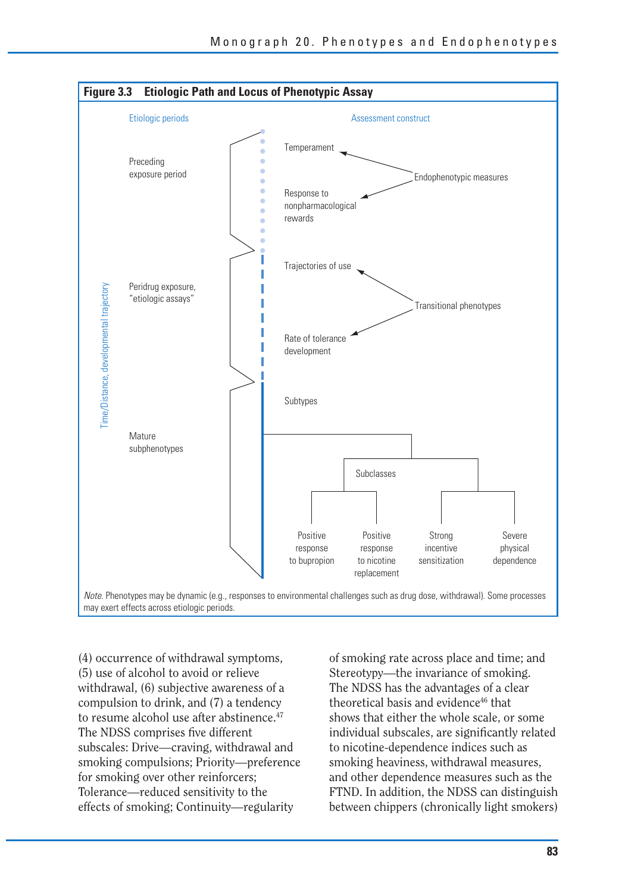**Figure 3.3 Etiologic Path and Locus of Phenotypic Assay**

| Etiologic periods | Assessment construct |
|---|---|
| Preceding exposure period | Temperament; Response to nonpharmacological rewards (Endophenotypic measures) |
| Peridrug exposure, "etiologic assays" | Trajectories of use; Rate of tolerance development (Transitional phenotypes) |
| Mature subphenotypes | Subtypes → Subclasses → Positive response to bupropion; Positive response to nicotine replacement; Strong incentive sensitization; Severe physical dependence |

Time/Distance, developmental trajectory

*Note.* Phenotypes may be dynamic (e.g., responses to environmental challenges such as drug dose, withdrawal). Some processes may exert effects across etiologic periods.

(4) occurrence of withdrawal symptoms, (5) use of alcohol to avoid or relieve withdrawal, (6) subjective awareness of a compulsion to drink, and (7) a tendency to resume alcohol use after abstinence.[47] The NDSS comprises five different subscales: Drive—craving, withdrawal and smoking compulsions; Priority—preference for smoking over other reinforcers; Tolerance—reduced sensitivity to the effects of smoking; Continuity—regularity of smoking rate across place and time; and Stereotypy—the invariance of smoking. The NDSS has the advantages of a clear theoretical basis and evidence[46] that shows that either the whole scale, or some individual subscales, are significantly related to nicotine-dependence indices such as smoking heaviness, withdrawal measures, and other dependence measures such as the FTND. In addition, the NDSS can distinguish between chippers (chronically light smokers)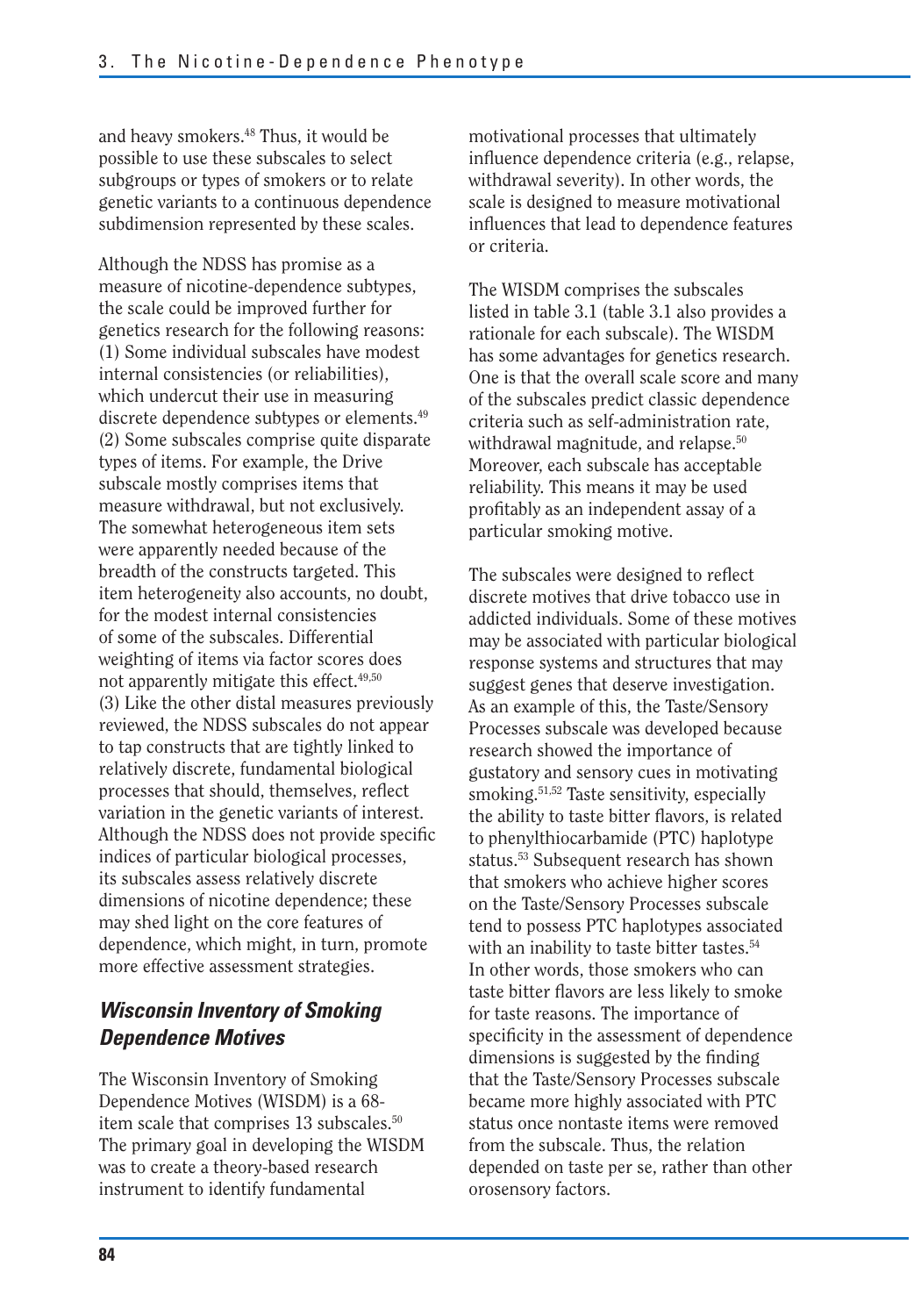and heavy smokers.[48] Thus, it would be possible to use these subscales to select subgroups or types of smokers or to relate genetic variants to a continuous dependence subdimension represented by these scales.

Although the NDSS has promise as a measure of nicotine-dependence subtypes, the scale could be improved further for genetics research for the following reasons: (1) Some individual subscales have modest internal consistencies (or reliabilities), which undercut their use in measuring discrete dependence subtypes or elements.[49] (2) Some subscales comprise quite disparate types of items. For example, the Drive subscale mostly comprises items that measure withdrawal, but not exclusively. The somewhat heterogeneous item sets were apparently needed because of the breadth of the constructs targeted. This item heterogeneity also accounts, no doubt, for the modest internal consistencies of some of the subscales. Differential weighting of items via factor scores does not apparently mitigate this effect.[49,50] (3) Like the other distal measures previously reviewed, the NDSS subscales do not appear to tap constructs that are tightly linked to relatively discrete, fundamental biological processes that should, themselves, reflect variation in the genetic variants of interest. Although the NDSS does not provide specific indices of particular biological processes, its subscales assess relatively discrete dimensions of nicotine dependence; these may shed light on the core features of dependence, which might, in turn, promote more effective assessment strategies.

### *Wisconsin Inventory of Smoking Dependence Motives*

The Wisconsin Inventory of Smoking Dependence Motives (WISDM) is a 68-item scale that comprises 13 subscales.[50] The primary goal in developing the WISDM was to create a theory-based research instrument to identify fundamental motivational processes that ultimately influence dependence criteria (e.g., relapse, withdrawal severity). In other words, the scale is designed to measure motivational influences that lead to dependence features or criteria.

The WISDM comprises the subscales listed in table 3.1 (table 3.1 also provides a rationale for each subscale). The WISDM has some advantages for genetics research. One is that the overall scale score and many of the subscales predict classic dependence criteria such as self-administration rate, withdrawal magnitude, and relapse.[50] Moreover, each subscale has acceptable reliability. This means it may be used profitably as an independent assay of a particular smoking motive.

The subscales were designed to reflect discrete motives that drive tobacco use in addicted individuals. Some of these motives may be associated with particular biological response systems and structures that may suggest genes that deserve investigation. As an example of this, the Taste/Sensory Processes subscale was developed because research showed the importance of gustatory and sensory cues in motivating smoking.[51,52] Taste sensitivity, especially the ability to taste bitter flavors, is related to phenylthiocarbamide (PTC) haplotype status.[53] Subsequent research has shown that smokers who achieve higher scores on the Taste/Sensory Processes subscale tend to possess PTC haplotypes associated with an inability to taste bitter tastes.[54] In other words, those smokers who can taste bitter flavors are less likely to smoke for taste reasons. The importance of specificity in the assessment of dependence dimensions is suggested by the finding that the Taste/Sensory Processes subscale became more highly associated with PTC status once nontaste items were removed from the subscale. Thus, the relation depended on taste per se, rather than other orosensory factors.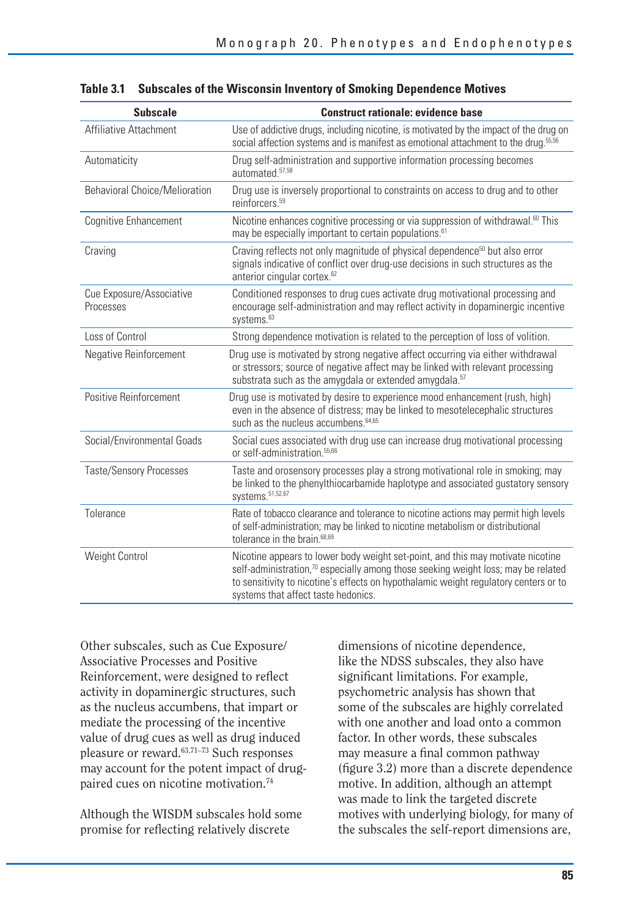**Table 3.1 Subscales of the Wisconsin Inventory of Smoking Dependence Motives**

| Subscale | Construct rationale: evidence base |
| --- | --- |
| Affiliative Attachment | Use of addictive drugs, including nicotine, is motivated by the impact of the drug on social affection systems and is manifest as emotional attachment to the drug.[55,56] |
| Automaticity | Drug self-administration and supportive information processing becomes automated.[57,58] |
| Behavioral Choice/Melioration | Drug use is inversely proportional to constraints on access to drug and to other reinforcers.[59] |
| Cognitive Enhancement | Nicotine enhances cognitive processing or via suppression of withdrawal.[60] This may be especially important to certain populations.[61] |
| Craving | Craving reflects not only magnitude of physical dependence[50] but also error signals indicative of conflict over drug-use decisions in such structures as the anterior cingular cortex.[62] |
| Cue Exposure/Associative Processes | Conditioned responses to drug cues activate drug motivational processing and encourage self-administration and may reflect activity in dopaminergic incentive systems.[63] |
| Loss of Control | Strong dependence motivation is related to the perception of loss of volition. |
| Negative Reinforcement | Drug use is motivated by strong negative affect occurring via either withdrawal or stressors; source of negative affect may be linked with relevant processing substrata such as the amygdala or extended amygdala.[57] |
| Positive Reinforcement | Drug use is motivated by desire to experience mood enhancement (rush, high) even in the absence of distress; may be linked to mesotelecephalic structures such as the nucleus accumbens.[64,65] |
| Social/Environmental Goads | Social cues associated with drug use can increase drug motivational processing or self-administration.[55,66] |
| Taste/Sensory Processes | Taste and orosensory processes play a strong motivational role in smoking; may be linked to the phenylthiocarbamide haplotype and associated gustatory sensory systems.[51,52,67] |
| Tolerance | Rate of tobacco clearance and tolerance to nicotine actions may permit high levels of self-administration; may be linked to nicotine metabolism or distributional tolerance in the brain.[68,69] |
| Weight Control | Nicotine appears to lower body weight set-point, and this may motivate nicotine self-administration,[70] especially among those seeking weight loss; may be related to sensitivity to nicotine's effects on hypothalamic weight regulatory centers or to systems that affect taste hedonics. |

Other subscales, such as Cue Exposure/Associative Processes and Positive Reinforcement, were designed to reflect activity in dopaminergic structures, such as the nucleus accumbens, that impart or mediate the processing of the incentive value of drug cues as well as drug induced pleasure or reward.[63,71–73] Such responses may account for the potent impact of drug-paired cues on nicotine motivation.[74]

Although the WISDM subscales hold some promise for reflecting relatively discrete dimensions of nicotine dependence, like the NDSS subscales, they also have significant limitations. For example, psychometric analysis has shown that some of the subscales are highly correlated with one another and load onto a common factor. In other words, these subscales may measure a final common pathway (figure 3.2) more than a discrete dependence motive. In addition, although an attempt was made to link the targeted discrete motives with underlying biology, for many of the subscales the self-report dimensions are,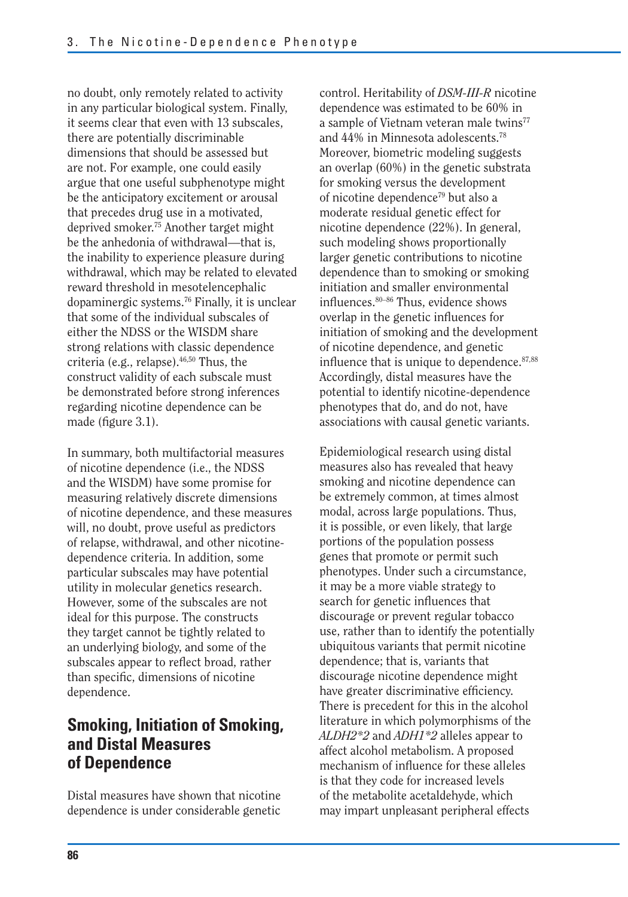no doubt, only remotely related to activity in any particular biological system. Finally, it seems clear that even with 13 subscales, there are potentially discriminable dimensions that should be assessed but are not. For example, one could easily argue that one useful subphenotype might be the anticipatory excitement or arousal that precedes drug use in a motivated, deprived smoker.[75] Another target might be the anhedonia of withdrawal—that is, the inability to experience pleasure during withdrawal, which may be related to elevated reward threshold in mesotelencephalic dopaminergic systems.[76] Finally, it is unclear that some of the individual subscales of either the NDSS or the WISDM share strong relations with classic dependence criteria (e.g., relapse).[46,50] Thus, the construct validity of each subscale must be demonstrated before strong inferences regarding nicotine dependence can be made (figure 3.1).

In summary, both multifactorial measures of nicotine dependence (i.e., the NDSS and the WISDM) have some promise for measuring relatively discrete dimensions of nicotine dependence, and these measures will, no doubt, prove useful as predictors of relapse, withdrawal, and other nicotine-dependence criteria. In addition, some particular subscales may have potential utility in molecular genetics research. However, some of the subscales are not ideal for this purpose. The constructs they target cannot be tightly related to an underlying biology, and some of the subscales appear to reflect broad, rather than specific, dimensions of nicotine dependence.

## Smoking, Initiation of Smoking, and Distal Measures of Dependence

Distal measures have shown that nicotine dependence is under considerable genetic control. Heritability of *DSM-III-R* nicotine dependence was estimated to be 60% in a sample of Vietnam veteran male twins[77] and 44% in Minnesota adolescents.[78] Moreover, biometric modeling suggests an overlap (60%) in the genetic substrata for smoking versus the development of nicotine dependence[79] but also a moderate residual genetic effect for nicotine dependence (22%). In general, such modeling shows proportionally larger genetic contributions to nicotine dependence than to smoking or smoking initiation and smaller environmental influences.[80–86] Thus, evidence shows overlap in the genetic influences for initiation of smoking and the development of nicotine dependence, and genetic influence that is unique to dependence.[87,88] Accordingly, distal measures have the potential to identify nicotine-dependence phenotypes that do, and do not, have associations with causal genetic variants.

Epidemiological research using distal measures also has revealed that heavy smoking and nicotine dependence can be extremely common, at times almost modal, across large populations. Thus, it is possible, or even likely, that large portions of the population possess genes that promote or permit such phenotypes. Under such a circumstance, it may be a more viable strategy to search for genetic influences that discourage or prevent regular tobacco use, rather than to identify the potentially ubiquitous variants that permit nicotine dependence; that is, variants that discourage nicotine dependence might have greater discriminative efficiency. There is precedent for this in the alcohol literature in which polymorphisms of the *ALDH2*2* and *ADH1*2* alleles appear to affect alcohol metabolism. A proposed mechanism of influence for these alleles is that they code for increased levels of the metabolite acetaldehyde, which may impart unpleasant peripheral effects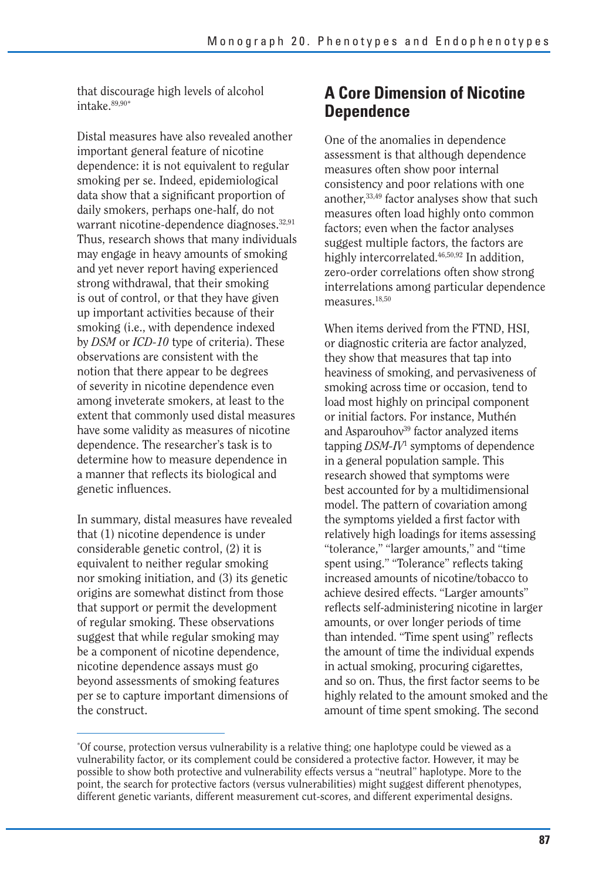that discourage high levels of alcohol intake.[89,90*]

Distal measures have also revealed another important general feature of nicotine dependence: it is not equivalent to regular smoking per se. Indeed, epidemiological data show that a significant proportion of daily smokers, perhaps one-half, do not warrant nicotine-dependence diagnoses.[32,91] Thus, research shows that many individuals may engage in heavy amounts of smoking and yet never report having experienced strong withdrawal, that their smoking is out of control, or that they have given up important activities because of their smoking (i.e., with dependence indexed by *DSM* or *ICD-10* type of criteria). These observations are consistent with the notion that there appear to be degrees of severity in nicotine dependence even among inveterate smokers, at least to the extent that commonly used distal measures have some validity as measures of nicotine dependence. The researcher's task is to determine how to measure dependence in a manner that reflects its biological and genetic influences.

In summary, distal measures have revealed that (1) nicotine dependence is under considerable genetic control, (2) it is equivalent to neither regular smoking nor smoking initiation, and (3) its genetic origins are somewhat distinct from those that support or permit the development of regular smoking. These observations suggest that while regular smoking may be a component of nicotine dependence, nicotine dependence assays must go beyond assessments of smoking features per se to capture important dimensions of the construct.

## A Core Dimension of Nicotine Dependence

One of the anomalies in dependence assessment is that although dependence measures often show poor internal consistency and poor relations with one another,[33,49] factor analyses show that such measures often load highly onto common factors; even when the factor analyses suggest multiple factors, the factors are highly intercorrelated.[46,50,92] In addition, zero-order correlations often show strong interrelations among particular dependence measures.[18,50]

When items derived from the FTND, HSI, or diagnostic criteria are factor analyzed, they show that measures that tap into heaviness of smoking, and pervasiveness of smoking across time or occasion, tend to load most highly on principal component or initial factors. For instance, Muthén and Asparouhov[39] factor analyzed items tapping *DSM-IV*[1] symptoms of dependence in a general population sample. This research showed that symptoms were best accounted for by a multidimensional model. The pattern of covariation among the symptoms yielded a first factor with relatively high loadings for items assessing "tolerance," "larger amounts," and "time spent using." "Tolerance" reflects taking increased amounts of nicotine/tobacco to achieve desired effects. "Larger amounts" reflects self-administering nicotine in larger amounts, or over longer periods of time than intended. "Time spent using" reflects the amount of time the individual expends in actual smoking, procuring cigarettes, and so on. Thus, the first factor seems to be highly related to the amount smoked and the amount of time spent smoking. The second

*Of course, protection versus vulnerability is a relative thing; one haplotype could be viewed as a vulnerability factor, or its complement could be considered a protective factor. However, it may be possible to show both protective and vulnerability effects versus a "neutral" haplotype. More to the point, the search for protective factors (versus vulnerabilities) might suggest different phenotypes, different genetic variants, different measurement cut-scores, and different experimental designs.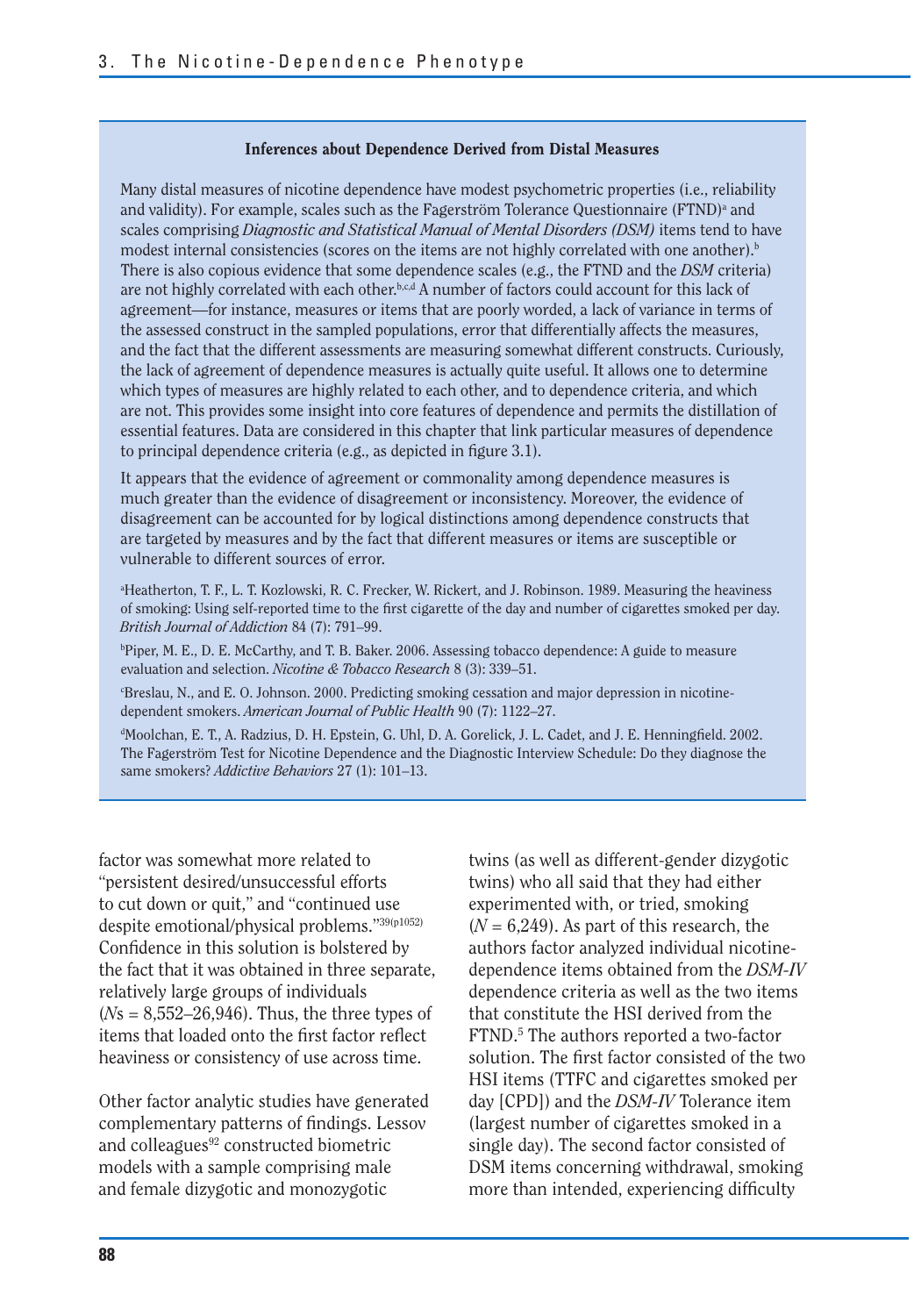### Inferences about Dependence Derived from Distal Measures

Many distal measures of nicotine dependence have modest psychometric properties (i.e., reliability and validity). For example, scales such as the Fagerström Tolerance Questionnaire (FTND)[a] and scales comprising *Diagnostic and Statistical Manual of Mental Disorders (DSM)* items tend to have modest internal consistencies (scores on the items are not highly correlated with one another).[b] There is also copious evidence that some dependence scales (e.g., the FTND and the *DSM* criteria) are not highly correlated with each other.[b,c,d] A number of factors could account for this lack of agreement—for instance, measures or items that are poorly worded, a lack of variance in terms of the assessed construct in the sampled populations, error that differentially affects the measures, and the fact that the different assessments are measuring somewhat different constructs. Curiously, the lack of agreement of dependence measures is actually quite useful. It allows one to determine which types of measures are highly related to each other, and to dependence criteria, and which are not. This provides some insight into core features of dependence and permits the distillation of essential features. Data are considered in this chapter that link particular measures of dependence to principal dependence criteria (e.g., as depicted in figure 3.1).

It appears that the evidence of agreement or commonality among dependence measures is much greater than the evidence of disagreement or inconsistency. Moreover, the evidence of disagreement can be accounted for by logical distinctions among dependence constructs that are targeted by measures and by the fact that different measures or items are susceptible or vulnerable to different sources of error.

[a]Heatherton, T. F., L. T. Kozlowski, R. C. Frecker, W. Rickert, and J. Robinson. 1989. Measuring the heaviness of smoking: Using self-reported time to the first cigarette of the day and number of cigarettes smoked per day. *British Journal of Addiction* 84 (7): 791–99.

[b]Piper, M. E., D. E. McCarthy, and T. B. Baker. 2006. Assessing tobacco dependence: A guide to measure evaluation and selection. *Nicotine & Tobacco Research* 8 (3): 339–51.

[c]Breslau, N., and E. O. Johnson. 2000. Predicting smoking cessation and major depression in nicotine-dependent smokers. *American Journal of Public Health* 90 (7): 1122–27.

[d]Moolchan, E. T., A. Radzius, D. H. Epstein, G. Uhl, D. A. Gorelick, J. L. Cadet, and J. E. Henningfield. 2002. The Fagerström Test for Nicotine Dependence and the Diagnostic Interview Schedule: Do they diagnose the same smokers? *Addictive Behaviors* 27 (1): 101–13.

factor was somewhat more related to "persistent desired/unsuccessful efforts to cut down or quit," and "continued use despite emotional/physical problems."[39(p1052)] Confidence in this solution is bolstered by the fact that it was obtained in three separate, relatively large groups of individuals (*N*s = 8,552–26,946). Thus, the three types of items that loaded onto the first factor reflect heaviness or consistency of use across time.

Other factor analytic studies have generated complementary patterns of findings. Lessov and colleagues[92] constructed biometric models with a sample comprising male and female dizygotic and monozygotic twins (as well as different-gender dizygotic twins) who all said that they had either experimented with, or tried, smoking (*N* = 6,249). As part of this research, the authors factor analyzed individual nicotine-dependence items obtained from the *DSM-IV* dependence criteria as well as the two items that constitute the HSI derived from the FTND.[5] The authors reported a two-factor solution. The first factor consisted of the two HSI items (TTFC and cigarettes smoked per day [CPD]) and the *DSM-IV* Tolerance item (largest number of cigarettes smoked in a single day). The second factor consisted of DSM items concerning withdrawal, smoking more than intended, experiencing difficulty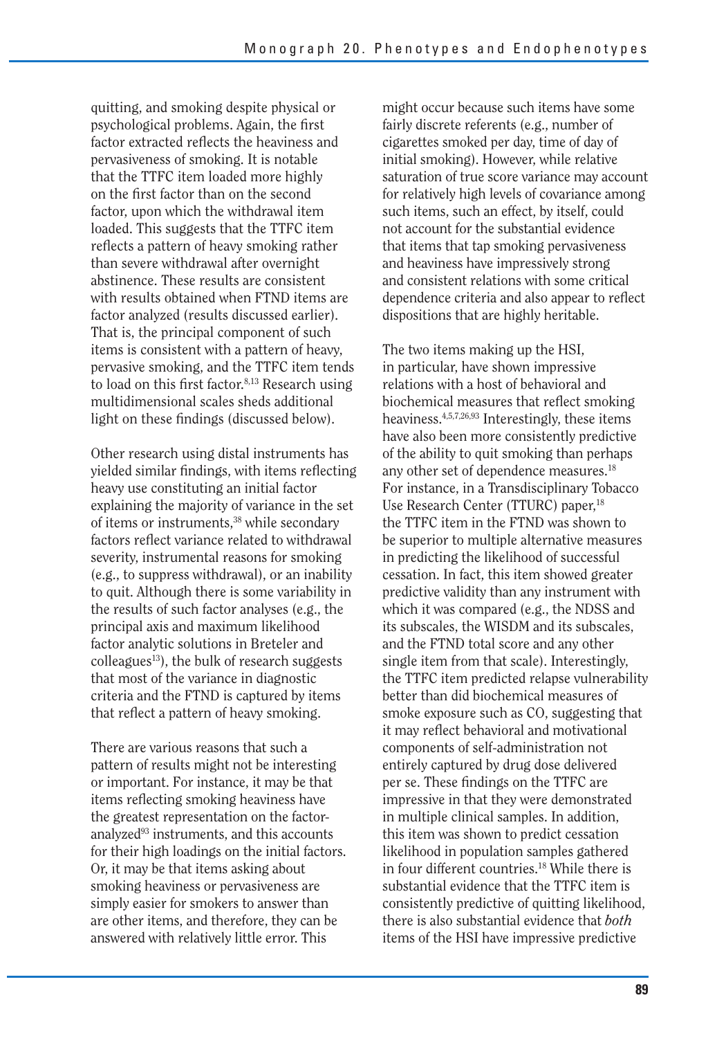quitting, and smoking despite physical or psychological problems. Again, the first factor extracted reflects the heaviness and pervasiveness of smoking. It is notable that the TTFC item loaded more highly on the first factor than on the second factor, upon which the withdrawal item loaded. This suggests that the TTFC item reflects a pattern of heavy smoking rather than severe withdrawal after overnight abstinence. These results are consistent with results obtained when FTND items are factor analyzed (results discussed earlier). That is, the principal component of such items is consistent with a pattern of heavy, pervasive smoking, and the TTFC item tends to load on this first factor.[8,13] Research using multidimensional scales sheds additional light on these findings (discussed below).

Other research using distal instruments has yielded similar findings, with items reflecting heavy use constituting an initial factor explaining the majority of variance in the set of items or instruments,[38] while secondary factors reflect variance related to withdrawal severity, instrumental reasons for smoking (e.g., to suppress withdrawal), or an inability to quit. Although there is some variability in the results of such factor analyses (e.g., the principal axis and maximum likelihood factor analytic solutions in Breteler and colleagues[13]), the bulk of research suggests that most of the variance in diagnostic criteria and the FTND is captured by items that reflect a pattern of heavy smoking.

There are various reasons that such a pattern of results might not be interesting or important. For instance, it may be that items reflecting smoking heaviness have the greatest representation on the factor-analyzed[93] instruments, and this accounts for their high loadings on the initial factors. Or, it may be that items asking about smoking heaviness or pervasiveness are simply easier for smokers to answer than are other items, and therefore, they can be answered with relatively little error. This might occur because such items have some fairly discrete referents (e.g., number of cigarettes smoked per day, time of day of initial smoking). However, while relative saturation of true score variance may account for relatively high levels of covariance among such items, such an effect, by itself, could not account for the substantial evidence that items that tap smoking pervasiveness and heaviness have impressively strong and consistent relations with some critical dependence criteria and also appear to reflect dispositions that are highly heritable.

The two items making up the HSI, in particular, have shown impressive relations with a host of behavioral and biochemical measures that reflect smoking heaviness.[4,5,7,26,93] Interestingly, these items have also been more consistently predictive of the ability to quit smoking than perhaps any other set of dependence measures.[18] For instance, in a Transdisciplinary Tobacco Use Research Center (TTURC) paper,[18] the TTFC item in the FTND was shown to be superior to multiple alternative measures in predicting the likelihood of successful cessation. In fact, this item showed greater predictive validity than any instrument with which it was compared (e.g., the NDSS and its subscales, the WISDM and its subscales, and the FTND total score and any other single item from that scale). Interestingly, the TTFC item predicted relapse vulnerability better than did biochemical measures of smoke exposure such as CO, suggesting that it may reflect behavioral and motivational components of self-administration not entirely captured by drug dose delivered per se. These findings on the TTFC are impressive in that they were demonstrated in multiple clinical samples. In addition, this item was shown to predict cessation likelihood in population samples gathered in four different countries.[18] While there is substantial evidence that the TTFC item is consistently predictive of quitting likelihood, there is also substantial evidence that *both* items of the HSI have impressive predictive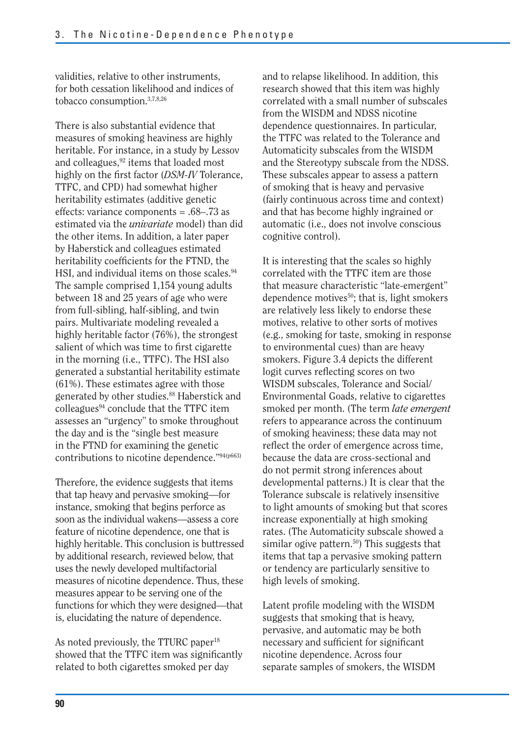validities, relative to other instruments, for both cessation likelihood and indices of tobacco consumption.[3,7,8,26]

There is also substantial evidence that measures of smoking heaviness are highly heritable. For instance, in a study by Lessov and colleagues,[92] items that loaded most highly on the first factor (*DSM-IV* Tolerance, TTFC, and CPD) had somewhat higher heritability estimates (additive genetic effects: variance components = .68–.73 as estimated via the *univariate* model) than did the other items. In addition, a later paper by Haberstick and colleagues estimated heritability coefficients for the FTND, the HSI, and individual items on those scales.[94] The sample comprised 1,154 young adults between 18 and 25 years of age who were from full-sibling, half-sibling, and twin pairs. Multivariate modeling revealed a highly heritable factor (76%), the strongest salient of which was time to first cigarette in the morning (i.e., TTFC). The HSI also generated a substantial heritability estimate (61%). These estimates agree with those generated by other studies.[88] Haberstick and colleagues[94] conclude that the TTFC item assesses an "urgency" to smoke throughout the day and is the "single best measure in the FTND for examining the genetic contributions to nicotine dependence."[94(p663)]

Therefore, the evidence suggests that items that tap heavy and pervasive smoking—for instance, smoking that begins perforce as soon as the individual wakens—assess a core feature of nicotine dependence, one that is highly heritable. This conclusion is buttressed by additional research, reviewed below, that uses the newly developed multifactorial measures of nicotine dependence. Thus, these measures appear to be serving one of the functions for which they were designed—that is, elucidating the nature of dependence.

As noted previously, the TTURC paper[18] showed that the TTFC item was significantly related to both cigarettes smoked per day and to relapse likelihood. In addition, this research showed that this item was highly correlated with a small number of subscales from the WISDM and NDSS nicotine dependence questionnaires. In particular, the TTFC was related to the Tolerance and Automaticity subscales from the WISDM and the Stereotypy subscale from the NDSS. These subscales appear to assess a pattern of smoking that is heavy and pervasive (fairly continuous across time and context) and that has become highly ingrained or automatic (i.e., does not involve conscious cognitive control).

It is interesting that the scales so highly correlated with the TTFC item are those that measure characteristic "late-emergent" dependence motives[50]; that is, light smokers are relatively less likely to endorse these motives, relative to other sorts of motives (e.g., smoking for taste, smoking in response to environmental cues) than are heavy smokers. Figure 3.4 depicts the different logit curves reflecting scores on two WISDM subscales, Tolerance and Social/Environmental Goads, relative to cigarettes smoked per month. (The term *late emergent* refers to appearance across the continuum of smoking heaviness; these data may not reflect the order of emergence across time, because the data are cross-sectional and do not permit strong inferences about developmental patterns.) It is clear that the Tolerance subscale is relatively insensitive to light amounts of smoking but that scores increase exponentially at high smoking rates. (The Automaticity subscale showed a similar ogive pattern.[50]) This suggests that items that tap a pervasive smoking pattern or tendency are particularly sensitive to high levels of smoking.

Latent profile modeling with the WISDM suggests that smoking that is heavy, pervasive, and automatic may be both necessary and sufficient for significant nicotine dependence. Across four separate samples of smokers, the WISDM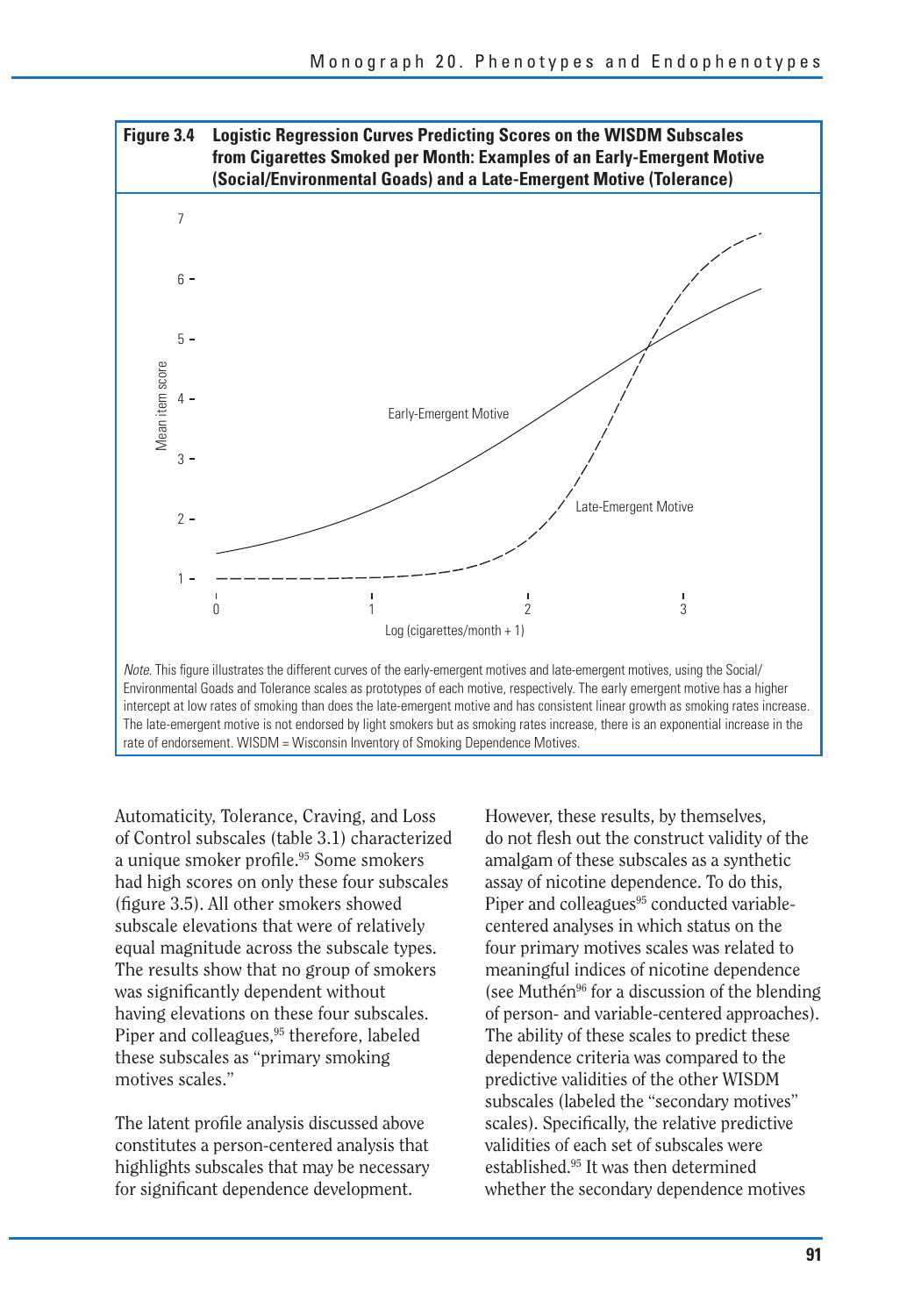**Figure 3.4 Logistic Regression Curves Predicting Scores on the WISDM Subscales from Cigarettes Smoked per Month: Examples of an Early-Emergent Motive (Social/Environmental Goads) and a Late-Emergent Motive (Tolerance)**

*Note.* This figure illustrates the different curves of the early-emergent motives and late-emergent motives, using the Social/Environmental Goads and Tolerance scales as prototypes of each motive, respectively. The early emergent motive has a higher intercept at low rates of smoking than does the late-emergent motive and has consistent linear growth as smoking rates increase. The late-emergent motive is not endorsed by light smokers but as smoking rates increase, there is an exponential increase in the rate of endorsement. WISDM = Wisconsin Inventory of Smoking Dependence Motives.

Automaticity, Tolerance, Craving, and Loss of Control subscales (table 3.1) characterized a unique smoker profile.[95] Some smokers had high scores on only these four subscales (figure 3.5). All other smokers showed subscale elevations that were of relatively equal magnitude across the subscale types. The results show that no group of smokers was significantly dependent without having elevations on these four subscales. Piper and colleagues,[95] therefore, labeled these subscales as "primary smoking motives scales."

The latent profile analysis discussed above constitutes a person-centered analysis that highlights subscales that may be necessary for significant dependence development. However, these results, by themselves, do not flesh out the construct validity of the amalgam of these subscales as a synthetic assay of nicotine dependence. To do this, Piper and colleagues[95] conducted variable-centered analyses in which status on the four primary motives scales was related to meaningful indices of nicotine dependence (see Muthén[96] for a discussion of the blending of person- and variable-centered approaches). The ability of these scales to predict these dependence criteria was compared to the predictive validities of the other WISDM subscales (labeled the "secondary motives" scales). Specifically, the relative predictive validities of each set of subscales were established.[95] It was then determined whether the secondary dependence motives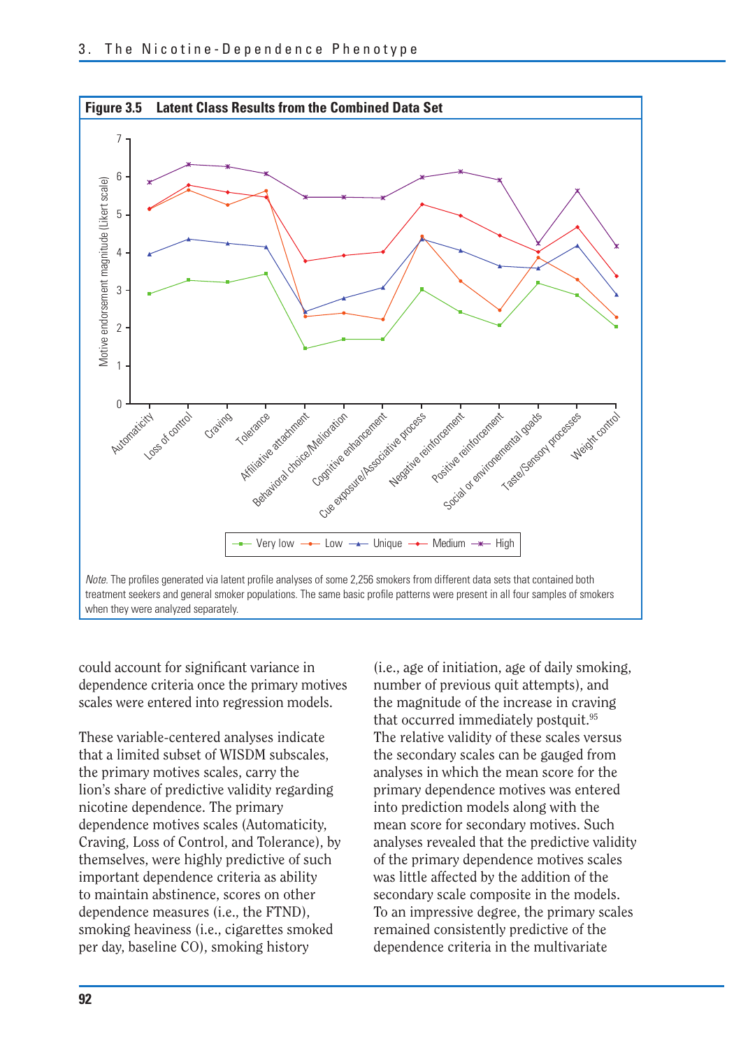**Figure 3.5 Latent Class Results from the Combined Data Set**

*Note.* The profiles generated via latent profile analyses of some 2,256 smokers from different data sets that contained both treatment seekers and general smoker populations. The same basic profile patterns were present in all four samples of smokers when they were analyzed separately.

could account for significant variance in dependence criteria once the primary motives scales were entered into regression models.

These variable-centered analyses indicate that a limited subset of WISDM subscales, the primary motives scales, carry the lion's share of predictive validity regarding nicotine dependence. The primary dependence motives scales (Automaticity, Craving, Loss of Control, and Tolerance), by themselves, were highly predictive of such important dependence criteria as ability to maintain abstinence, scores on other dependence measures (i.e., the FTND), smoking heaviness (i.e., cigarettes smoked per day, baseline CO), smoking history (i.e., age of initiation, age of daily smoking, number of previous quit attempts), and the magnitude of the increase in craving that occurred immediately postquit.[95] The relative validity of these scales versus the secondary scales can be gauged from analyses in which the mean score for the primary dependence motives was entered into prediction models along with the mean score for secondary motives. Such analyses revealed that the predictive validity of the primary dependence motives scales was little affected by the addition of the secondary scale composite in the models. To an impressive degree, the primary scales remained consistently predictive of the dependence criteria in the multivariate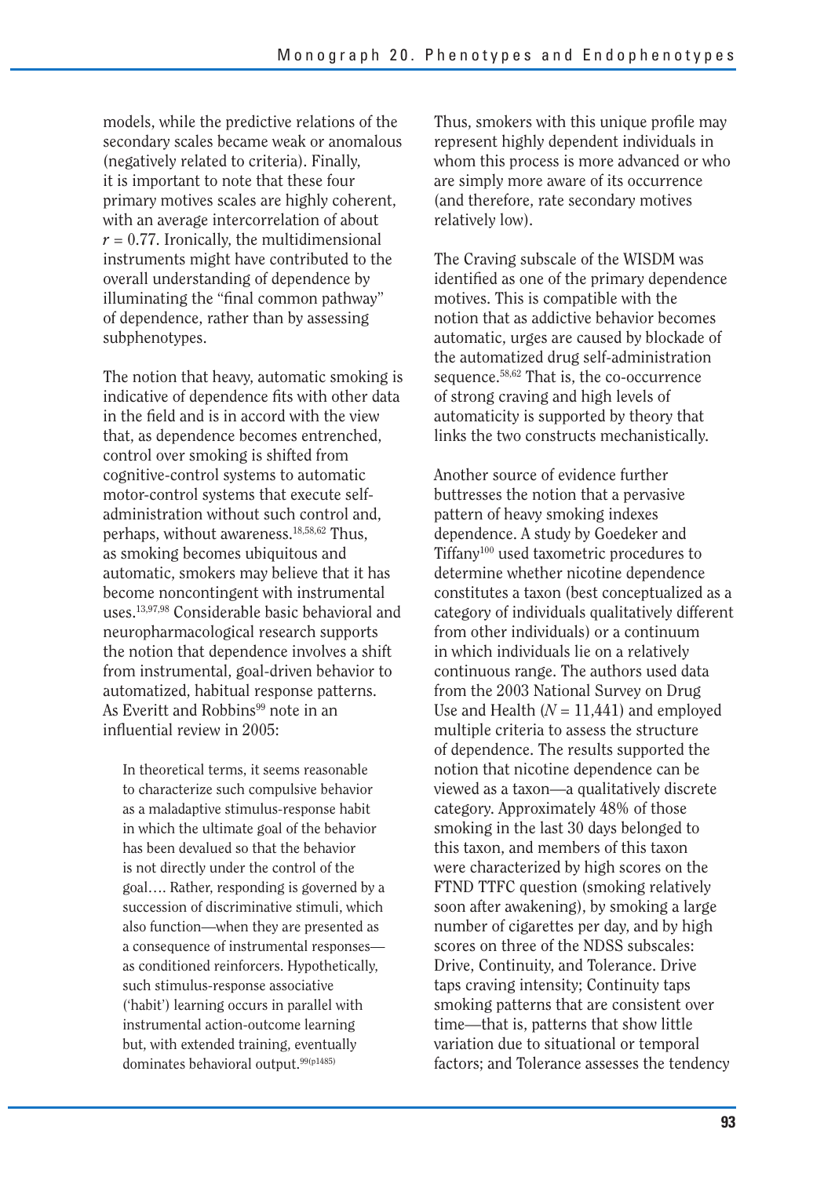models, while the predictive relations of the secondary scales became weak or anomalous (negatively related to criteria). Finally, it is important to note that these four primary motives scales are highly coherent, with an average intercorrelation of about $r = 0.77$. Ironically, the multidimensional instruments might have contributed to the overall understanding of dependence by illuminating the "final common pathway" of dependence, rather than by assessing subphenotypes.

The notion that heavy, automatic smoking is indicative of dependence fits with other data in the field and is in accord with the view that, as dependence becomes entrenched, control over smoking is shifted from cognitive-control systems to automatic motor-control systems that execute self-administration without such control and, perhaps, without awareness.[18,58,62] Thus, as smoking becomes ubiquitous and automatic, smokers may believe that it has become noncontingent with instrumental uses.[13,97,98] Considerable basic behavioral and neuropharmacological research supports the notion that dependence involves a shift from instrumental, goal-driven behavior to automatized, habitual response patterns. As Everitt and Robbins[99] note in an influential review in 2005:

> In theoretical terms, it seems reasonable to characterize such compulsive behavior as a maladaptive stimulus-response habit in which the ultimate goal of the behavior has been devalued so that the behavior is not directly under the control of the goal…. Rather, responding is governed by a succession of discriminative stimuli, which also function—when they are presented as a consequence of instrumental responses—as conditioned reinforcers. Hypothetically, such stimulus-response associative ('habit') learning occurs in parallel with instrumental action-outcome learning but, with extended training, eventually dominates behavioral output.[99(p1485)]

Thus, smokers with this unique profile may represent highly dependent individuals in whom this process is more advanced or who are simply more aware of its occurrence (and therefore, rate secondary motives relatively low).

The Craving subscale of the WISDM was identified as one of the primary dependence motives. This is compatible with the notion that as addictive behavior becomes automatic, urges are caused by blockade of the automatized drug self-administration sequence.[58,62] That is, the co-occurrence of strong craving and high levels of automaticity is supported by theory that links the two constructs mechanistically.

Another source of evidence further buttresses the notion that a pervasive pattern of heavy smoking indexes dependence. A study by Goedeker and Tiffany[100] used taxometric procedures to determine whether nicotine dependence constitutes a taxon (best conceptualized as a category of individuals qualitatively different from other individuals) or a continuum in which individuals lie on a relatively continuous range. The authors used data from the 2003 National Survey on Drug Use and Health ($N = 11,441$) and employed multiple criteria to assess the structure of dependence. The results supported the notion that nicotine dependence can be viewed as a taxon—a qualitatively discrete category. Approximately 48% of those smoking in the last 30 days belonged to this taxon, and members of this taxon were characterized by high scores on the FTND TTFC question (smoking relatively soon after awakening), by smoking a large number of cigarettes per day, and by high scores on three of the NDSS subscales: Drive, Continuity, and Tolerance. Drive taps craving intensity; Continuity taps smoking patterns that are consistent over time—that is, patterns that show little variation due to situational or temporal factors; and Tolerance assesses the tendency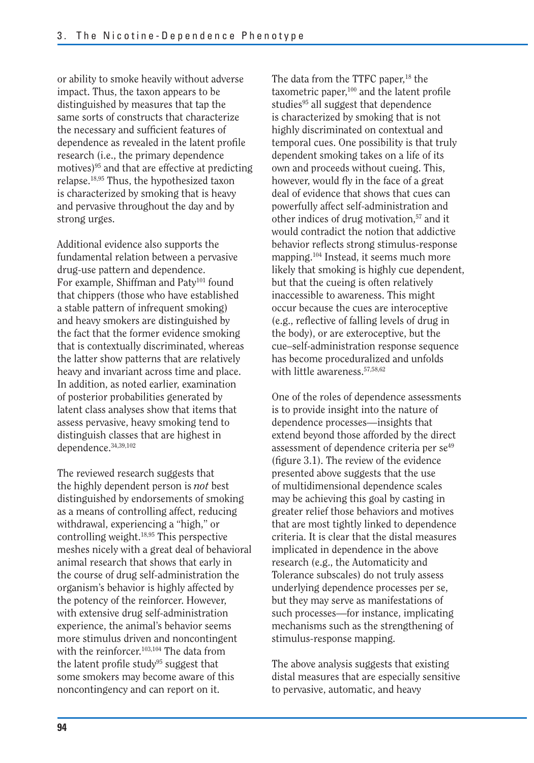or ability to smoke heavily without adverse impact. Thus, the taxon appears to be distinguished by measures that tap the same sorts of constructs that characterize the necessary and sufficient features of dependence as revealed in the latent profile research (i.e., the primary dependence motives)[95] and that are effective at predicting relapse.[18,95] Thus, the hypothesized taxon is characterized by smoking that is heavy and pervasive throughout the day and by strong urges.

Additional evidence also supports the fundamental relation between a pervasive drug-use pattern and dependence. For example, Shiffman and Paty[101] found that chippers (those who have established a stable pattern of infrequent smoking) and heavy smokers are distinguished by the fact that the former evidence smoking that is contextually discriminated, whereas the latter show patterns that are relatively heavy and invariant across time and place. In addition, as noted earlier, examination of posterior probabilities generated by latent class analyses show that items that assess pervasive, heavy smoking tend to distinguish classes that are highest in dependence.[34,39,102]

The reviewed research suggests that the highly dependent person is *not* best distinguished by endorsements of smoking as a means of controlling affect, reducing withdrawal, experiencing a "high," or controlling weight.[18,95] This perspective meshes nicely with a great deal of behavioral animal research that shows that early in the course of drug self-administration the organism's behavior is highly affected by the potency of the reinforcer. However, with extensive drug self-administration experience, the animal's behavior seems more stimulus driven and noncontingent with the reinforcer.[103,104] The data from the latent profile study[95] suggest that some smokers may become aware of this noncontingency and can report on it.

The data from the TTFC paper,[18] the taxometric paper,[100] and the latent profile studies[95] all suggest that dependence is characterized by smoking that is not highly discriminated on contextual and temporal cues. One possibility is that truly dependent smoking takes on a life of its own and proceeds without cueing. This, however, would fly in the face of a great deal of evidence that shows that cues can powerfully affect self-administration and other indices of drug motivation,[57] and it would contradict the notion that addictive behavior reflects strong stimulus-response mapping.[104] Instead, it seems much more likely that smoking is highly cue dependent, but that the cueing is often relatively inaccessible to awareness. This might occur because the cues are interoceptive (e.g., reflective of falling levels of drug in the body), or are exteroceptive, but the cue–self-administration response sequence has become proceduralized and unfolds with little awareness.[57,58,62]

One of the roles of dependence assessments is to provide insight into the nature of dependence processes—insights that extend beyond those afforded by the direct assessment of dependence criteria per se[49] (figure 3.1). The review of the evidence presented above suggests that the use of multidimensional dependence scales may be achieving this goal by casting in greater relief those behaviors and motives that are most tightly linked to dependence criteria. It is clear that the distal measures implicated in dependence in the above research (e.g., the Automaticity and Tolerance subscales) do not truly assess underlying dependence processes per se, but they may serve as manifestations of such processes—for instance, implicating mechanisms such as the strengthening of stimulus-response mapping.

The above analysis suggests that existing distal measures that are especially sensitive to pervasive, automatic, and heavy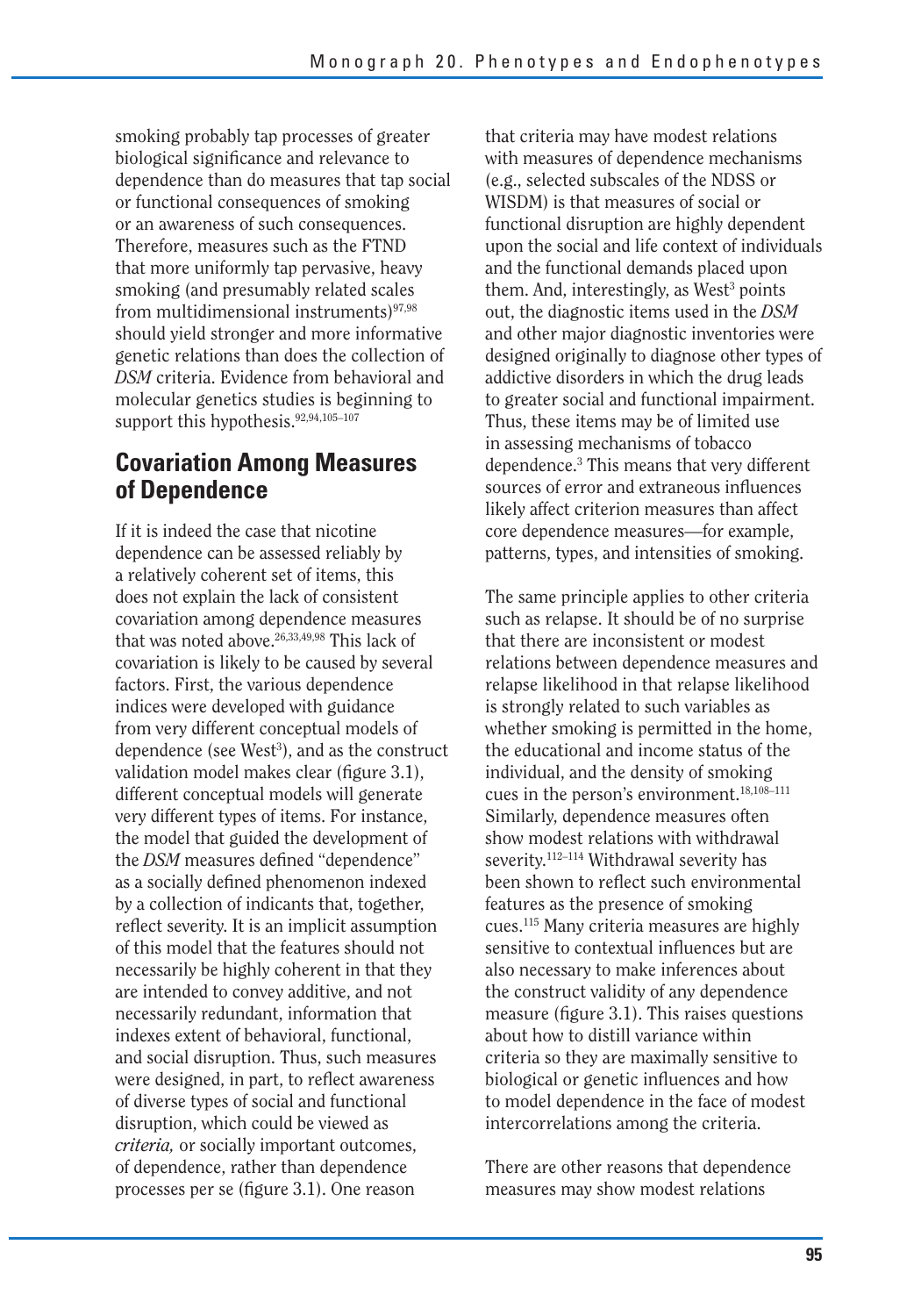smoking probably tap processes of greater biological significance and relevance to dependence than do measures that tap social or functional consequences of smoking or an awareness of such consequences. Therefore, measures such as the FTND that more uniformly tap pervasive, heavy smoking (and presumably related scales from multidimensional instruments)[97,98] should yield stronger and more informative genetic relations than does the collection of *DSM* criteria. Evidence from behavioral and molecular genetics studies is beginning to support this hypothesis.[92,94,105–107]

## Covariation Among Measures of Dependence

If it is indeed the case that nicotine dependence can be assessed reliably by a relatively coherent set of items, this does not explain the lack of consistent covariation among dependence measures that was noted above.[26,33,49,98] This lack of covariation is likely to be caused by several factors. First, the various dependence indices were developed with guidance from very different conceptual models of dependence (see West[3]), and as the construct validation model makes clear (figure 3.1), different conceptual models will generate very different types of items. For instance, the model that guided the development of the *DSM* measures defined "dependence" as a socially defined phenomenon indexed by a collection of indicants that, together, reflect severity. It is an implicit assumption of this model that the features should not necessarily be highly coherent in that they are intended to convey additive, and not necessarily redundant, information that indexes extent of behavioral, functional, and social disruption. Thus, such measures were designed, in part, to reflect awareness of diverse types of social and functional disruption, which could be viewed as *criteria,* or socially important outcomes, of dependence, rather than dependence processes per se (figure 3.1). One reason that criteria may have modest relations with measures of dependence mechanisms (e.g., selected subscales of the NDSS or WISDM) is that measures of social or functional disruption are highly dependent upon the social and life context of individuals and the functional demands placed upon them. And, interestingly, as West[3] points out, the diagnostic items used in the *DSM* and other major diagnostic inventories were designed originally to diagnose other types of addictive disorders in which the drug leads to greater social and functional impairment. Thus, these items may be of limited use in assessing mechanisms of tobacco dependence.[3] This means that very different sources of error and extraneous influences likely affect criterion measures than affect core dependence measures—for example, patterns, types, and intensities of smoking.

The same principle applies to other criteria such as relapse. It should be of no surprise that there are inconsistent or modest relations between dependence measures and relapse likelihood in that relapse likelihood is strongly related to such variables as whether smoking is permitted in the home, the educational and income status of the individual, and the density of smoking cues in the person's environment.[18,108–111] Similarly, dependence measures often show modest relations with withdrawal severity.[112–114] Withdrawal severity has been shown to reflect such environmental features as the presence of smoking cues.[115] Many criteria measures are highly sensitive to contextual influences but are also necessary to make inferences about the construct validity of any dependence measure (figure 3.1). This raises questions about how to distill variance within criteria so they are maximally sensitive to biological or genetic influences and how to model dependence in the face of modest intercorrelations among the criteria.

There are other reasons that dependence measures may show modest relations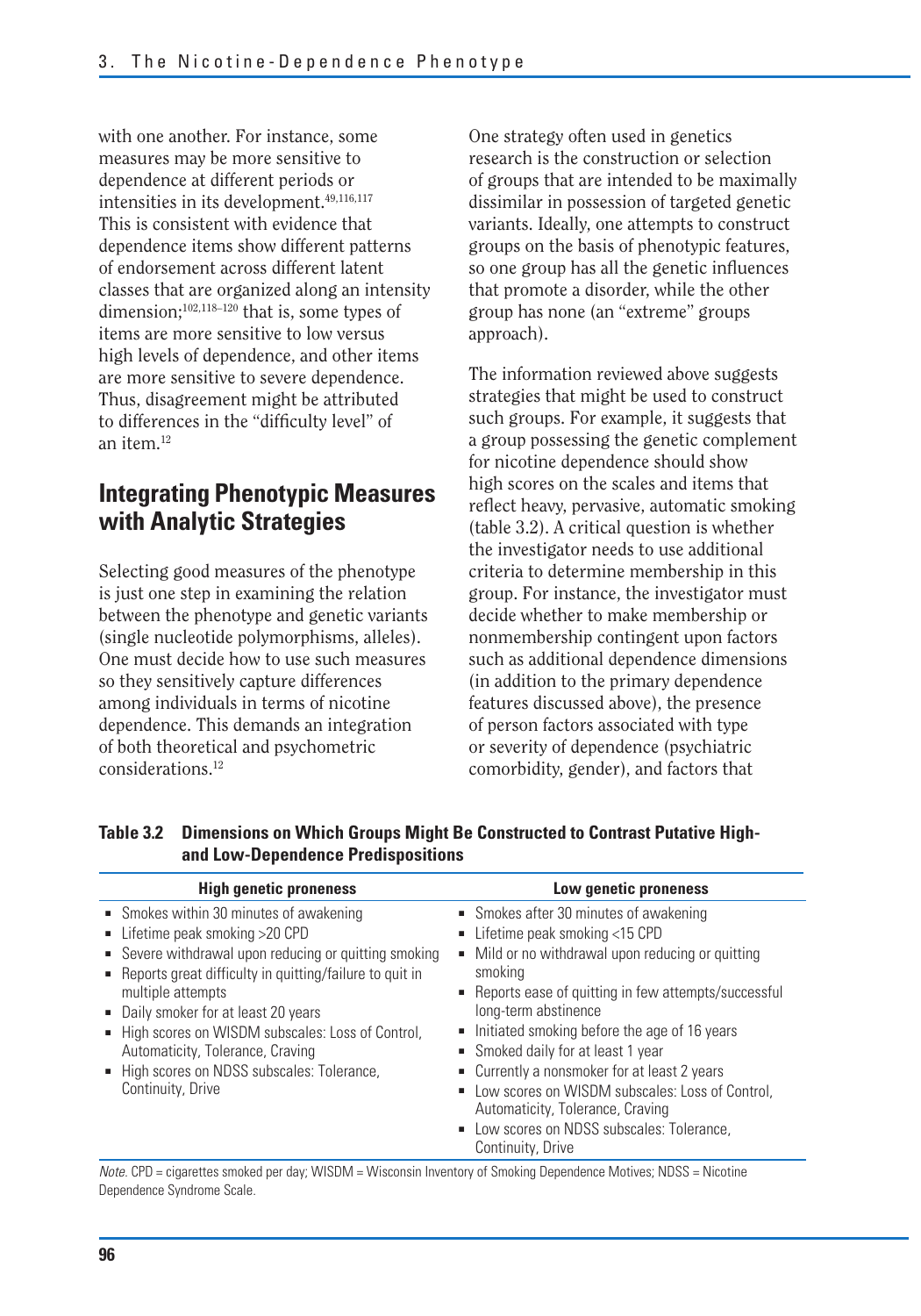with one another. For instance, some measures may be more sensitive to dependence at different periods or intensities in its development.[49,116,117] This is consistent with evidence that dependence items show different patterns of endorsement across different latent classes that are organized along an intensity dimension;[102,118–120] that is, some types of items are more sensitive to low versus high levels of dependence, and other items are more sensitive to severe dependence. Thus, disagreement might be attributed to differences in the "difficulty level" of an item.[12]

## Integrating Phenotypic Measures with Analytic Strategies

Selecting good measures of the phenotype is just one step in examining the relation between the phenotype and genetic variants (single nucleotide polymorphisms, alleles). One must decide how to use such measures so they sensitively capture differences among individuals in terms of nicotine dependence. This demands an integration of both theoretical and psychometric considerations.[12]

One strategy often used in genetics research is the construction or selection of groups that are intended to be maximally dissimilar in possession of targeted genetic variants. Ideally, one attempts to construct groups on the basis of phenotypic features, so one group has all the genetic influences that promote a disorder, while the other group has none (an "extreme" groups approach).

The information reviewed above suggests strategies that might be used to construct such groups. For example, it suggests that a group possessing the genetic complement for nicotine dependence should show high scores on the scales and items that reflect heavy, pervasive, automatic smoking (table 3.2). A critical question is whether the investigator needs to use additional criteria to determine membership in this group. For instance, the investigator must decide whether to make membership or nonmembership contingent upon factors such as additional dependence dimensions (in addition to the primary dependence features discussed above), the presence of person factors associated with type or severity of dependence (psychiatric comorbidity, gender), and factors that

**Table 3.2 Dimensions on Which Groups Might Be Constructed to Contrast Putative High- and Low-Dependence Predispositions**

| High genetic proneness | Low genetic proneness |
|---|---|
| ▪ Smokes within 30 minutes of awakening<br>▪ Lifetime peak smoking >20 CPD<br>▪ Severe withdrawal upon reducing or quitting smoking<br>▪ Reports great difficulty in quitting/failure to quit in multiple attempts<br>▪ Daily smoker for at least 20 years<br>▪ High scores on WISDM subscales: Loss of Control, Automaticity, Tolerance, Craving<br>▪ High scores on NDSS subscales: Tolerance, Continuity, Drive | ▪ Smokes after 30 minutes of awakening<br>▪ Lifetime peak smoking <15 CPD<br>▪ Mild or no withdrawal upon reducing or quitting smoking<br>▪ Reports ease of quitting in few attempts/successful long-term abstinence<br>▪ Initiated smoking before the age of 16 years<br>▪ Smoked daily for at least 1 year<br>▪ Currently a nonsmoker for at least 2 years<br>▪ Low scores on WISDM subscales: Loss of Control, Automaticity, Tolerance, Craving<br>▪ Low scores on NDSS subscales: Tolerance, Continuity, Drive |

*Note.* CPD = cigarettes smoked per day; WISDM = Wisconsin Inventory of Smoking Dependence Motives; NDSS = Nicotine Dependence Syndrome Scale.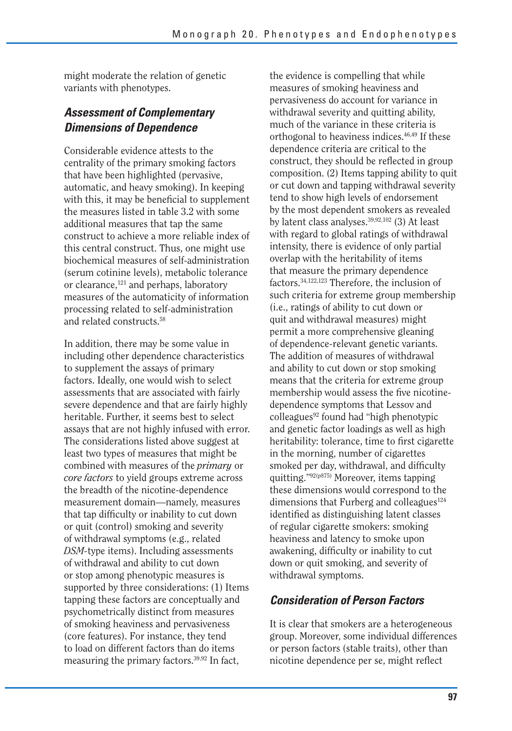might moderate the relation of genetic variants with phenotypes.

### *Assessment of Complementary Dimensions of Dependence*

Considerable evidence attests to the centrality of the primary smoking factors that have been highlighted (pervasive, automatic, and heavy smoking). In keeping with this, it may be beneficial to supplement the measures listed in table 3.2 with some additional measures that tap the same construct to achieve a more reliable index of this central construct. Thus, one might use biochemical measures of self-administration (serum cotinine levels), metabolic tolerance or clearance,[121] and perhaps, laboratory measures of the automaticity of information processing related to self-administration and related constructs.[58]

In addition, there may be some value in including other dependence characteristics to supplement the assays of primary factors. Ideally, one would wish to select assessments that are associated with fairly severe dependence and that are fairly highly heritable. Further, it seems best to select assays that are not highly infused with error. The considerations listed above suggest at least two types of measures that might be combined with measures of the *primary* or *core factors* to yield groups extreme across the breadth of the nicotine-dependence measurement domain—namely, measures that tap difficulty or inability to cut down or quit (control) smoking and severity of withdrawal symptoms (e.g., related *DSM*-type items). Including assessments of withdrawal and ability to cut down or stop among phenotypic measures is supported by three considerations: (1) Items tapping these factors are conceptually and psychometrically distinct from measures of smoking heaviness and pervasiveness (core features). For instance, they tend to load on different factors than do items measuring the primary factors.[39,92] In fact, the evidence is compelling that while measures of smoking heaviness and pervasiveness do account for variance in withdrawal severity and quitting ability, much of the variance in these criteria is orthogonal to heaviness indices.[46,49] If these dependence criteria are critical to the construct, they should be reflected in group composition. (2) Items tapping ability to quit or cut down and tapping withdrawal severity tend to show high levels of endorsement by the most dependent smokers as revealed by latent class analyses.[39,92,102] (3) At least with regard to global ratings of withdrawal intensity, there is evidence of only partial overlap with the heritability of items that measure the primary dependence factors.[34,122,123] Therefore, the inclusion of such criteria for extreme group membership (i.e., ratings of ability to cut down or quit and withdrawal measures) might permit a more comprehensive gleaning of dependence-relevant genetic variants. The addition of measures of withdrawal and ability to cut down or stop smoking means that the criteria for extreme group membership would assess the five nicotine-dependence symptoms that Lessov and colleagues[92] found had "high phenotypic and genetic factor loadings as well as high heritability: tolerance, time to first cigarette in the morning, number of cigarettes smoked per day, withdrawal, and difficulty quitting."[92(p875)] Moreover, items tapping these dimensions would correspond to the dimensions that Furberg and colleagues[124] identified as distinguishing latent classes of regular cigarette smokers: smoking heaviness and latency to smoke upon awakening, difficulty or inability to cut down or quit smoking, and severity of withdrawal symptoms.

### *Consideration of Person Factors*

It is clear that smokers are a heterogeneous group. Moreover, some individual differences or person factors (stable traits), other than nicotine dependence per se, might reflect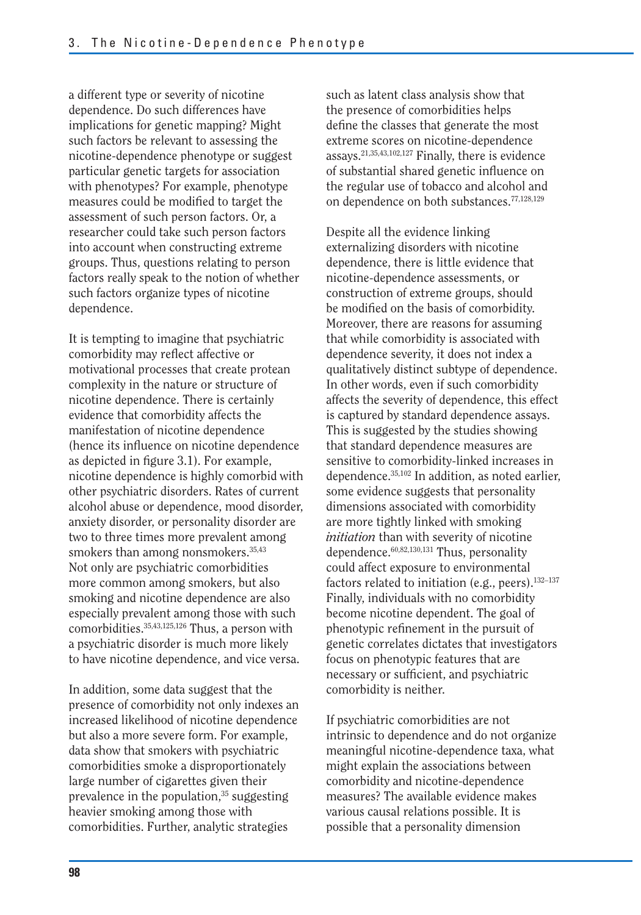a different type or severity of nicotine dependence. Do such differences have implications for genetic mapping? Might such factors be relevant to assessing the nicotine-dependence phenotype or suggest particular genetic targets for association with phenotypes? For example, phenotype measures could be modified to target the assessment of such person factors. Or, a researcher could take such person factors into account when constructing extreme groups. Thus, questions relating to person factors really speak to the notion of whether such factors organize types of nicotine dependence.

It is tempting to imagine that psychiatric comorbidity may reflect affective or motivational processes that create protean complexity in the nature or structure of nicotine dependence. There is certainly evidence that comorbidity affects the manifestation of nicotine dependence (hence its influence on nicotine dependence as depicted in figure 3.1). For example, nicotine dependence is highly comorbid with other psychiatric disorders. Rates of current alcohol abuse or dependence, mood disorder, anxiety disorder, or personality disorder are two to three times more prevalent among smokers than among nonsmokers.[35,43] Not only are psychiatric comorbidities more common among smokers, but also smoking and nicotine dependence are also especially prevalent among those with such comorbidities.[35,43,125,126] Thus, a person with a psychiatric disorder is much more likely to have nicotine dependence, and vice versa.

In addition, some data suggest that the presence of comorbidity not only indexes an increased likelihood of nicotine dependence but also a more severe form. For example, data show that smokers with psychiatric comorbidities smoke a disproportionately large number of cigarettes given their prevalence in the population,[35] suggesting heavier smoking among those with comorbidities. Further, analytic strategies such as latent class analysis show that the presence of comorbidities helps define the classes that generate the most extreme scores on nicotine-dependence assays.[21,35,43,102,127] Finally, there is evidence of substantial shared genetic influence on the regular use of tobacco and alcohol and on dependence on both substances.[77,128,129]

Despite all the evidence linking externalizing disorders with nicotine dependence, there is little evidence that nicotine-dependence assessments, or construction of extreme groups, should be modified on the basis of comorbidity. Moreover, there are reasons for assuming that while comorbidity is associated with dependence severity, it does not index a qualitatively distinct subtype of dependence. In other words, even if such comorbidity affects the severity of dependence, this effect is captured by standard dependence assays. This is suggested by the studies showing that standard dependence measures are sensitive to comorbidity-linked increases in dependence.[35,102] In addition, as noted earlier, some evidence suggests that personality dimensions associated with comorbidity are more tightly linked with smoking *initiation* than with severity of nicotine dependence.[60,82,130,131] Thus, personality could affect exposure to environmental factors related to initiation (e.g., peers).[132–137] Finally, individuals with no comorbidity become nicotine dependent. The goal of phenotypic refinement in the pursuit of genetic correlates dictates that investigators focus on phenotypic features that are necessary or sufficient, and psychiatric comorbidity is neither.

If psychiatric comorbidities are not intrinsic to dependence and do not organize meaningful nicotine-dependence taxa, what might explain the associations between comorbidity and nicotine-dependence measures? The available evidence makes various causal relations possible. It is possible that a personality dimension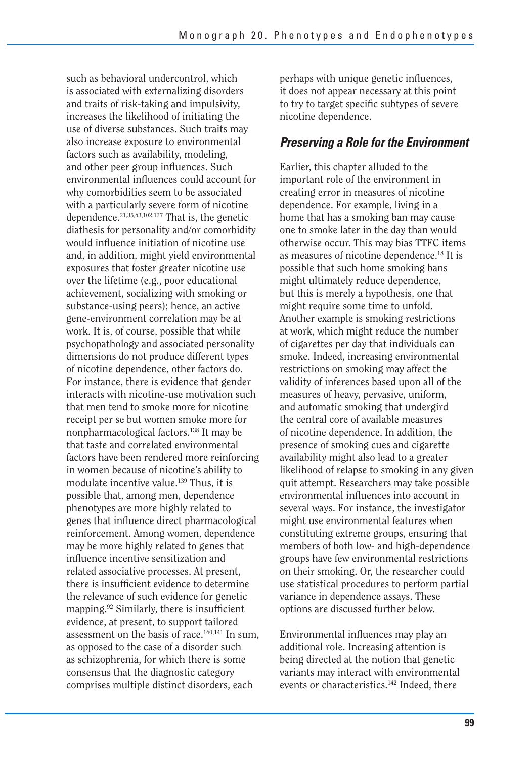such as behavioral undercontrol, which is associated with externalizing disorders and traits of risk-taking and impulsivity, increases the likelihood of initiating the use of diverse substances. Such traits may also increase exposure to environmental factors such as availability, modeling, and other peer group influences. Such environmental influences could account for why comorbidities seem to be associated with a particularly severe form of nicotine dependence.[21,35,43,102,127] That is, the genetic diathesis for personality and/or comorbidity would influence initiation of nicotine use and, in addition, might yield environmental exposures that foster greater nicotine use over the lifetime (e.g., poor educational achievement, socializing with smoking or substance-using peers); hence, an active gene-environment correlation may be at work. It is, of course, possible that while psychopathology and associated personality dimensions do not produce different types of nicotine dependence, other factors do. For instance, there is evidence that gender interacts with nicotine-use motivation such that men tend to smoke more for nicotine receipt per se but women smoke more for nonpharmacological factors.[138] It may be that taste and correlated environmental factors have been rendered more reinforcing in women because of nicotine's ability to modulate incentive value.[139] Thus, it is possible that, among men, dependence phenotypes are more highly related to genes that influence direct pharmacological reinforcement. Among women, dependence may be more highly related to genes that influence incentive sensitization and related associative processes. At present, there is insufficient evidence to determine the relevance of such evidence for genetic mapping.[92] Similarly, there is insufficient evidence, at present, to support tailored assessment on the basis of race.[140,141] In sum, as opposed to the case of a disorder such as schizophrenia, for which there is some consensus that the diagnostic category comprises multiple distinct disorders, each perhaps with unique genetic influences, it does not appear necessary at this point to try to target specific subtypes of severe nicotine dependence.

### *Preserving a Role for the Environment*

Earlier, this chapter alluded to the important role of the environment in creating error in measures of nicotine dependence. For example, living in a home that has a smoking ban may cause one to smoke later in the day than would otherwise occur. This may bias TTFC items as measures of nicotine dependence.[18] It is possible that such home smoking bans might ultimately reduce dependence, but this is merely a hypothesis, one that might require some time to unfold. Another example is smoking restrictions at work, which might reduce the number of cigarettes per day that individuals can smoke. Indeed, increasing environmental restrictions on smoking may affect the validity of inferences based upon all of the measures of heavy, pervasive, uniform, and automatic smoking that undergird the central core of available measures of nicotine dependence. In addition, the presence of smoking cues and cigarette availability might also lead to a greater likelihood of relapse to smoking in any given quit attempt. Researchers may take possible environmental influences into account in several ways. For instance, the investigator might use environmental features when constituting extreme groups, ensuring that members of both low- and high-dependence groups have few environmental restrictions on their smoking. Or, the researcher could use statistical procedures to perform partial variance in dependence assays. These options are discussed further below.

Environmental influences may play an additional role. Increasing attention is being directed at the notion that genetic variants may interact with environmental events or characteristics.[142] Indeed, there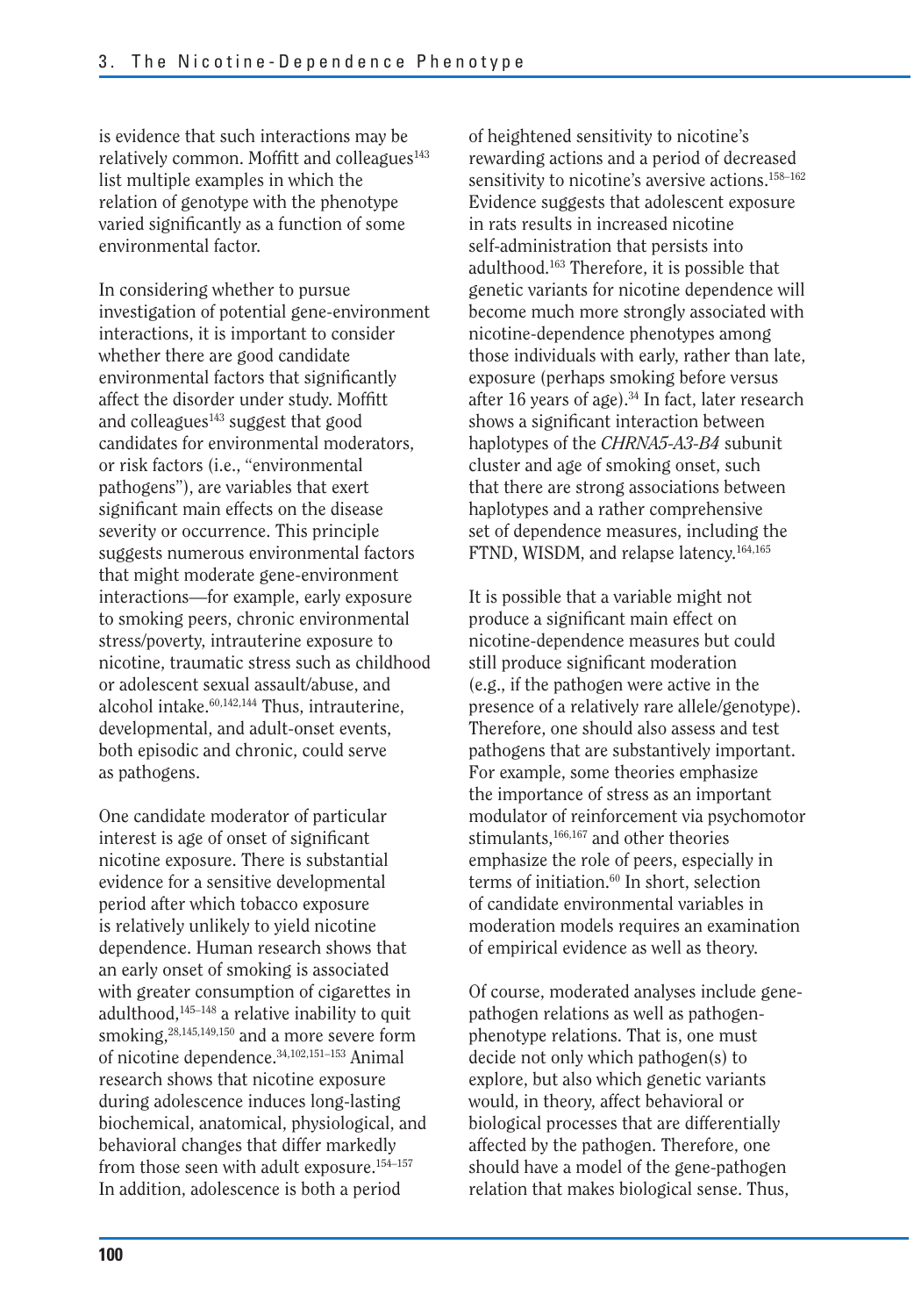is evidence that such interactions may be relatively common. Moffitt and colleagues[143] list multiple examples in which the relation of genotype with the phenotype varied significantly as a function of some environmental factor.

In considering whether to pursue investigation of potential gene-environment interactions, it is important to consider whether there are good candidate environmental factors that significantly affect the disorder under study. Moffitt and colleagues[143] suggest that good candidates for environmental moderators, or risk factors (i.e., "environmental pathogens"), are variables that exert significant main effects on the disease severity or occurrence. This principle suggests numerous environmental factors that might moderate gene-environment interactions—for example, early exposure to smoking peers, chronic environmental stress/poverty, intrauterine exposure to nicotine, traumatic stress such as childhood or adolescent sexual assault/abuse, and alcohol intake.[60,142,144] Thus, intrauterine, developmental, and adult-onset events, both episodic and chronic, could serve as pathogens.

One candidate moderator of particular interest is age of onset of significant nicotine exposure. There is substantial evidence for a sensitive developmental period after which tobacco exposure is relatively unlikely to yield nicotine dependence. Human research shows that an early onset of smoking is associated with greater consumption of cigarettes in adulthood,[145–148] a relative inability to quit smoking,[28,145,149,150] and a more severe form of nicotine dependence.[34,102,151–153] Animal research shows that nicotine exposure during adolescence induces long-lasting biochemical, anatomical, physiological, and behavioral changes that differ markedly from those seen with adult exposure.[154–157] In addition, adolescence is both a period of heightened sensitivity to nicotine's rewarding actions and a period of decreased sensitivity to nicotine's aversive actions.[158–162] Evidence suggests that adolescent exposure in rats results in increased nicotine self-administration that persists into adulthood.[163] Therefore, it is possible that genetic variants for nicotine dependence will become much more strongly associated with nicotine-dependence phenotypes among those individuals with early, rather than late, exposure (perhaps smoking before versus after 16 years of age).[34] In fact, later research shows a significant interaction between haplotypes of the *CHRNA5-A3-B4* subunit cluster and age of smoking onset, such that there are strong associations between haplotypes and a rather comprehensive set of dependence measures, including the FTND, WISDM, and relapse latency.[164,165]

It is possible that a variable might not produce a significant main effect on nicotine-dependence measures but could still produce significant moderation (e.g., if the pathogen were active in the presence of a relatively rare allele/genotype). Therefore, one should also assess and test pathogens that are substantively important. For example, some theories emphasize the importance of stress as an important modulator of reinforcement via psychomotor stimulants,[166,167] and other theories emphasize the role of peers, especially in terms of initiation.[60] In short, selection of candidate environmental variables in moderation models requires an examination of empirical evidence as well as theory.

Of course, moderated analyses include gene-pathogen relations as well as pathogen-phenotype relations. That is, one must decide not only which pathogen(s) to explore, but also which genetic variants would, in theory, affect behavioral or biological processes that are differentially affected by the pathogen. Therefore, one should have a model of the gene-pathogen relation that makes biological sense. Thus,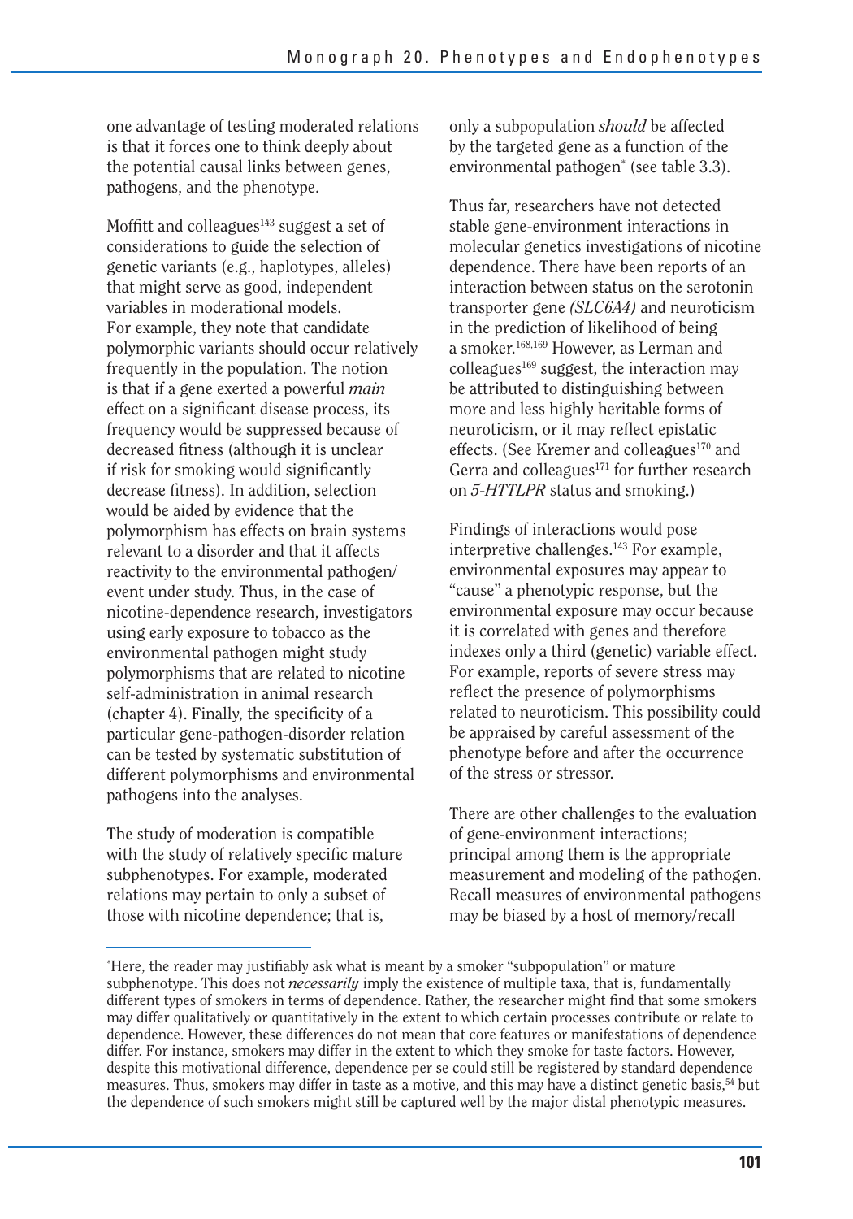one advantage of testing moderated relations is that it forces one to think deeply about the potential causal links between genes, pathogens, and the phenotype.

Moffitt and colleagues[143] suggest a set of considerations to guide the selection of genetic variants (e.g., haplotypes, alleles) that might serve as good, independent variables in moderational models. For example, they note that candidate polymorphic variants should occur relatively frequently in the population. The notion is that if a gene exerted a powerful *main* effect on a significant disease process, its frequency would be suppressed because of decreased fitness (although it is unclear if risk for smoking would significantly decrease fitness). In addition, selection would be aided by evidence that the polymorphism has effects on brain systems relevant to a disorder and that it affects reactivity to the environmental pathogen/event under study. Thus, in the case of nicotine-dependence research, investigators using early exposure to tobacco as the environmental pathogen might study polymorphisms that are related to nicotine self-administration in animal research (chapter 4). Finally, the specificity of a particular gene-pathogen-disorder relation can be tested by systematic substitution of different polymorphisms and environmental pathogens into the analyses.

The study of moderation is compatible with the study of relatively specific mature subphenotypes. For example, moderated relations may pertain to only a subset of those with nicotine dependence; that is, only a subpopulation *should* be affected by the targeted gene as a function of the environmental pathogen* (see table 3.3).

Thus far, researchers have not detected stable gene-environment interactions in molecular genetics investigations of nicotine dependence. There have been reports of an interaction between status on the serotonin transporter gene *(SLC6A4)* and neuroticism in the prediction of likelihood of being a smoker.[168,169] However, as Lerman and colleagues[169] suggest, the interaction may be attributed to distinguishing between more and less highly heritable forms of neuroticism, or it may reflect epistatic effects. (See Kremer and colleagues[170] and Gerra and colleagues[171] for further research on *5-HTTLPR* status and smoking.)

Findings of interactions would pose interpretive challenges.[143] For example, environmental exposures may appear to "cause" a phenotypic response, but the environmental exposure may occur because it is correlated with genes and therefore indexes only a third (genetic) variable effect. For example, reports of severe stress may reflect the presence of polymorphisms related to neuroticism. This possibility could be appraised by careful assessment of the phenotype before and after the occurrence of the stress or stressor.

There are other challenges to the evaluation of gene-environment interactions; principal among them is the appropriate measurement and modeling of the pathogen. Recall measures of environmental pathogens may be biased by a host of memory/recall

---

*Here, the reader may justifiably ask what is meant by a smoker "subpopulation" or mature subphenotype. This does not *necessarily* imply the existence of multiple taxa, that is, fundamentally different types of smokers in terms of dependence. Rather, the researcher might find that some smokers may differ qualitatively or quantitatively in the extent to which certain processes contribute or relate to dependence. However, these differences do not mean that core features or manifestations of dependence differ. For instance, smokers may differ in the extent to which they smoke for taste factors. However, despite this motivational difference, dependence per se could still be registered by standard dependence measures. Thus, smokers may differ in taste as a motive, and this may have a distinct genetic basis,[54] but the dependence of such smokers might still be captured well by the major distal phenotypic measures.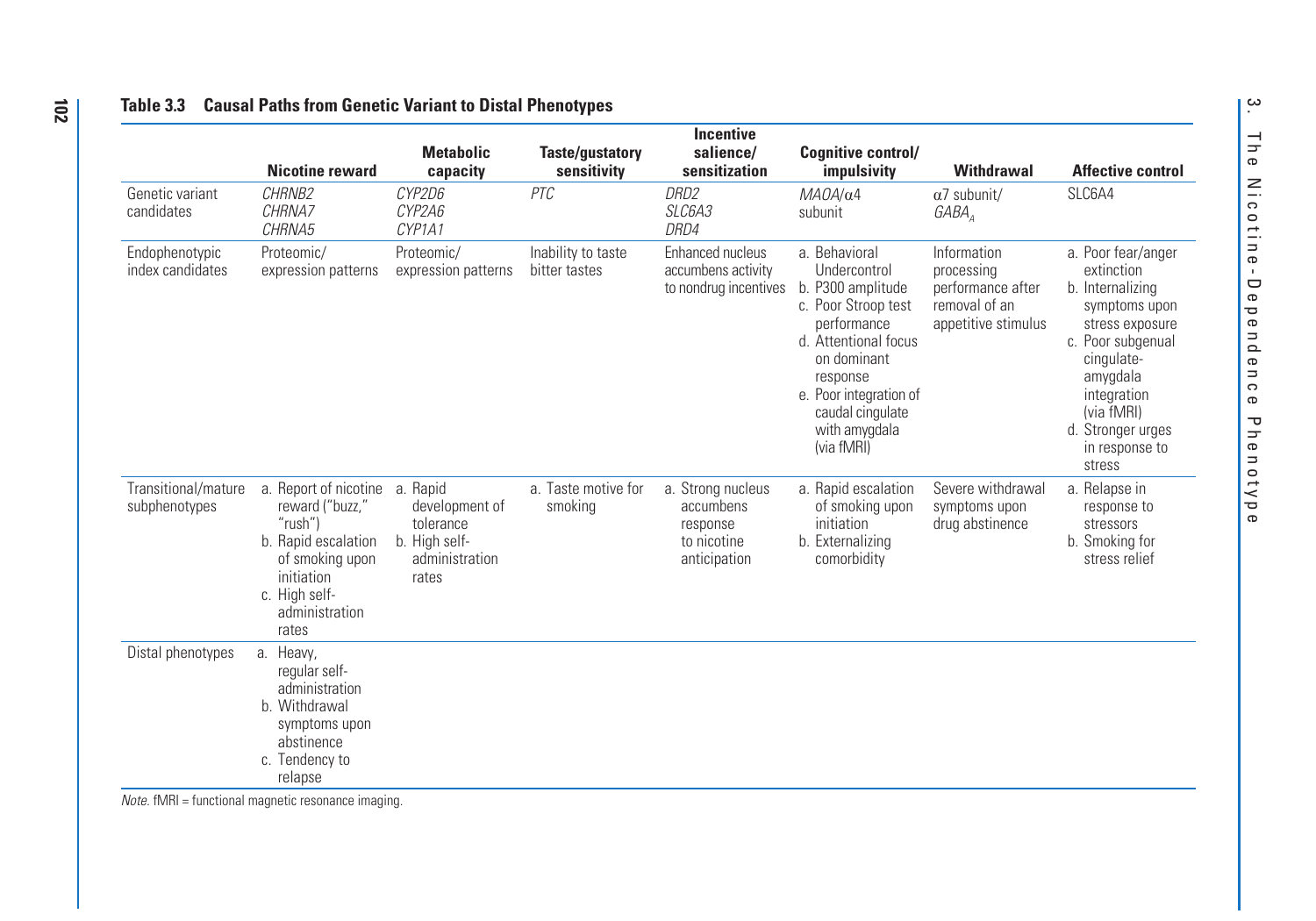**Table 3.3 Causal Paths from Genetic Variant to Distal Phenotypes**

| | Nicotine reward | Metabolic capacity | Taste/gustatory sensitivity | Incentive salience/ sensitization | Cognitive control/ impulsivity | Withdrawal | Affective control |
|---|---|---|---|---|---|---|---|
| Genetic variant candidates | *CHRNB2* *CHRNA7* *CHRNA5* | *CYP2D6* *CYP2A6* *CYP1A1* | *PTC* | *DRD2* *SLC6A3* *DRD4* | *MAOA*/α4 subunit | α7 subunit/ $GABA_A$ | SLC6A4 |
| Endophenotypic index candidates | Proteomic/ expression patterns | Proteomic/ expression patterns | Inability to taste bitter tastes | Enhanced nucleus accumbens activity to nondrug incentives | a. Behavioral Undercontrol b. P300 amplitude c. Poor Stroop test performance d. Attentional focus on dominant response e. Poor integration of caudal cingulate with amygdala (via fMRI) | Information processing performance after removal of an appetitive stimulus | a. Poor fear/anger extinction b. Internalizing symptoms upon stress exposure c. Poor subgenual cingulate-amygdala integration (via fMRI) d. Stronger urges in response to stress |
| Transitional/mature subphenotypes | a. Report of nicotine reward ("buzz," "rush") b. Rapid escalation of smoking upon initiation c. High self-administration rates | a. Rapid development of tolerance b. High self-administration rates | a. Taste motive for smoking | a. Strong nucleus accumbens response to nicotine anticipation | a. Rapid escalation of smoking upon initiation b. Externalizing comorbidity | Severe withdrawal symptoms upon drug abstinence | a. Relapse in response to stressors b. Smoking for stress relief |
| Distal phenotypes | a. Heavy, regular self-administration b. Withdrawal symptoms upon abstinence c. Tendency to relapse | | | | | | |

*Note.* fMRI = functional magnetic resonance imaging.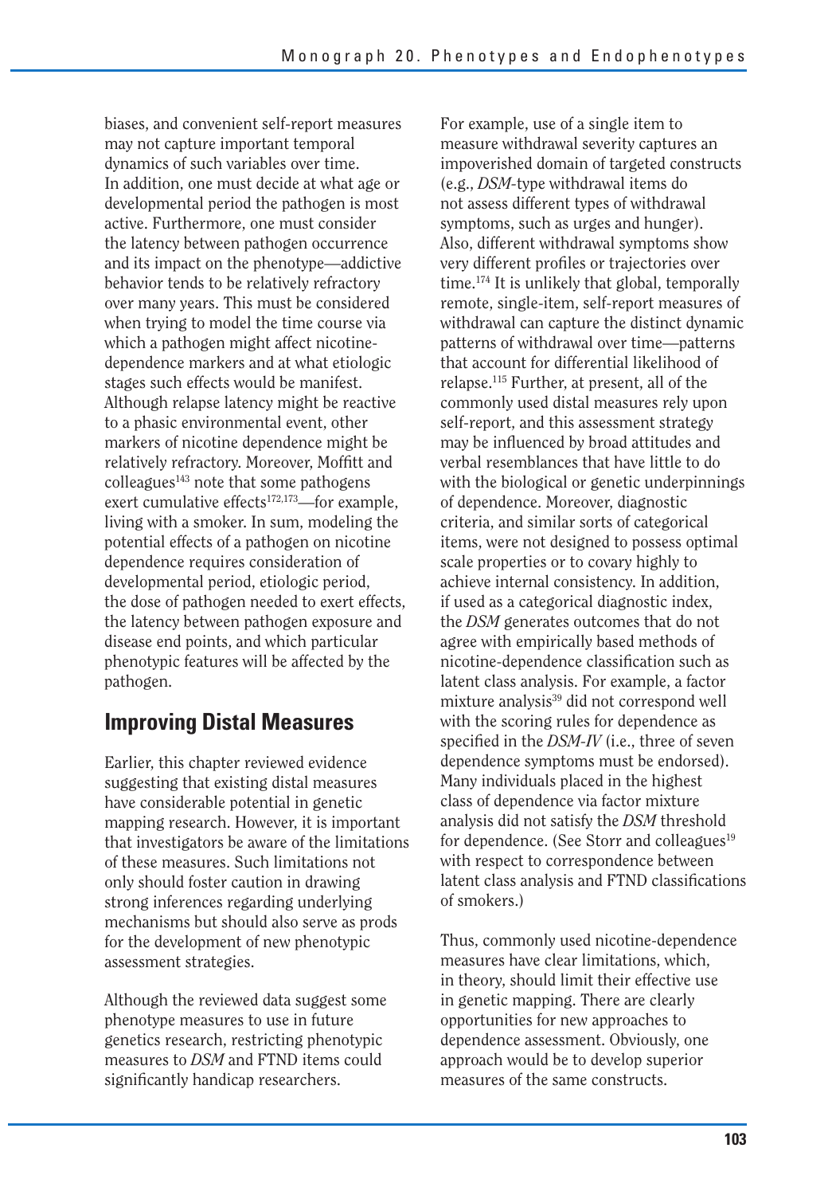biases, and convenient self-report measures may not capture important temporal dynamics of such variables over time. In addition, one must decide at what age or developmental period the pathogen is most active. Furthermore, one must consider the latency between pathogen occurrence and its impact on the phenotype—addictive behavior tends to be relatively refractory over many years. This must be considered when trying to model the time course via which a pathogen might affect nicotine-dependence markers and at what etiologic stages such effects would be manifest. Although relapse latency might be reactive to a phasic environmental event, other markers of nicotine dependence might be relatively refractory. Moreover, Moffitt and colleagues[143] note that some pathogens exert cumulative effects[172,173]—for example, living with a smoker. In sum, modeling the potential effects of a pathogen on nicotine dependence requires consideration of developmental period, etiologic period, the dose of pathogen needed to exert effects, the latency between pathogen exposure and disease end points, and which particular phenotypic features will be affected by the pathogen.

## Improving Distal Measures

Earlier, this chapter reviewed evidence suggesting that existing distal measures have considerable potential in genetic mapping research. However, it is important that investigators be aware of the limitations of these measures. Such limitations not only should foster caution in drawing strong inferences regarding underlying mechanisms but should also serve as prods for the development of new phenotypic assessment strategies.

Although the reviewed data suggest some phenotype measures to use in future genetics research, restricting phenotypic measures to *DSM* and FTND items could significantly handicap researchers. For example, use of a single item to measure withdrawal severity captures an impoverished domain of targeted constructs (e.g., *DSM*-type withdrawal items do not assess different types of withdrawal symptoms, such as urges and hunger). Also, different withdrawal symptoms show very different profiles or trajectories over time.[174] It is unlikely that global, temporally remote, single-item, self-report measures of withdrawal can capture the distinct dynamic patterns of withdrawal over time—patterns that account for differential likelihood of relapse.[115] Further, at present, all of the commonly used distal measures rely upon self-report, and this assessment strategy may be influenced by broad attitudes and verbal resemblances that have little to do with the biological or genetic underpinnings of dependence. Moreover, diagnostic criteria, and similar sorts of categorical items, were not designed to possess optimal scale properties or to covary highly to achieve internal consistency. In addition, if used as a categorical diagnostic index, the *DSM* generates outcomes that do not agree with empirically based methods of nicotine-dependence classification such as latent class analysis. For example, a factor mixture analysis[39] did not correspond well with the scoring rules for dependence as specified in the *DSM-IV* (i.e., three of seven dependence symptoms must be endorsed). Many individuals placed in the highest class of dependence via factor mixture analysis did not satisfy the *DSM* threshold for dependence. (See Storr and colleagues[19] with respect to correspondence between latent class analysis and FTND classifications of smokers.)

Thus, commonly used nicotine-dependence measures have clear limitations, which, in theory, should limit their effective use in genetic mapping. There are clearly opportunities for new approaches to dependence assessment. Obviously, one approach would be to develop superior measures of the same constructs.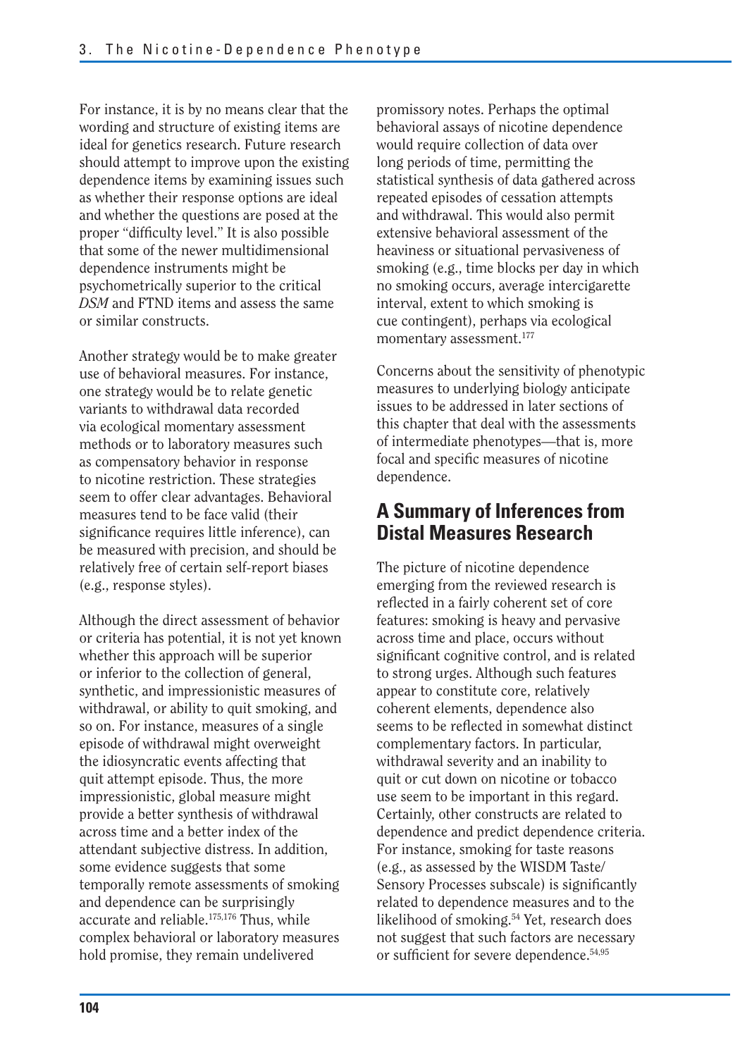For instance, it is by no means clear that the wording and structure of existing items are ideal for genetics research. Future research should attempt to improve upon the existing dependence items by examining issues such as whether their response options are ideal and whether the questions are posed at the proper "difficulty level." It is also possible that some of the newer multidimensional dependence instruments might be psychometrically superior to the critical *DSM* and FTND items and assess the same or similar constructs.

Another strategy would be to make greater use of behavioral measures. For instance, one strategy would be to relate genetic variants to withdrawal data recorded via ecological momentary assessment methods or to laboratory measures such as compensatory behavior in response to nicotine restriction. These strategies seem to offer clear advantages. Behavioral measures tend to be face valid (their significance requires little inference), can be measured with precision, and should be relatively free of certain self-report biases (e.g., response styles).

Although the direct assessment of behavior or criteria has potential, it is not yet known whether this approach will be superior or inferior to the collection of general, synthetic, and impressionistic measures of withdrawal, or ability to quit smoking, and so on. For instance, measures of a single episode of withdrawal might overweight the idiosyncratic events affecting that quit attempt episode. Thus, the more impressionistic, global measure might provide a better synthesis of withdrawal across time and a better index of the attendant subjective distress. In addition, some evidence suggests that some temporally remote assessments of smoking and dependence can be surprisingly accurate and reliable.[175,176] Thus, while complex behavioral or laboratory measures hold promise, they remain undelivered promissory notes. Perhaps the optimal behavioral assays of nicotine dependence would require collection of data over long periods of time, permitting the statistical synthesis of data gathered across repeated episodes of cessation attempts and withdrawal. This would also permit extensive behavioral assessment of the heaviness or situational pervasiveness of smoking (e.g., time blocks per day in which no smoking occurs, average intercigarette interval, extent to which smoking is cue contingent), perhaps via ecological momentary assessment.[177]

Concerns about the sensitivity of phenotypic measures to underlying biology anticipate issues to be addressed in later sections of this chapter that deal with the assessments of intermediate phenotypes—that is, more focal and specific measures of nicotine dependence.

## A Summary of Inferences from Distal Measures Research

The picture of nicotine dependence emerging from the reviewed research is reflected in a fairly coherent set of core features: smoking is heavy and pervasive across time and place, occurs without significant cognitive control, and is related to strong urges. Although such features appear to constitute core, relatively coherent elements, dependence also seems to be reflected in somewhat distinct complementary factors. In particular, withdrawal severity and an inability to quit or cut down on nicotine or tobacco use seem to be important in this regard. Certainly, other constructs are related to dependence and predict dependence criteria. For instance, smoking for taste reasons (e.g., as assessed by the WISDM Taste/Sensory Processes subscale) is significantly related to dependence measures and to the likelihood of smoking.[54] Yet, research does not suggest that such factors are necessary or sufficient for severe dependence.[54,95]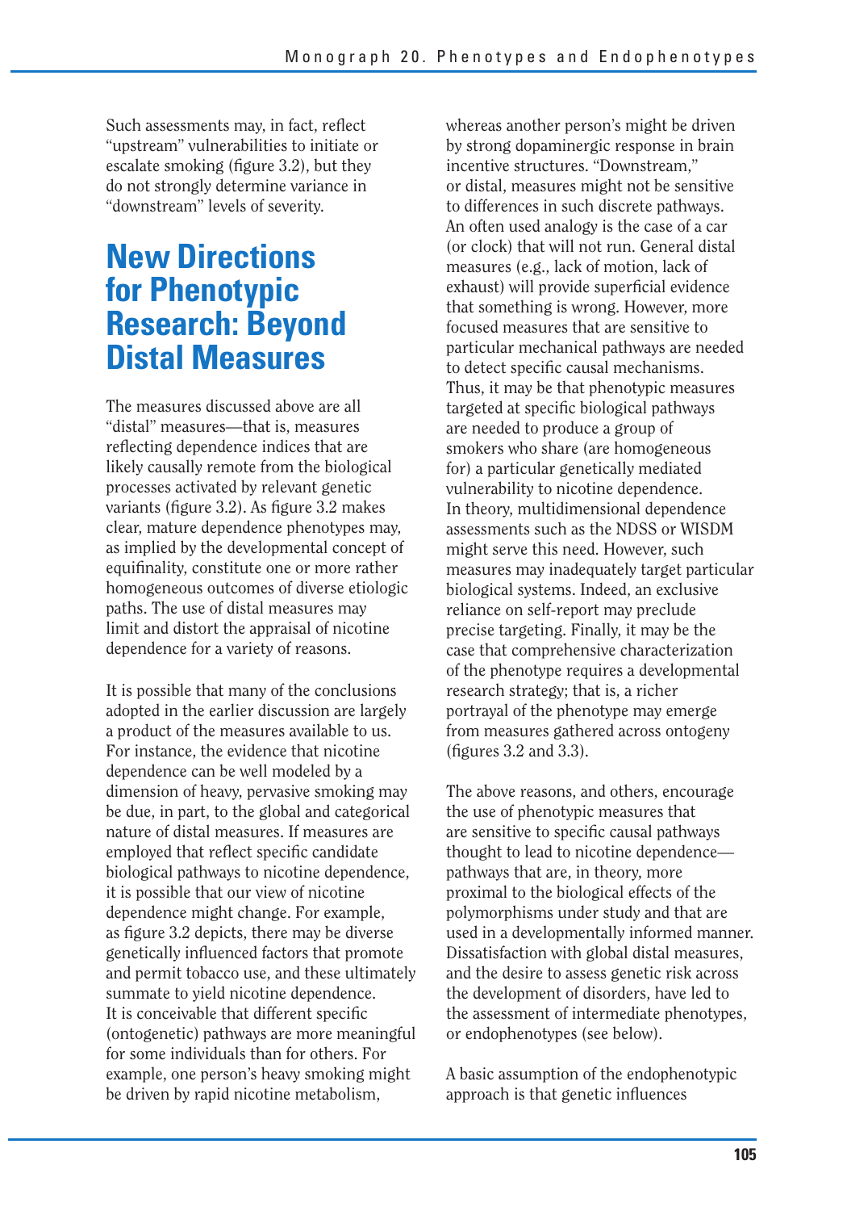Such assessments may, in fact, reflect "upstream" vulnerabilities to initiate or escalate smoking (figure 3.2), but they do not strongly determine variance in "downstream" levels of severity.

## New Directions for Phenotypic Research: Beyond Distal Measures

The measures discussed above are all "distal" measures—that is, measures reflecting dependence indices that are likely causally remote from the biological processes activated by relevant genetic variants (figure 3.2). As figure 3.2 makes clear, mature dependence phenotypes may, as implied by the developmental concept of equifinality, constitute one or more rather homogeneous outcomes of diverse etiologic paths. The use of distal measures may limit and distort the appraisal of nicotine dependence for a variety of reasons.

It is possible that many of the conclusions adopted in the earlier discussion are largely a product of the measures available to us. For instance, the evidence that nicotine dependence can be well modeled by a dimension of heavy, pervasive smoking may be due, in part, to the global and categorical nature of distal measures. If measures are employed that reflect specific candidate biological pathways to nicotine dependence, it is possible that our view of nicotine dependence might change. For example, as figure 3.2 depicts, there may be diverse genetically influenced factors that promote and permit tobacco use, and these ultimately summate to yield nicotine dependence. It is conceivable that different specific (ontogenetic) pathways are more meaningful for some individuals than for others. For example, one person's heavy smoking might be driven by rapid nicotine metabolism, whereas another person's might be driven by strong dopaminergic response in brain incentive structures. "Downstream," or distal, measures might not be sensitive to differences in such discrete pathways. An often used analogy is the case of a car (or clock) that will not run. General distal measures (e.g., lack of motion, lack of exhaust) will provide superficial evidence that something is wrong. However, more focused measures that are sensitive to particular mechanical pathways are needed to detect specific causal mechanisms. Thus, it may be that phenotypic measures targeted at specific biological pathways are needed to produce a group of smokers who share (are homogeneous for) a particular genetically mediated vulnerability to nicotine dependence. In theory, multidimensional dependence assessments such as the NDSS or WISDM might serve this need. However, such measures may inadequately target particular biological systems. Indeed, an exclusive reliance on self-report may preclude precise targeting. Finally, it may be the case that comprehensive characterization of the phenotype requires a developmental research strategy; that is, a richer portrayal of the phenotype may emerge from measures gathered across ontogeny (figures 3.2 and 3.3).

The above reasons, and others, encourage the use of phenotypic measures that are sensitive to specific causal pathways thought to lead to nicotine dependence—pathways that are, in theory, more proximal to the biological effects of the polymorphisms under study and that are used in a developmentally informed manner. Dissatisfaction with global distal measures, and the desire to assess genetic risk across the development of disorders, have led to the assessment of intermediate phenotypes, or endophenotypes (see below).

A basic assumption of the endophenotypic approach is that genetic influences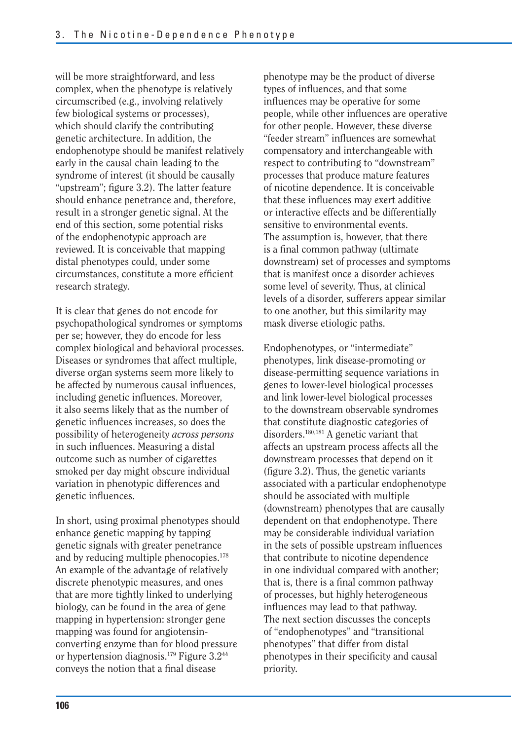will be more straightforward, and less complex, when the phenotype is relatively circumscribed (e.g., involving relatively few biological systems or processes), which should clarify the contributing genetic architecture. In addition, the endophenotype should be manifest relatively early in the causal chain leading to the syndrome of interest (it should be causally "upstream"; figure 3.2). The latter feature should enhance penetrance and, therefore, result in a stronger genetic signal. At the end of this section, some potential risks of the endophenotypic approach are reviewed. It is conceivable that mapping distal phenotypes could, under some circumstances, constitute a more efficient research strategy.

It is clear that genes do not encode for psychopathological syndromes or symptoms per se; however, they do encode for less complex biological and behavioral processes. Diseases or syndromes that affect multiple, diverse organ systems seem more likely to be affected by numerous causal influences, including genetic influences. Moreover, it also seems likely that as the number of genetic influences increases, so does the possibility of heterogeneity *across persons* in such influences. Measuring a distal outcome such as number of cigarettes smoked per day might obscure individual variation in phenotypic differences and genetic influences.

In short, using proximal phenotypes should enhance genetic mapping by tapping genetic signals with greater penetrance and by reducing multiple phenocopies.[178] An example of the advantage of relatively discrete phenotypic measures, and ones that are more tightly linked to underlying biology, can be found in the area of gene mapping in hypertension: stronger gene mapping was found for angiotensin-converting enzyme than for blood pressure or hypertension diagnosis.[179] Figure 3.2[44] conveys the notion that a final disease phenotype may be the product of diverse types of influences, and that some influences may be operative for some people, while other influences are operative for other people. However, these diverse "feeder stream" influences are somewhat compensatory and interchangeable with respect to contributing to "downstream" processes that produce mature features of nicotine dependence. It is conceivable that these influences may exert additive or interactive effects and be differentially sensitive to environmental events. The assumption is, however, that there is a final common pathway (ultimate downstream) set of processes and symptoms that is manifest once a disorder achieves some level of severity. Thus, at clinical levels of a disorder, sufferers appear similar to one another, but this similarity may mask diverse etiologic paths.

Endophenotypes, or "intermediate" phenotypes, link disease-promoting or disease-permitting sequence variations in genes to lower-level biological processes and link lower-level biological processes to the downstream observable syndromes that constitute diagnostic categories of disorders.[180,181] A genetic variant that affects an upstream process affects all the downstream processes that depend on it (figure 3.2). Thus, the genetic variants associated with a particular endophenotype should be associated with multiple (downstream) phenotypes that are causally dependent on that endophenotype. There may be considerable individual variation in the sets of possible upstream influences that contribute to nicotine dependence in one individual compared with another; that is, there is a final common pathway of processes, but highly heterogeneous influences may lead to that pathway. The next section discusses the concepts of "endophenotypes" and "transitional phenotypes" that differ from distal phenotypes in their specificity and causal priority.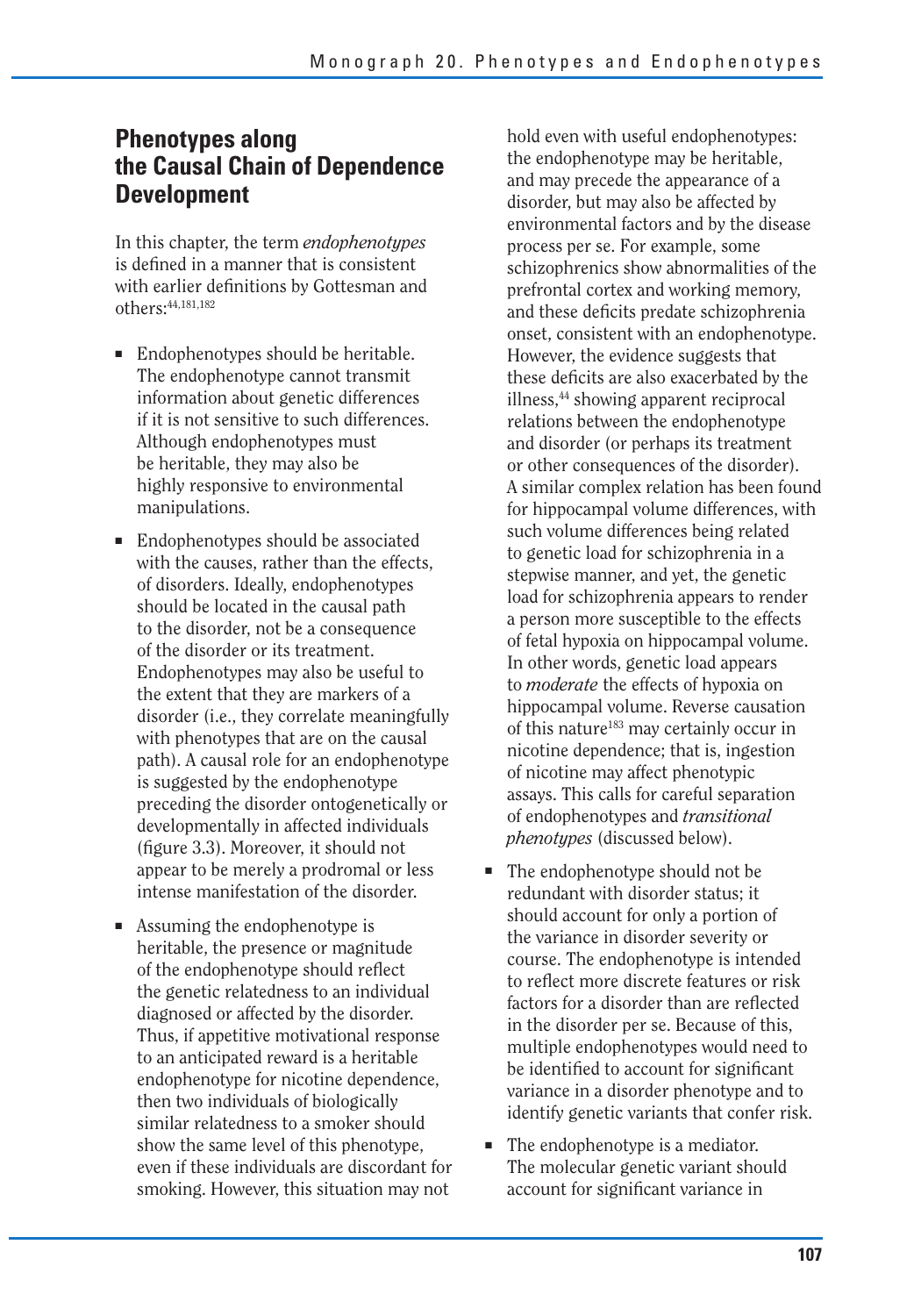## Phenotypes along the Causal Chain of Dependence Development

In this chapter, the term *endophenotypes* is defined in a manner that is consistent with earlier definitions by Gottesman and others:[44,181,182]

- Endophenotypes should be heritable. The endophenotype cannot transmit information about genetic differences if it is not sensitive to such differences. Although endophenotypes must be heritable, they may also be highly responsive to environmental manipulations.
- Endophenotypes should be associated with the causes, rather than the effects, of disorders. Ideally, endophenotypes should be located in the causal path to the disorder, not be a consequence of the disorder or its treatment. Endophenotypes may also be useful to the extent that they are markers of a disorder (i.e., they correlate meaningfully with phenotypes that are on the causal path). A causal role for an endophenotype is suggested by the endophenotype preceding the disorder ontogenetically or developmentally in affected individuals (figure 3.3). Moreover, it should not appear to be merely a prodromal or less intense manifestation of the disorder.
- Assuming the endophenotype is heritable, the presence or magnitude of the endophenotype should reflect the genetic relatedness to an individual diagnosed or affected by the disorder. Thus, if appetitive motivational response to an anticipated reward is a heritable endophenotype for nicotine dependence, then two individuals of biologically similar relatedness to a smoker should show the same level of this phenotype, even if these individuals are discordant for smoking. However, this situation may not hold even with useful endophenotypes: the endophenotype may be heritable, and may precede the appearance of a disorder, but may also be affected by environmental factors and by the disease process per se. For example, some schizophrenics show abnormalities of the prefrontal cortex and working memory, and these deficits predate schizophrenia onset, consistent with an endophenotype. However, the evidence suggests that these deficits are also exacerbated by the illness,[44] showing apparent reciprocal relations between the endophenotype and disorder (or perhaps its treatment or other consequences of the disorder). A similar complex relation has been found for hippocampal volume differences, with such volume differences being related to genetic load for schizophrenia in a stepwise manner, and yet, the genetic load for schizophrenia appears to render a person more susceptible to the effects of fetal hypoxia on hippocampal volume. In other words, genetic load appears to *moderate* the effects of hypoxia on hippocampal volume. Reverse causation of this nature[183] may certainly occur in nicotine dependence; that is, ingestion of nicotine may affect phenotypic assays. This calls for careful separation of endophenotypes and *transitional phenotypes* (discussed below).
- The endophenotype should not be redundant with disorder status; it should account for only a portion of the variance in disorder severity or course. The endophenotype is intended to reflect more discrete features or risk factors for a disorder than are reflected in the disorder per se. Because of this, multiple endophenotypes would need to be identified to account for significant variance in a disorder phenotype and to identify genetic variants that confer risk.
- The endophenotype is a mediator. The molecular genetic variant should account for significant variance in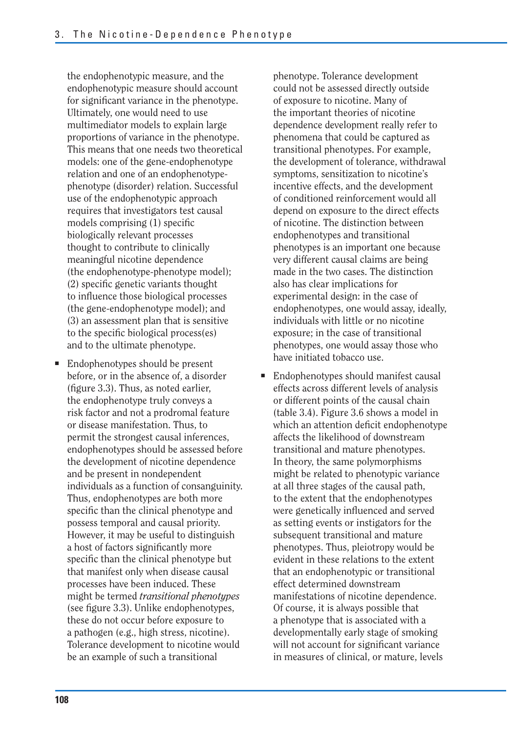the endophenotypic measure, and the endophenotypic measure should account for significant variance in the phenotype. Ultimately, one would need to use multimediator models to explain large proportions of variance in the phenotype. This means that one needs two theoretical models: one of the gene-endophenotype relation and one of an endophenotype-phenotype (disorder) relation. Successful use of the endophenotypic approach requires that investigators test causal models comprising (1) specific biologically relevant processes thought to contribute to clinically meaningful nicotine dependence (the endophenotype-phenotype model); (2) specific genetic variants thought to influence those biological processes (the gene-endophenotype model); and (3) an assessment plan that is sensitive to the specific biological process(es) and to the ultimate phenotype.

- Endophenotypes should be present before, or in the absence of, a disorder (figure 3.3). Thus, as noted earlier, the endophenotype truly conveys a risk factor and not a prodromal feature or disease manifestation. Thus, to permit the strongest causal inferences, endophenotypes should be assessed before the development of nicotine dependence and be present in nondependent individuals as a function of consanguinity. Thus, endophenotypes are both more specific than the clinical phenotype and possess temporal and causal priority. However, it may be useful to distinguish a host of factors significantly more specific than the clinical phenotype but that manifest only when disease causal processes have been induced. These might be termed *transitional phenotypes* (see figure 3.3). Unlike endophenotypes, these do not occur before exposure to a pathogen (e.g., high stress, nicotine). Tolerance development to nicotine would be an example of such a transitional phenotype. Tolerance development could not be assessed directly outside of exposure to nicotine. Many of the important theories of nicotine dependence development really refer to phenomena that could be captured as transitional phenotypes. For example, the development of tolerance, withdrawal symptoms, sensitization to nicotine's incentive effects, and the development of conditioned reinforcement would all depend on exposure to the direct effects of nicotine. The distinction between endophenotypes and transitional phenotypes is an important one because very different causal claims are being made in the two cases. The distinction also has clear implications for experimental design: in the case of endophenotypes, one would assay, ideally, individuals with little or no nicotine exposure; in the case of transitional phenotypes, one would assay those who have initiated tobacco use.

- Endophenotypes should manifest causal effects across different levels of analysis or different points of the causal chain (table 3.4). Figure 3.6 shows a model in which an attention deficit endophenotype affects the likelihood of downstream transitional and mature phenotypes. In theory, the same polymorphisms might be related to phenotypic variance at all three stages of the causal path, to the extent that the endophenotypes were genetically influenced and served as setting events or instigators for the subsequent transitional and mature phenotypes. Thus, pleiotropy would be evident in these relations to the extent that an endophenotypic or transitional effect determined downstream manifestations of nicotine dependence. Of course, it is always possible that a phenotype that is associated with a developmentally early stage of smoking will not account for significant variance in measures of clinical, or mature, levels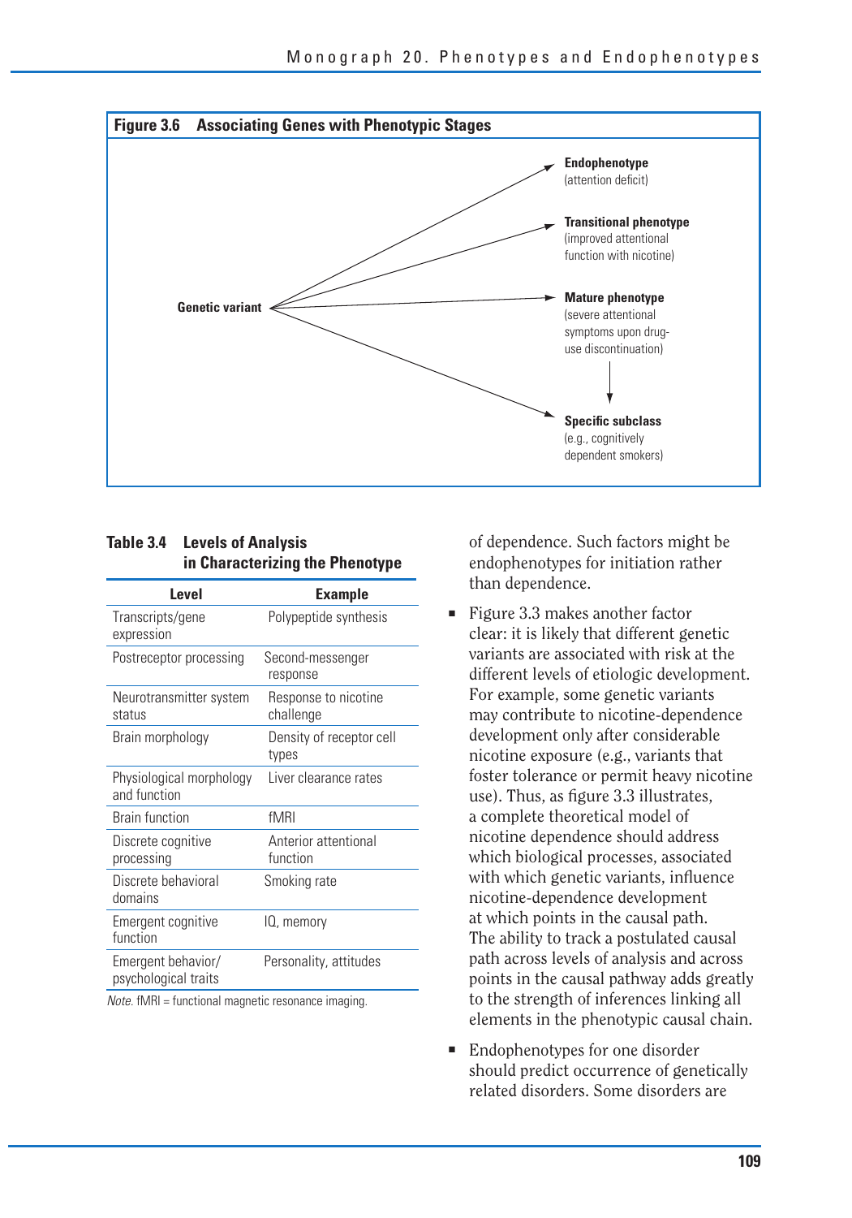**Figure 3.6 Associating Genes with Phenotypic Stages**

Genetic variant → **Endophenotype** (attention deficit)

Genetic variant → **Transitional phenotype** (improved attentional function with nicotine)

Genetic variant → **Mature phenotype** (severe attentional symptoms upon drug-use discontinuation)

Genetic variant → **Specific subclass** (e.g., cognitively dependent smokers)

Mature phenotype → Specific subclass

**Table 3.4 Levels of Analysis in Characterizing the Phenotype**

| Level | Example |
|---|---|
| Transcripts/gene expression | Polypeptide synthesis |
| Postreceptor processing | Second-messenger response |
| Neurotransmitter system status | Response to nicotine challenge |
| Brain morphology | Density of receptor cell types |
| Physiological morphology and function | Liver clearance rates |
| Brain function | fMRI |
| Discrete cognitive processing | Anterior attentional function |
| Discrete behavioral domains | Smoking rate |
| Emergent cognitive function | IQ, memory |
| Emergent behavior/ psychological traits | Personality, attitudes |

*Note.* fMRI = functional magnetic resonance imaging.

of dependence. Such factors might be endophenotypes for initiation rather than dependence.

- Figure 3.3 makes another factor clear: it is likely that different genetic variants are associated with risk at the different levels of etiologic development. For example, some genetic variants may contribute to nicotine-dependence development only after considerable nicotine exposure (e.g., variants that foster tolerance or permit heavy nicotine use). Thus, as figure 3.3 illustrates, a complete theoretical model of nicotine dependence should address which biological processes, associated with which genetic variants, influence nicotine-dependence development at which points in the causal path. The ability to track a postulated causal path across levels of analysis and across points in the causal pathway adds greatly to the strength of inferences linking all elements in the phenotypic causal chain.

- Endophenotypes for one disorder should predict occurrence of genetically related disorders. Some disorders are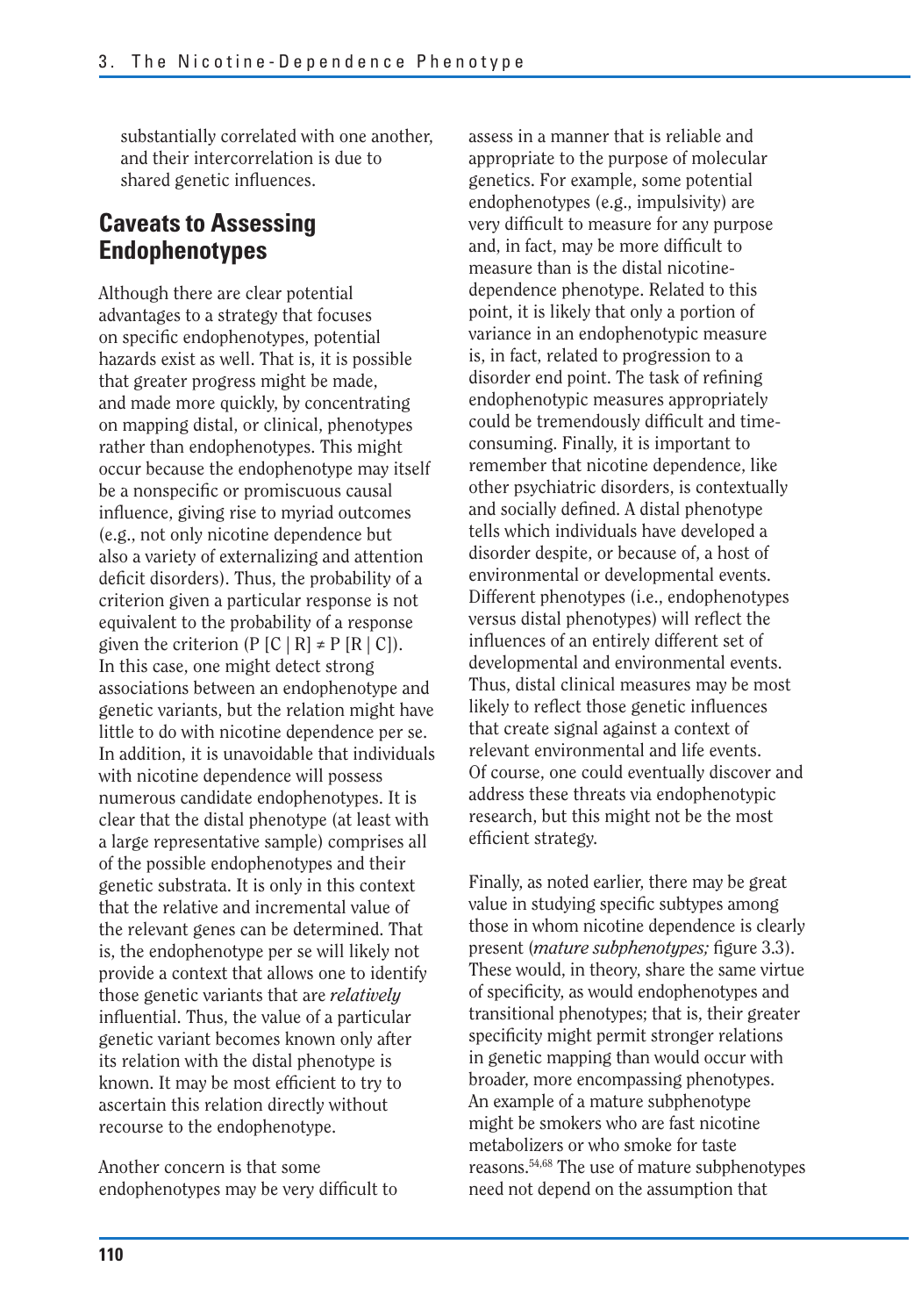substantially correlated with one another, and their intercorrelation is due to shared genetic influences.

## Caveats to Assessing Endophenotypes

Although there are clear potential advantages to a strategy that focuses on specific endophenotypes, potential hazards exist as well. That is, it is possible that greater progress might be made, and made more quickly, by concentrating on mapping distal, or clinical, phenotypes rather than endophenotypes. This might occur because the endophenotype may itself be a nonspecific or promiscuous causal influence, giving rise to myriad outcomes (e.g., not only nicotine dependence but also a variety of externalizing and attention deficit disorders). Thus, the probability of a criterion given a particular response is not equivalent to the probability of a response given the criterion ($P[C \mid R] \neq P[R \mid C]$). In this case, one might detect strong associations between an endophenotype and genetic variants, but the relation might have little to do with nicotine dependence per se. In addition, it is unavoidable that individuals with nicotine dependence will possess numerous candidate endophenotypes. It is clear that the distal phenotype (at least with a large representative sample) comprises all of the possible endophenotypes and their genetic substrata. It is only in this context that the relative and incremental value of the relevant genes can be determined. That is, the endophenotype per se will likely not provide a context that allows one to identify those genetic variants that are *relatively* influential. Thus, the value of a particular genetic variant becomes known only after its relation with the distal phenotype is known. It may be most efficient to try to ascertain this relation directly without recourse to the endophenotype.

Another concern is that some endophenotypes may be very difficult to assess in a manner that is reliable and appropriate to the purpose of molecular genetics. For example, some potential endophenotypes (e.g., impulsivity) are very difficult to measure for any purpose and, in fact, may be more difficult to measure than is the distal nicotine-dependence phenotype. Related to this point, it is likely that only a portion of variance in an endophenotypic measure is, in fact, related to progression to a disorder end point. The task of refining endophenotypic measures appropriately could be tremendously difficult and time-consuming. Finally, it is important to remember that nicotine dependence, like other psychiatric disorders, is contextually and socially defined. A distal phenotype tells which individuals have developed a disorder despite, or because of, a host of environmental or developmental events. Different phenotypes (i.e., endophenotypes versus distal phenotypes) will reflect the influences of an entirely different set of developmental and environmental events. Thus, distal clinical measures may be most likely to reflect those genetic influences that create signal against a context of relevant environmental and life events. Of course, one could eventually discover and address these threats via endophenotypic research, but this might not be the most efficient strategy.

Finally, as noted earlier, there may be great value in studying specific subtypes among those in whom nicotine dependence is clearly present (*mature subphenotypes;* figure 3.3). These would, in theory, share the same virtue of specificity, as would endophenotypes and transitional phenotypes; that is, their greater specificity might permit stronger relations in genetic mapping than would occur with broader, more encompassing phenotypes. An example of a mature subphenotype might be smokers who are fast nicotine metabolizers or who smoke for taste reasons.[54,68] The use of mature subphenotypes need not depend on the assumption that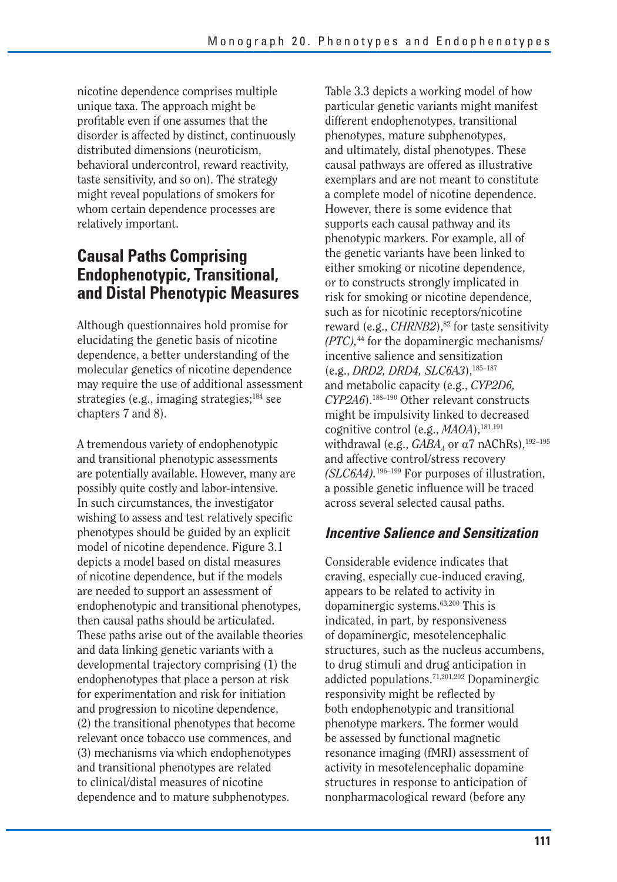nicotine dependence comprises multiple unique taxa. The approach might be profitable even if one assumes that the disorder is affected by distinct, continuously distributed dimensions (neuroticism, behavioral undercontrol, reward reactivity, taste sensitivity, and so on). The strategy might reveal populations of smokers for whom certain dependence processes are relatively important.

## Causal Paths Comprising Endophenotypic, Transitional, and Distal Phenotypic Measures

Although questionnaires hold promise for elucidating the genetic basis of nicotine dependence, a better understanding of the molecular genetics of nicotine dependence may require the use of additional assessment strategies (e.g., imaging strategies;[184] see chapters 7 and 8).

A tremendous variety of endophenotypic and transitional phenotypic assessments are potentially available. However, many are possibly quite costly and labor-intensive. In such circumstances, the investigator wishing to assess and test relatively specific phenotypes should be guided by an explicit model of nicotine dependence. Figure 3.1 depicts a model based on distal measures of nicotine dependence, but if the models are needed to support an assessment of endophenotypic and transitional phenotypes, then causal paths should be articulated. These paths arise out of the available theories and data linking genetic variants with a developmental trajectory comprising (1) the endophenotypes that place a person at risk for experimentation and risk for initiation and progression to nicotine dependence, (2) the transitional phenotypes that become relevant once tobacco use commences, and (3) mechanisms via which endophenotypes and transitional phenotypes are related to clinical/distal measures of nicotine dependence and to mature subphenotypes.

Table 3.3 depicts a working model of how particular genetic variants might manifest different endophenotypes, transitional phenotypes, mature subphenotypes, and ultimately, distal phenotypes. These causal pathways are offered as illustrative exemplars and are not meant to constitute a complete model of nicotine dependence. However, there is some evidence that supports each causal pathway and its phenotypic markers. For example, all of the genetic variants have been linked to either smoking or nicotine dependence, or to constructs strongly implicated in risk for smoking or nicotine dependence, such as for nicotinic receptors/nicotine reward (e.g., *CHRNB2*),[82] for taste sensitivity *(PTC)*,[44] for the dopaminergic mechanisms/incentive salience and sensitization (e.g., *DRD2, DRD4, SLC6A3*),[185–187] and metabolic capacity (e.g., *CYP2D6, CYP2A6*).[188–190] Other relevant constructs might be impulsivity linked to decreased cognitive control (e.g., *MAOA*),[181,191] withdrawal (e.g., $GABA_A$ or α7 nAChRs),[192–195] and affective control/stress recovery *(SLC6A4)*.[196–199] For purposes of illustration, a possible genetic influence will be traced across several selected causal paths.

### *Incentive Salience and Sensitization*

Considerable evidence indicates that craving, especially cue-induced craving, appears to be related to activity in dopaminergic systems.[63,200] This is indicated, in part, by responsiveness of dopaminergic, mesotelencephalic structures, such as the nucleus accumbens, to drug stimuli and drug anticipation in addicted populations.[71,201,202] Dopaminergic responsivity might be reflected by both endophenotypic and transitional phenotype markers. The former would be assessed by functional magnetic resonance imaging (fMRI) assessment of activity in mesotelencephalic dopamine structures in response to anticipation of nonpharmacological reward (before any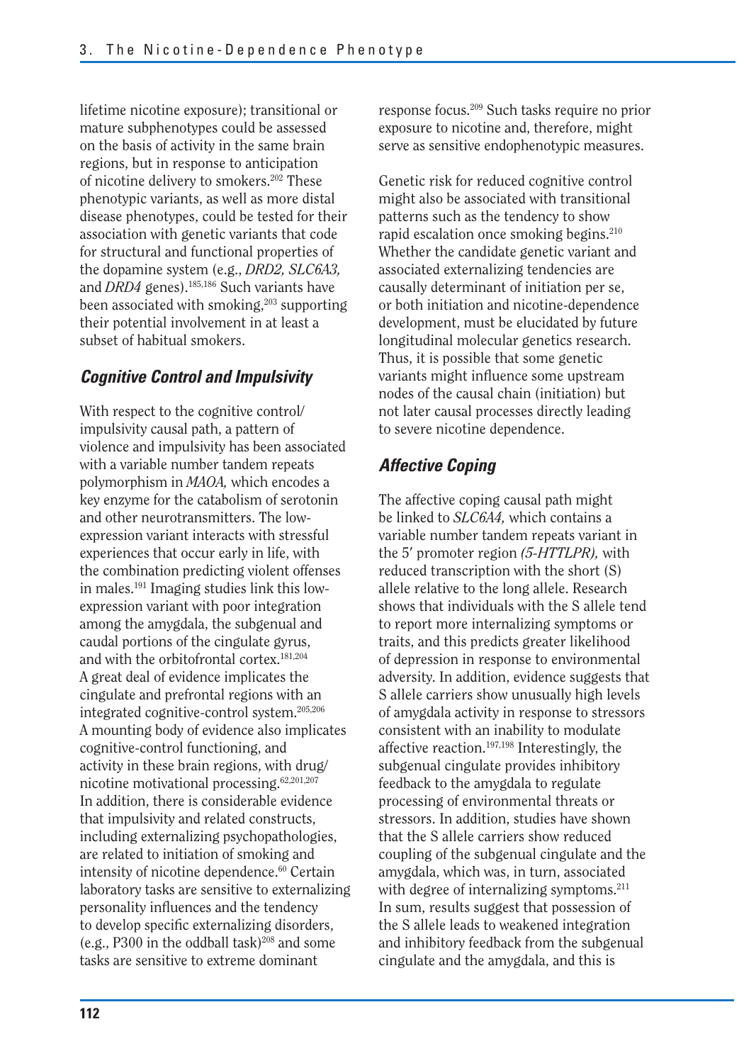lifetime nicotine exposure); transitional or mature subphenotypes could be assessed on the basis of activity in the same brain regions, but in response to anticipation of nicotine delivery to smokers.[202] These phenotypic variants, as well as more distal disease phenotypes, could be tested for their association with genetic variants that code for structural and functional properties of the dopamine system (e.g., *DRD2, SLC6A3,* and *DRD4* genes).[185,186] Such variants have been associated with smoking,[203] supporting their potential involvement in at least a subset of habitual smokers.

### *Cognitive Control and Impulsivity*

With respect to the cognitive control/impulsivity causal path, a pattern of violence and impulsivity has been associated with a variable number tandem repeats polymorphism in *MAOA,* which encodes a key enzyme for the catabolism of serotonin and other neurotransmitters. The low-expression variant interacts with stressful experiences that occur early in life, with the combination predicting violent offenses in males.[191] Imaging studies link this low-expression variant with poor integration among the amygdala, the subgenual and caudal portions of the cingulate gyrus, and with the orbitofrontal cortex.[181,204] A great deal of evidence implicates the cingulate and prefrontal regions with an integrated cognitive-control system.[205,206] A mounting body of evidence also implicates cognitive-control functioning, and activity in these brain regions, with drug/nicotine motivational processing.[62,201,207] In addition, there is considerable evidence that impulsivity and related constructs, including externalizing psychopathologies, are related to initiation of smoking and intensity of nicotine dependence.[60] Certain laboratory tasks are sensitive to externalizing personality influences and the tendency to develop specific externalizing disorders, (e.g., P300 in the oddball task)[208] and some tasks are sensitive to extreme dominant response focus.[209] Such tasks require no prior exposure to nicotine and, therefore, might serve as sensitive endophenotypic measures.

Genetic risk for reduced cognitive control might also be associated with transitional patterns such as the tendency to show rapid escalation once smoking begins.[210] Whether the candidate genetic variant and associated externalizing tendencies are causally determinant of initiation per se, or both initiation and nicotine-dependence development, must be elucidated by future longitudinal molecular genetics research. Thus, it is possible that some genetic variants might influence some upstream nodes of the causal chain (initiation) but not later causal processes directly leading to severe nicotine dependence.

### *Affective Coping*

The affective coping causal path might be linked to *SLC6A4,* which contains a variable number tandem repeats variant in the 5′ promoter region *(5-HTTLPR),* with reduced transcription with the short (S) allele relative to the long allele. Research shows that individuals with the S allele tend to report more internalizing symptoms or traits, and this predicts greater likelihood of depression in response to environmental adversity. In addition, evidence suggests that S allele carriers show unusually high levels of amygdala activity in response to stressors consistent with an inability to modulate affective reaction.[197,198] Interestingly, the subgenual cingulate provides inhibitory feedback to the amygdala to regulate processing of environmental threats or stressors. In addition, studies have shown that the S allele carriers show reduced coupling of the subgenual cingulate and the amygdala, which was, in turn, associated with degree of internalizing symptoms.[211] In sum, results suggest that possession of the S allele leads to weakened integration and inhibitory feedback from the subgenual cingulate and the amygdala, and this is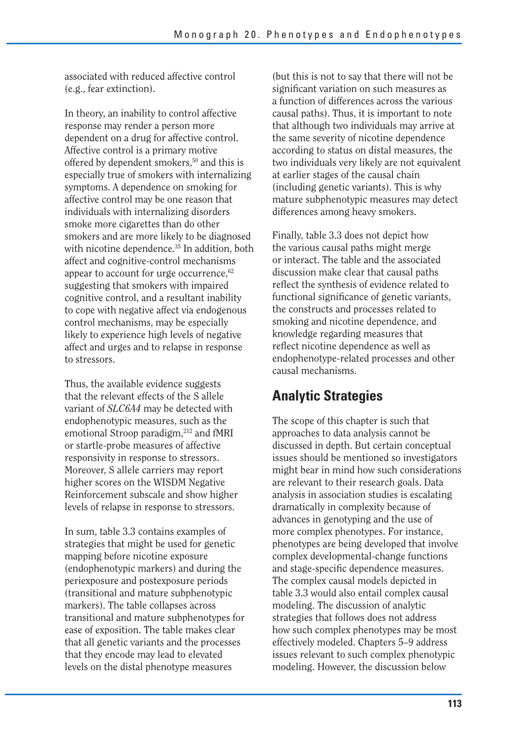associated with reduced affective control (e.g., fear extinction).

In theory, an inability to control affective response may render a person more dependent on a drug for affective control. Affective control is a primary motive offered by dependent smokers,[50] and this is especially true of smokers with internalizing symptoms. A dependence on smoking for affective control may be one reason that individuals with internalizing disorders smoke more cigarettes than do other smokers and are more likely to be diagnosed with nicotine dependence.[35] In addition, both affect and cognitive-control mechanisms appear to account for urge occurrence,[62] suggesting that smokers with impaired cognitive control, and a resultant inability to cope with negative affect via endogenous control mechanisms, may be especially likely to experience high levels of negative affect and urges and to relapse in response to stressors.

Thus, the available evidence suggests that the relevant effects of the S allele variant of *SLC6A4* may be detected with endophenotypic measures, such as the emotional Stroop paradigm,[212] and fMRI or startle-probe measures of affective responsivity in response to stressors. Moreover, S allele carriers may report higher scores on the WISDM Negative Reinforcement subscale and show higher levels of relapse in response to stressors.

In sum, table 3.3 contains examples of strategies that might be used for genetic mapping before nicotine exposure (endophenotypic markers) and during the periexposure and postexposure periods (transitional and mature subphenotypic markers). The table collapses across transitional and mature subphenotypes for ease of exposition. The table makes clear that all genetic variants and the processes that they encode may lead to elevated levels on the distal phenotype measures (but this is not to say that there will not be significant variation on such measures as a function of differences across the various causal paths). Thus, it is important to note that although two individuals may arrive at the same severity of nicotine dependence according to status on distal measures, the two individuals very likely are not equivalent at earlier stages of the causal chain (including genetic variants). This is why mature subphenotypic measures may detect differences among heavy smokers.

Finally, table 3.3 does not depict how the various causal paths might merge or interact. The table and the associated discussion make clear that causal paths reflect the synthesis of evidence related to functional significance of genetic variants, the constructs and processes related to smoking and nicotine dependence, and knowledge regarding measures that reflect nicotine dependence as well as endophenotype-related processes and other causal mechanisms.

## Analytic Strategies

The scope of this chapter is such that approaches to data analysis cannot be discussed in depth. But certain conceptual issues should be mentioned so investigators might bear in mind how such considerations are relevant to their research goals. Data analysis in association studies is escalating dramatically in complexity because of advances in genotyping and the use of more complex phenotypes. For instance, phenotypes are being developed that involve complex developmental-change functions and stage-specific dependence measures. The complex causal models depicted in table 3.3 would also entail complex causal modeling. The discussion of analytic strategies that follows does not address how such complex phenotypes may be most effectively modeled. Chapters 5–9 address issues relevant to such complex phenotypic modeling. However, the discussion below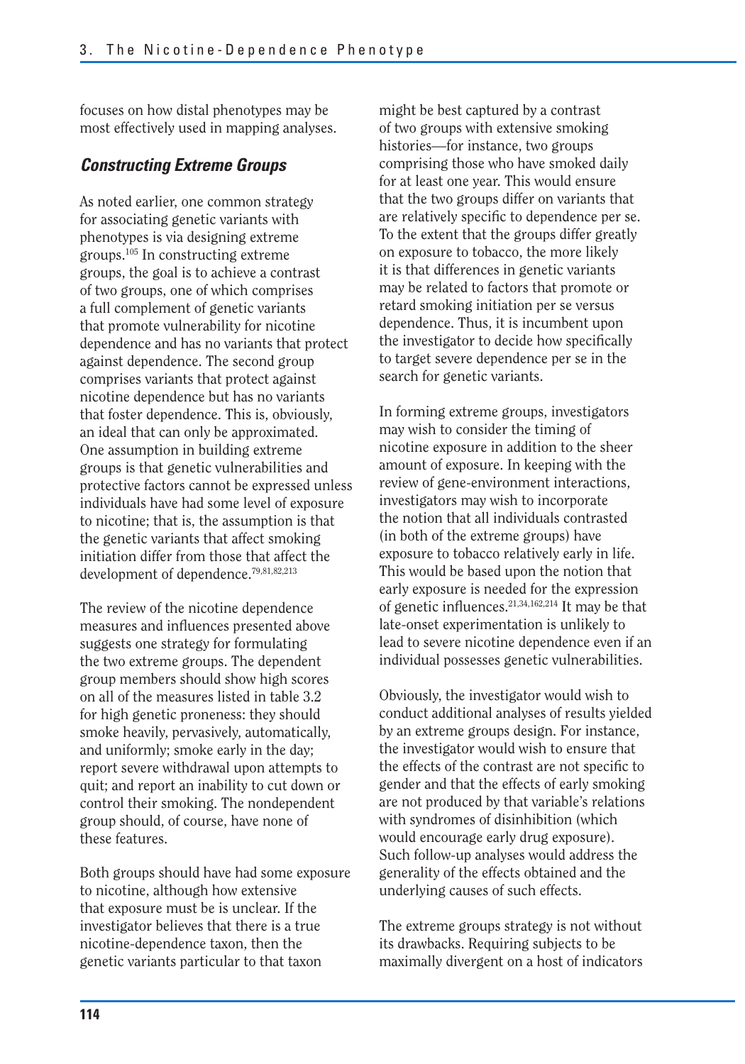focuses on how distal phenotypes may be most effectively used in mapping analyses.

### *Constructing Extreme Groups*

As noted earlier, one common strategy for associating genetic variants with phenotypes is via designing extreme groups.[105] In constructing extreme groups, the goal is to achieve a contrast of two groups, one of which comprises a full complement of genetic variants that promote vulnerability for nicotine dependence and has no variants that protect against dependence. The second group comprises variants that protect against nicotine dependence but has no variants that foster dependence. This is, obviously, an ideal that can only be approximated. One assumption in building extreme groups is that genetic vulnerabilities and protective factors cannot be expressed unless individuals have had some level of exposure to nicotine; that is, the assumption is that the genetic variants that affect smoking initiation differ from those that affect the development of dependence.[79,81,82,213]

The review of the nicotine dependence measures and influences presented above suggests one strategy for formulating the two extreme groups. The dependent group members should show high scores on all of the measures listed in table 3.2 for high genetic proneness: they should smoke heavily, pervasively, automatically, and uniformly; smoke early in the day; report severe withdrawal upon attempts to quit; and report an inability to cut down or control their smoking. The nondependent group should, of course, have none of these features.

Both groups should have had some exposure to nicotine, although how extensive that exposure must be is unclear. If the investigator believes that there is a true nicotine-dependence taxon, then the genetic variants particular to that taxon might be best captured by a contrast of two groups with extensive smoking histories—for instance, two groups comprising those who have smoked daily for at least one year. This would ensure that the two groups differ on variants that are relatively specific to dependence per se. To the extent that the groups differ greatly on exposure to tobacco, the more likely it is that differences in genetic variants may be related to factors that promote or retard smoking initiation per se versus dependence. Thus, it is incumbent upon the investigator to decide how specifically to target severe dependence per se in the search for genetic variants.

In forming extreme groups, investigators may wish to consider the timing of nicotine exposure in addition to the sheer amount of exposure. In keeping with the review of gene-environment interactions, investigators may wish to incorporate the notion that all individuals contrasted (in both of the extreme groups) have exposure to tobacco relatively early in life. This would be based upon the notion that early exposure is needed for the expression of genetic influences.[21,34,162,214] It may be that late-onset experimentation is unlikely to lead to severe nicotine dependence even if an individual possesses genetic vulnerabilities.

Obviously, the investigator would wish to conduct additional analyses of results yielded by an extreme groups design. For instance, the investigator would wish to ensure that the effects of the contrast are not specific to gender and that the effects of early smoking are not produced by that variable's relations with syndromes of disinhibition (which would encourage early drug exposure). Such follow-up analyses would address the generality of the effects obtained and the underlying causes of such effects.

The extreme groups strategy is not without its drawbacks. Requiring subjects to be maximally divergent on a host of indicators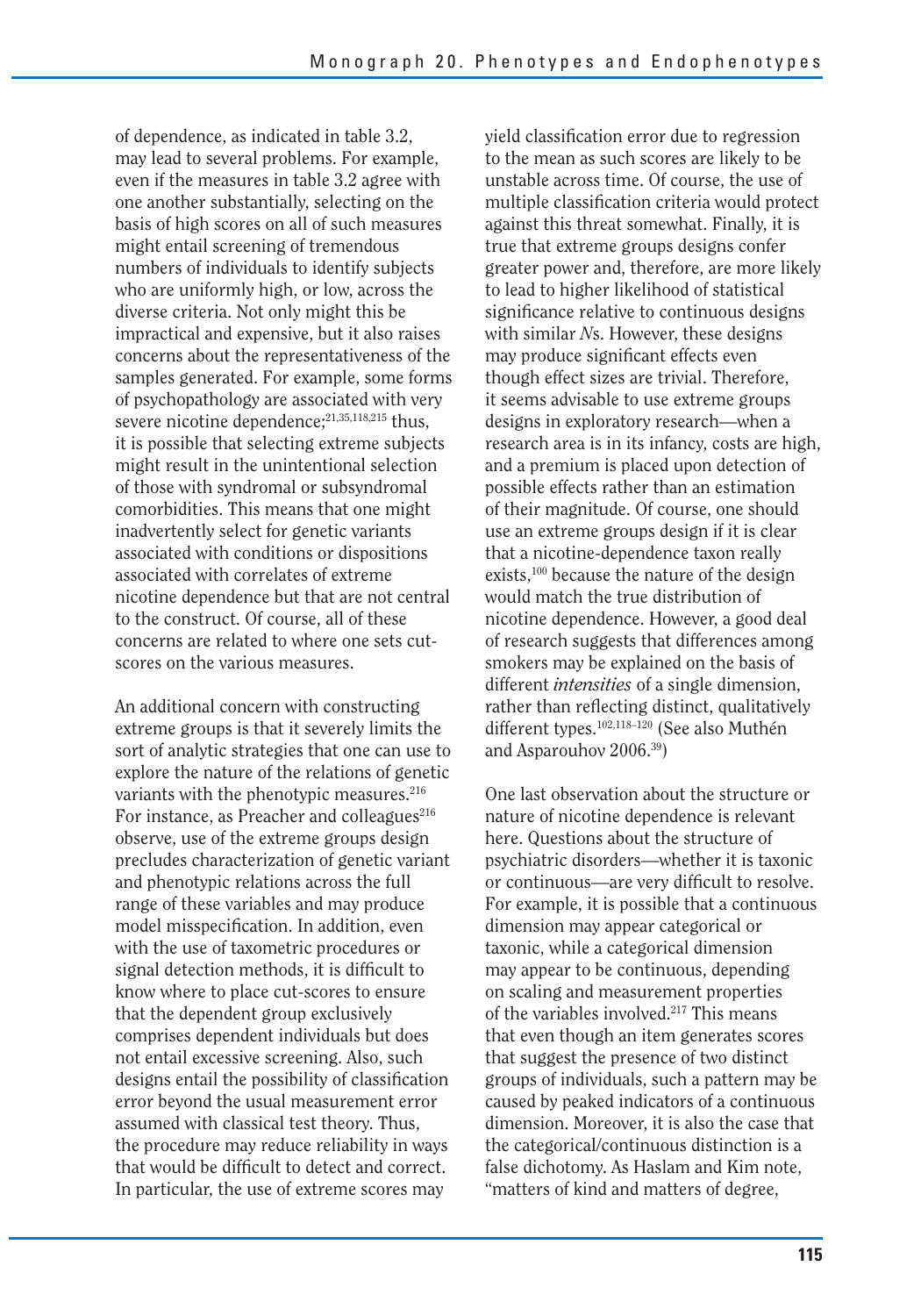of dependence, as indicated in table 3.2, may lead to several problems. For example, even if the measures in table 3.2 agree with one another substantially, selecting on the basis of high scores on all of such measures might entail screening of tremendous numbers of individuals to identify subjects who are uniformly high, or low, across the diverse criteria. Not only might this be impractical and expensive, but it also raises concerns about the representativeness of the samples generated. For example, some forms of psychopathology are associated with very severe nicotine dependence;[21,35,118,215] thus, it is possible that selecting extreme subjects might result in the unintentional selection of those with syndromal or subsyndromal comorbidities. This means that one might inadvertently select for genetic variants associated with conditions or dispositions associated with correlates of extreme nicotine dependence but that are not central to the construct. Of course, all of these concerns are related to where one sets cut-scores on the various measures.

An additional concern with constructing extreme groups is that it severely limits the sort of analytic strategies that one can use to explore the nature of the relations of genetic variants with the phenotypic measures.[216] For instance, as Preacher and colleagues[216] observe, use of the extreme groups design precludes characterization of genetic variant and phenotypic relations across the full range of these variables and may produce model misspecification. In addition, even with the use of taxometric procedures or signal detection methods, it is difficult to know where to place cut-scores to ensure that the dependent group exclusively comprises dependent individuals but does not entail excessive screening. Also, such designs entail the possibility of classification error beyond the usual measurement error assumed with classical test theory. Thus, the procedure may reduce reliability in ways that would be difficult to detect and correct. In particular, the use of extreme scores may yield classification error due to regression to the mean as such scores are likely to be unstable across time. Of course, the use of multiple classification criteria would protect against this threat somewhat. Finally, it is true that extreme groups designs confer greater power and, therefore, are more likely to lead to higher likelihood of statistical significance relative to continuous designs with similar *N*s. However, these designs may produce significant effects even though effect sizes are trivial. Therefore, it seems advisable to use extreme groups designs in exploratory research—when a research area is in its infancy, costs are high, and a premium is placed upon detection of possible effects rather than an estimation of their magnitude. Of course, one should use an extreme groups design if it is clear that a nicotine-dependence taxon really exists,[100] because the nature of the design would match the true distribution of nicotine dependence. However, a good deal of research suggests that differences among smokers may be explained on the basis of different *intensities* of a single dimension, rather than reflecting distinct, qualitatively different types.[102,118–120] (See also Muthén and Asparouhov 2006.[39])

One last observation about the structure or nature of nicotine dependence is relevant here. Questions about the structure of psychiatric disorders—whether it is taxonic or continuous—are very difficult to resolve. For example, it is possible that a continuous dimension may appear categorical or taxonic, while a categorical dimension may appear to be continuous, depending on scaling and measurement properties of the variables involved.[217] This means that even though an item generates scores that suggest the presence of two distinct groups of individuals, such a pattern may be caused by peaked indicators of a continuous dimension. Moreover, it is also the case that the categorical/continuous distinction is a false dichotomy. As Haslam and Kim note, "matters of kind and matters of degree,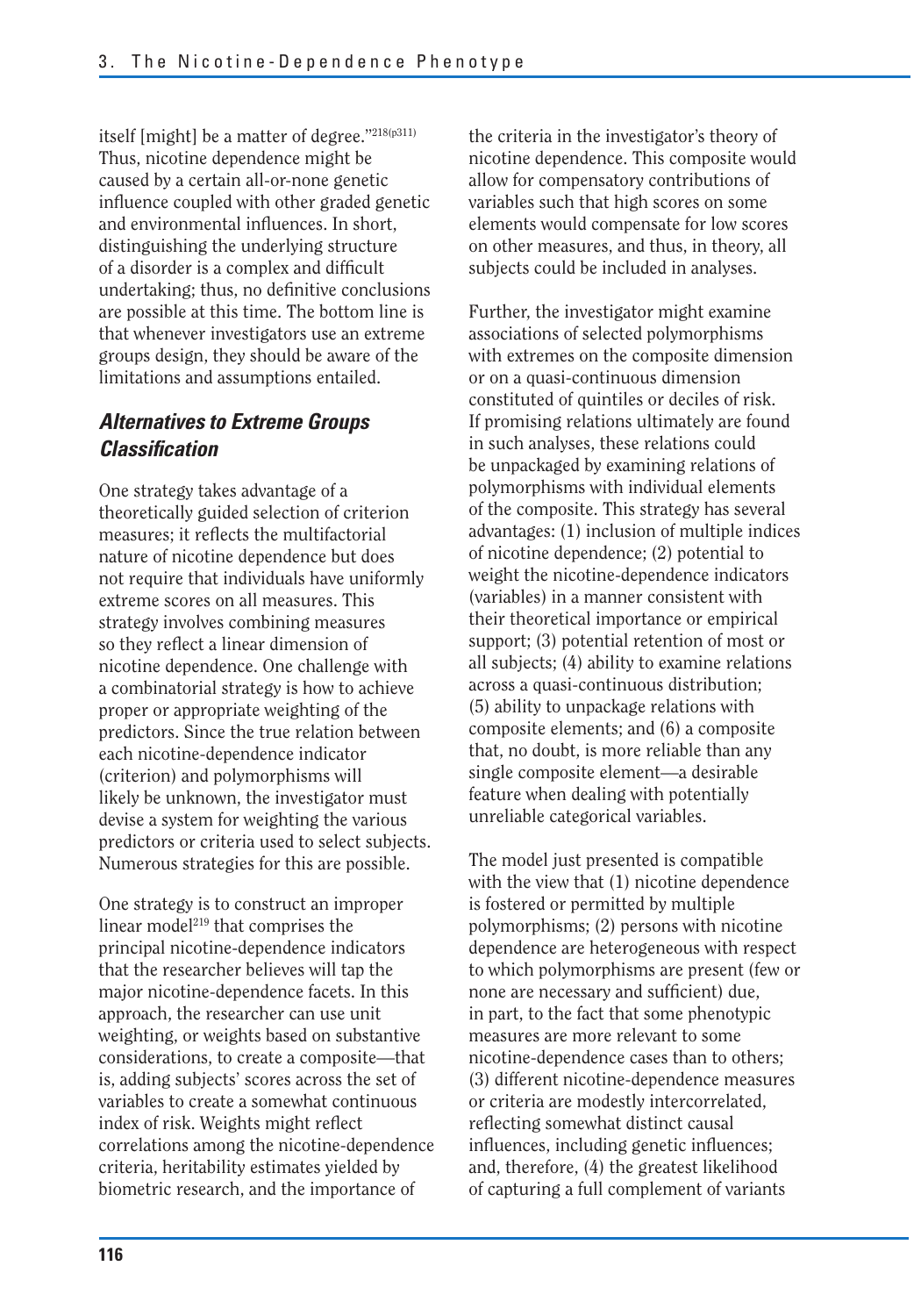itself [might] be a matter of degree."[218(p311)] Thus, nicotine dependence might be caused by a certain all-or-none genetic influence coupled with other graded genetic and environmental influences. In short, distinguishing the underlying structure of a disorder is a complex and difficult undertaking; thus, no definitive conclusions are possible at this time. The bottom line is that whenever investigators use an extreme groups design, they should be aware of the limitations and assumptions entailed.

### *Alternatives to Extreme Groups Classification*

One strategy takes advantage of a theoretically guided selection of criterion measures; it reflects the multifactorial nature of nicotine dependence but does not require that individuals have uniformly extreme scores on all measures. This strategy involves combining measures so they reflect a linear dimension of nicotine dependence. One challenge with a combinatorial strategy is how to achieve proper or appropriate weighting of the predictors. Since the true relation between each nicotine-dependence indicator (criterion) and polymorphisms will likely be unknown, the investigator must devise a system for weighting the various predictors or criteria used to select subjects. Numerous strategies for this are possible.

One strategy is to construct an improper linear model[219] that comprises the principal nicotine-dependence indicators that the researcher believes will tap the major nicotine-dependence facets. In this approach, the researcher can use unit weighting, or weights based on substantive considerations, to create a composite—that is, adding subjects' scores across the set of variables to create a somewhat continuous index of risk. Weights might reflect correlations among the nicotine-dependence criteria, heritability estimates yielded by biometric research, and the importance of the criteria in the investigator's theory of nicotine dependence. This composite would allow for compensatory contributions of variables such that high scores on some elements would compensate for low scores on other measures, and thus, in theory, all subjects could be included in analyses.

Further, the investigator might examine associations of selected polymorphisms with extremes on the composite dimension or on a quasi-continuous dimension constituted of quintiles or deciles of risk. If promising relations ultimately are found in such analyses, these relations could be unpackaged by examining relations of polymorphisms with individual elements of the composite. This strategy has several advantages: (1) inclusion of multiple indices of nicotine dependence; (2) potential to weight the nicotine-dependence indicators (variables) in a manner consistent with their theoretical importance or empirical support; (3) potential retention of most or all subjects; (4) ability to examine relations across a quasi-continuous distribution; (5) ability to unpackage relations with composite elements; and (6) a composite that, no doubt, is more reliable than any single composite element—a desirable feature when dealing with potentially unreliable categorical variables.

The model just presented is compatible with the view that (1) nicotine dependence is fostered or permitted by multiple polymorphisms; (2) persons with nicotine dependence are heterogeneous with respect to which polymorphisms are present (few or none are necessary and sufficient) due, in part, to the fact that some phenotypic measures are more relevant to some nicotine-dependence cases than to others; (3) different nicotine-dependence measures or criteria are modestly intercorrelated, reflecting somewhat distinct causal influences, including genetic influences; and, therefore, (4) the greatest likelihood of capturing a full complement of variants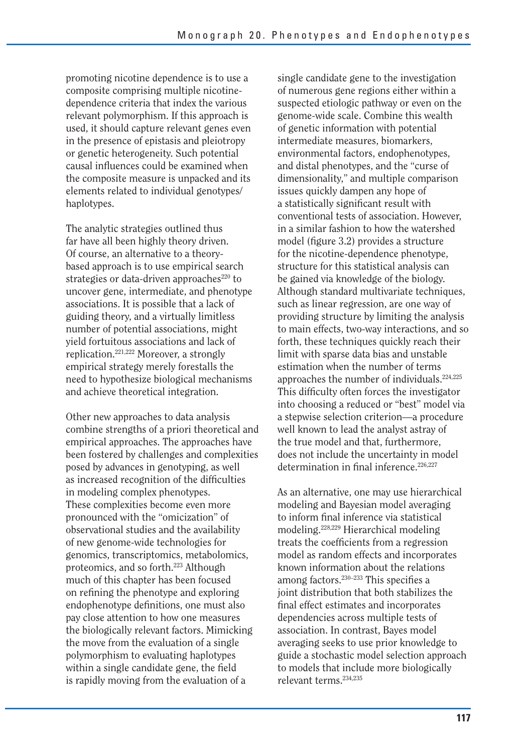promoting nicotine dependence is to use a composite comprising multiple nicotine-dependence criteria that index the various relevant polymorphism. If this approach is used, it should capture relevant genes even in the presence of epistasis and pleiotropy or genetic heterogeneity. Such potential causal influences could be examined when the composite measure is unpacked and its elements related to individual genotypes/ haplotypes.

The analytic strategies outlined thus far have all been highly theory driven. Of course, an alternative to a theory-based approach is to use empirical search strategies or data-driven approaches[220] to uncover gene, intermediate, and phenotype associations. It is possible that a lack of guiding theory, and a virtually limitless number of potential associations, might yield fortuitous associations and lack of replication.[221,222] Moreover, a strongly empirical strategy merely forestalls the need to hypothesize biological mechanisms and achieve theoretical integration.

Other new approaches to data analysis combine strengths of a priori theoretical and empirical approaches. The approaches have been fostered by challenges and complexities posed by advances in genotyping, as well as increased recognition of the difficulties in modeling complex phenotypes. These complexities become even more pronounced with the "omicization" of observational studies and the availability of new genome-wide technologies for genomics, transcriptomics, metabolomics, proteomics, and so forth.[223] Although much of this chapter has been focused on refining the phenotype and exploring endophenotype definitions, one must also pay close attention to how one measures the biologically relevant factors. Mimicking the move from the evaluation of a single polymorphism to evaluating haplotypes within a single candidate gene, the field is rapidly moving from the evaluation of a single candidate gene to the investigation of numerous gene regions either within a suspected etiologic pathway or even on the genome-wide scale. Combine this wealth of genetic information with potential intermediate measures, biomarkers, environmental factors, endophenotypes, and distal phenotypes, and the "curse of dimensionality," and multiple comparison issues quickly dampen any hope of a statistically significant result with conventional tests of association. However, in a similar fashion to how the watershed model (figure 3.2) provides a structure for the nicotine-dependence phenotype, structure for this statistical analysis can be gained via knowledge of the biology. Although standard multivariate techniques, such as linear regression, are one way of providing structure by limiting the analysis to main effects, two-way interactions, and so forth, these techniques quickly reach their limit with sparse data bias and unstable estimation when the number of terms approaches the number of individuals.[224,225] This difficulty often forces the investigator into choosing a reduced or "best" model via a stepwise selection criterion—a procedure well known to lead the analyst astray of the true model and that, furthermore, does not include the uncertainty in model determination in final inference.[226,227]

As an alternative, one may use hierarchical modeling and Bayesian model averaging to inform final inference via statistical modeling.[228,229] Hierarchical modeling treats the coefficients from a regression model as random effects and incorporates known information about the relations among factors.[230–233] This specifies a joint distribution that both stabilizes the final effect estimates and incorporates dependencies across multiple tests of association. In contrast, Bayes model averaging seeks to use prior knowledge to guide a stochastic model selection approach to models that include more biologically relevant terms.[234,235]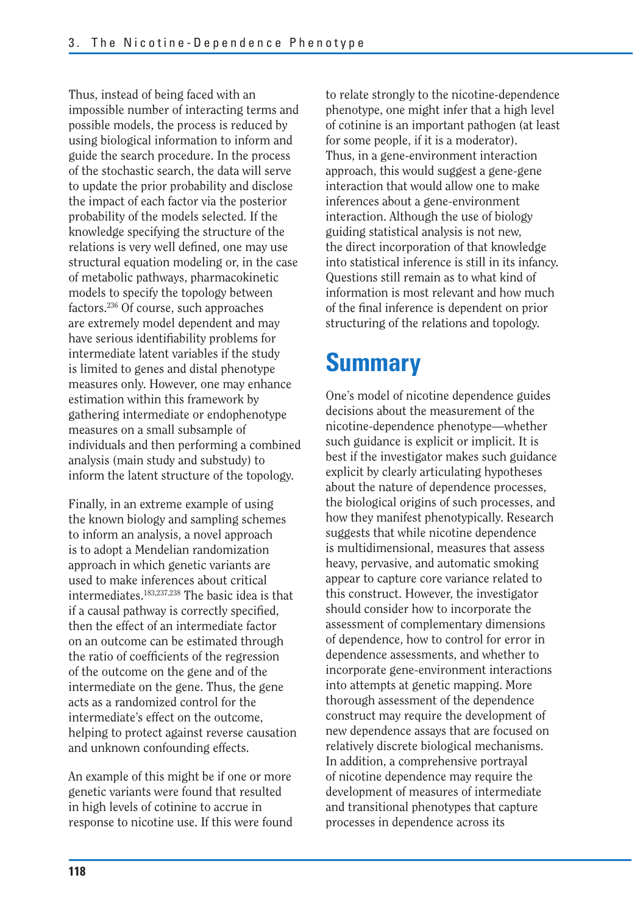Thus, instead of being faced with an impossible number of interacting terms and possible models, the process is reduced by using biological information to inform and guide the search procedure. In the process of the stochastic search, the data will serve to update the prior probability and disclose the impact of each factor via the posterior probability of the models selected. If the knowledge specifying the structure of the relations is very well defined, one may use structural equation modeling or, in the case of metabolic pathways, pharmacokinetic models to specify the topology between factors.[236] Of course, such approaches are extremely model dependent and may have serious identifiability problems for intermediate latent variables if the study is limited to genes and distal phenotype measures only. However, one may enhance estimation within this framework by gathering intermediate or endophenotype measures on a small subsample of individuals and then performing a combined analysis (main study and substudy) to inform the latent structure of the topology.

Finally, in an extreme example of using the known biology and sampling schemes to inform an analysis, a novel approach is to adopt a Mendelian randomization approach in which genetic variants are used to make inferences about critical intermediates.[183,237,238] The basic idea is that if a causal pathway is correctly specified, then the effect of an intermediate factor on an outcome can be estimated through the ratio of coefficients of the regression of the outcome on the gene and of the intermediate on the gene. Thus, the gene acts as a randomized control for the intermediate's effect on the outcome, helping to protect against reverse causation and unknown confounding effects.

An example of this might be if one or more genetic variants were found that resulted in high levels of cotinine to accrue in response to nicotine use. If this were found to relate strongly to the nicotine-dependence phenotype, one might infer that a high level of cotinine is an important pathogen (at least for some people, if it is a moderator). Thus, in a gene-environment interaction approach, this would suggest a gene-gene interaction that would allow one to make inferences about a gene-environment interaction. Although the use of biology guiding statistical analysis is not new, the direct incorporation of that knowledge into statistical inference is still in its infancy. Questions still remain as to what kind of information is most relevant and how much of the final inference is dependent on prior structuring of the relations and topology.

## Summary

One's model of nicotine dependence guides decisions about the measurement of the nicotine-dependence phenotype—whether such guidance is explicit or implicit. It is best if the investigator makes such guidance explicit by clearly articulating hypotheses about the nature of dependence processes, the biological origins of such processes, and how they manifest phenotypically. Research suggests that while nicotine dependence is multidimensional, measures that assess heavy, pervasive, and automatic smoking appear to capture core variance related to this construct. However, the investigator should consider how to incorporate the assessment of complementary dimensions of dependence, how to control for error in dependence assessments, and whether to incorporate gene-environment interactions into attempts at genetic mapping. More thorough assessment of the dependence construct may require the development of new dependence assays that are focused on relatively discrete biological mechanisms. In addition, a comprehensive portrayal of nicotine dependence may require the development of measures of intermediate and transitional phenotypes that capture processes in dependence across its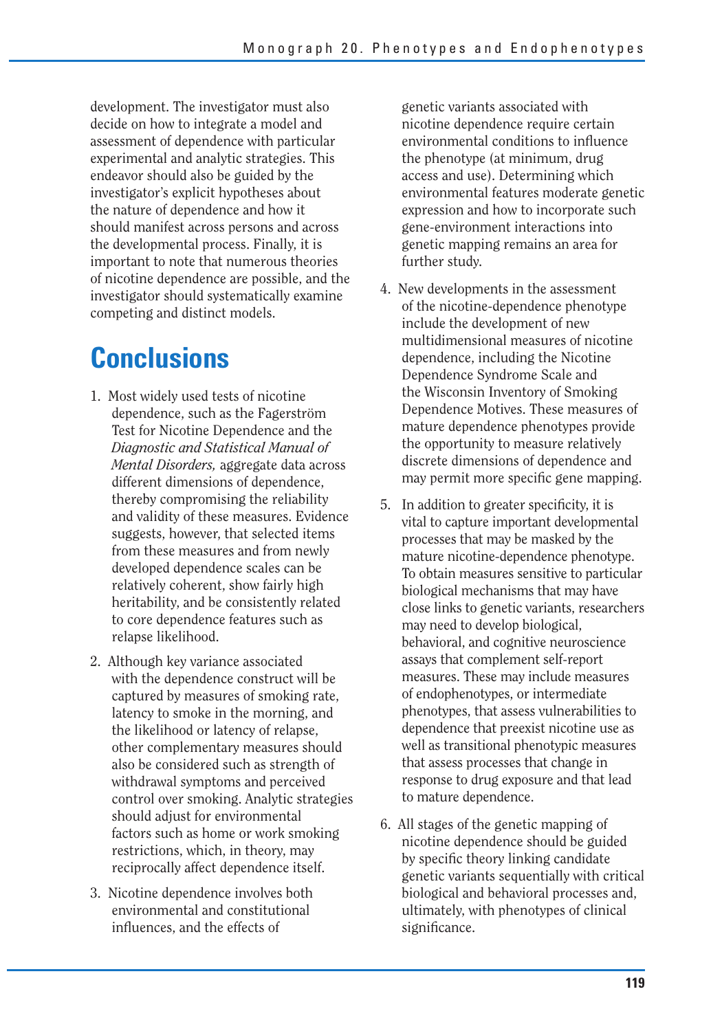development. The investigator must also decide on how to integrate a model and assessment of dependence with particular experimental and analytic strategies. This endeavor should also be guided by the investigator's explicit hypotheses about the nature of dependence and how it should manifest across persons and across the developmental process. Finally, it is important to note that numerous theories of nicotine dependence are possible, and the investigator should systematically examine competing and distinct models.

# Conclusions

1. Most widely used tests of nicotine dependence, such as the Fagerström Test for Nicotine Dependence and the *Diagnostic and Statistical Manual of Mental Disorders,* aggregate data across different dimensions of dependence, thereby compromising the reliability and validity of these measures. Evidence suggests, however, that selected items from these measures and from newly developed dependence scales can be relatively coherent, show fairly high heritability, and be consistently related to core dependence features such as relapse likelihood.

2. Although key variance associated with the dependence construct will be captured by measures of smoking rate, latency to smoke in the morning, and the likelihood or latency of relapse, other complementary measures should also be considered such as strength of withdrawal symptoms and perceived control over smoking. Analytic strategies should adjust for environmental factors such as home or work smoking restrictions, which, in theory, may reciprocally affect dependence itself.

3. Nicotine dependence involves both environmental and constitutional influences, and the effects of genetic variants associated with nicotine dependence require certain environmental conditions to influence the phenotype (at minimum, drug access and use). Determining which environmental features moderate genetic expression and how to incorporate such gene-environment interactions into genetic mapping remains an area for further study.

4. New developments in the assessment of the nicotine-dependence phenotype include the development of new multidimensional measures of nicotine dependence, including the Nicotine Dependence Syndrome Scale and the Wisconsin Inventory of Smoking Dependence Motives. These measures of mature dependence phenotypes provide the opportunity to measure relatively discrete dimensions of dependence and may permit more specific gene mapping.

5. In addition to greater specificity, it is vital to capture important developmental processes that may be masked by the mature nicotine-dependence phenotype. To obtain measures sensitive to particular biological mechanisms that may have close links to genetic variants, researchers may need to develop biological, behavioral, and cognitive neuroscience assays that complement self-report measures. These may include measures of endophenotypes, or intermediate phenotypes, that assess vulnerabilities to dependence that preexist nicotine use as well as transitional phenotypic measures that assess processes that change in response to drug exposure and that lead to mature dependence.

6. All stages of the genetic mapping of nicotine dependence should be guided by specific theory linking candidate genetic variants sequentially with critical biological and behavioral processes and, ultimately, with phenotypes of clinical significance.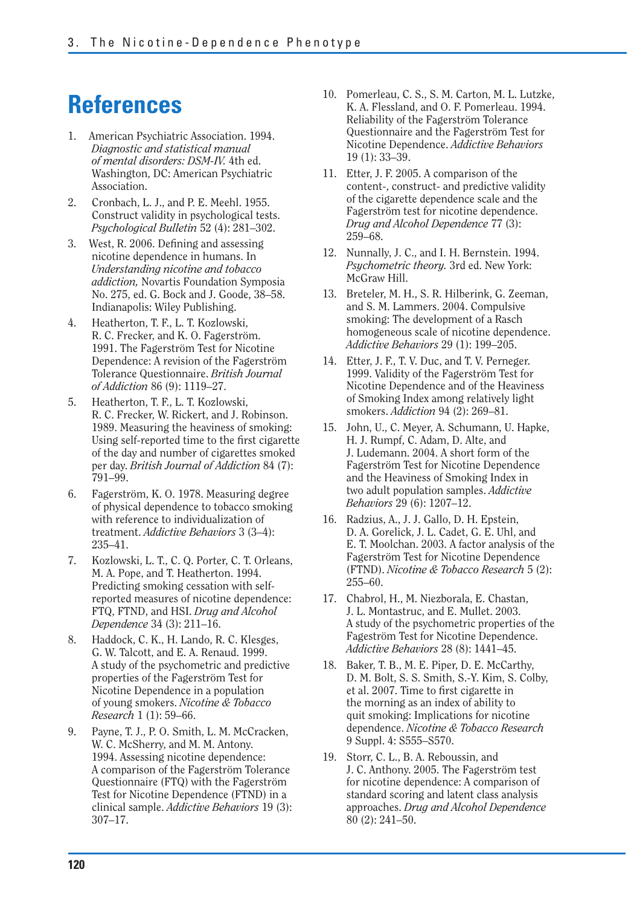# References

1. American Psychiatric Association. 1994. *Diagnostic and statistical manual of mental disorders: DSM-IV.* 4th ed. Washington, DC: American Psychiatric Association.
2. Cronbach, L. J., and P. E. Meehl. 1955. Construct validity in psychological tests. *Psychological Bulletin* 52 (4): 281–302.
3. West, R. 2006. Defining and assessing nicotine dependence in humans. In *Understanding nicotine and tobacco addiction,* Novartis Foundation Symposia No. 275, ed. G. Bock and J. Goode, 38–58. Indianapolis: Wiley Publishing.
4. Heatherton, T. F., L. T. Kozlowski, R. C. Frecker, and K. O. Fagerström. 1991. The Fagerström Test for Nicotine Dependence: A revision of the Fagerström Tolerance Questionnaire. *British Journal of Addiction* 86 (9): 1119–27.
5. Heatherton, T. F., L. T. Kozlowski, R. C. Frecker, W. Rickert, and J. Robinson. 1989. Measuring the heaviness of smoking: Using self-reported time to the first cigarette of the day and number of cigarettes smoked per day. *British Journal of Addiction* 84 (7): 791–99.
6. Fagerström, K. O. 1978. Measuring degree of physical dependence to tobacco smoking with reference to individualization of treatment. *Addictive Behaviors* 3 (3–4): 235–41.
7. Kozlowski, L. T., C. Q. Porter, C. T. Orleans, M. A. Pope, and T. Heatherton. 1994. Predicting smoking cessation with self-reported measures of nicotine dependence: FTQ, FTND, and HSI. *Drug and Alcohol Dependence* 34 (3): 211–16.
8. Haddock, C. K., H. Lando, R. C. Klesges, G. W. Talcott, and E. A. Renaud. 1999. A study of the psychometric and predictive properties of the Fagerström Test for Nicotine Dependence in a population of young smokers. *Nicotine & Tobacco Research* 1 (1): 59–66.
9. Payne, T. J., P. O. Smith, L. M. McCracken, W. C. McSherry, and M. M. Antony. 1994. Assessing nicotine dependence: A comparison of the Fagerström Tolerance Questionnaire (FTQ) with the Fagerström Test for Nicotine Dependence (FTND) in a clinical sample. *Addictive Behaviors* 19 (3): 307–17.
10. Pomerleau, C. S., S. M. Carton, M. L. Lutzke, K. A. Flessland, and O. F. Pomerleau. 1994. Reliability of the Fagerström Tolerance Questionnaire and the Fagerström Test for Nicotine Dependence. *Addictive Behaviors* 19 (1): 33–39.
11. Etter, J. F. 2005. A comparison of the content-, construct- and predictive validity of the cigarette dependence scale and the Fagerström test for nicotine dependence. *Drug and Alcohol Dependence* 77 (3): 259–68.
12. Nunnally, J. C., and I. H. Bernstein. 1994. *Psychometric theory.* 3rd ed. New York: McGraw Hill.
13. Breteler, M. H., S. R. Hilberink, G. Zeeman, and S. M. Lammers. 2004. Compulsive smoking: The development of a Rasch homogeneous scale of nicotine dependence. *Addictive Behaviors* 29 (1): 199–205.
14. Etter, J. F., T. V. Duc, and T. V. Perneger. 1999. Validity of the Fagerström Test for Nicotine Dependence and of the Heaviness of Smoking Index among relatively light smokers. *Addiction* 94 (2): 269–81.
15. John, U., C. Meyer, A. Schumann, U. Hapke, H. J. Rumpf, C. Adam, D. Alte, and J. Ludemann. 2004. A short form of the Fagerström Test for Nicotine Dependence and the Heaviness of Smoking Index in two adult population samples. *Addictive Behaviors* 29 (6): 1207–12.
16. Radzius, A., J. J. Gallo, D. H. Epstein, D. A. Gorelick, J. L. Cadet, G. E. Uhl, and E. T. Moolchan. 2003. A factor analysis of the Fagerström Test for Nicotine Dependence (FTND). *Nicotine & Tobacco Research* 5 (2): 255–60.
17. Chabrol, H., M. Niezborala, E. Chastan, J. L. Montastruc, and E. Mullet. 2003. A study of the psychometric properties of the Fageström Test for Nicotine Dependence. *Addictive Behaviors* 28 (8): 1441–45.
18. Baker, T. B., M. E. Piper, D. E. McCarthy, D. M. Bolt, S. S. Smith, S.-Y. Kim, S. Colby, et al. 2007. Time to first cigarette in the morning as an index of ability to quit smoking: Implications for nicotine dependence. *Nicotine & Tobacco Research* 9 Suppl. 4: S555–S570.
19. Storr, C. L., B. A. Reboussin, and J. C. Anthony. 2005. The Fagerström test for nicotine dependence: A comparison of standard scoring and latent class analysis approaches. *Drug and Alcohol Dependence* 80 (2): 241–50.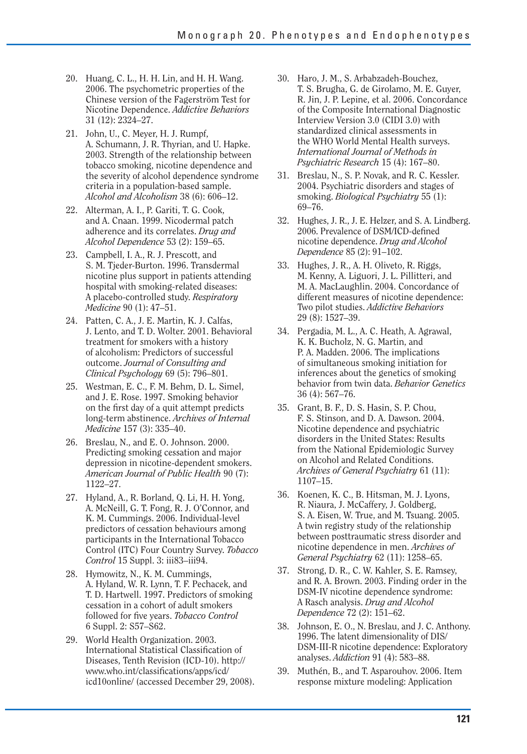20. Huang, C. L., H. H. Lin, and H. H. Wang. 2006. The psychometric properties of the Chinese version of the Fagerström Test for Nicotine Dependence. *Addictive Behaviors* 31 (12): 2324–27.
21. John, U., C. Meyer, H. J. Rumpf, A. Schumann, J. R. Thyrian, and U. Hapke. 2003. Strength of the relationship between tobacco smoking, nicotine dependence and the severity of alcohol dependence syndrome criteria in a population-based sample. *Alcohol and Alcoholism* 38 (6): 606–12.
22. Alterman, A. I., P. Gariti, T. G. Cook, and A. Cnaan. 1999. Nicodermal patch adherence and its correlates. *Drug and Alcohol Dependence* 53 (2): 159–65.
23. Campbell, I. A., R. J. Prescott, and S. M. Tjeder-Burton. 1996. Transdermal nicotine plus support in patients attending hospital with smoking-related diseases: A placebo-controlled study. *Respiratory Medicine* 90 (1): 47–51.
24. Patten, C. A., J. E. Martin, K. J. Calfas, J. Lento, and T. D. Wolter. 2001. Behavioral treatment for smokers with a history of alcoholism: Predictors of successful outcome. *Journal of Consulting and Clinical Psychology* 69 (5): 796–801.
25. Westman, E. C., F. M. Behm, D. L. Simel, and J. E. Rose. 1997. Smoking behavior on the first day of a quit attempt predicts long-term abstinence. *Archives of Internal Medicine* 157 (3): 335–40.
26. Breslau, N., and E. O. Johnson. 2000. Predicting smoking cessation and major depression in nicotine-dependent smokers. *American Journal of Public Health* 90 (7): 1122–27.
27. Hyland, A., R. Borland, Q. Li, H. H. Yong, A. McNeill, G. T. Fong, R. J. O'Connor, and K. M. Cummings. 2006. Individual-level predictors of cessation behaviours among participants in the International Tobacco Control (ITC) Four Country Survey. *Tobacco Control* 15 Suppl. 3: iii83–iii94.
28. Hymowitz, N., K. M. Cummings, A. Hyland, W. R. Lynn, T. F. Pechacek, and T. D. Hartwell. 1997. Predictors of smoking cessation in a cohort of adult smokers followed for five years. *Tobacco Control* 6 Suppl. 2: S57–S62.
29. World Health Organization. 2003. International Statistical Classification of Diseases, Tenth Revision (ICD-10). http://www.who.int/classifications/apps/icd/icd10online/ (accessed December 29, 2008).
30. Haro, J. M., S. Arbabzadeh-Bouchez, T. S. Brugha, G. de Girolamo, M. E. Guyer, R. Jin, J. P. Lepine, et al. 2006. Concordance of the Composite International Diagnostic Interview Version 3.0 (CIDI 3.0) with standardized clinical assessments in the WHO World Mental Health surveys. *International Journal of Methods in Psychiatric Research* 15 (4): 167–80.
31. Breslau, N., S. P. Novak, and R. C. Kessler. 2004. Psychiatric disorders and stages of smoking. *Biological Psychiatry* 55 (1): 69–76.
32. Hughes, J. R., J. E. Helzer, and S. A. Lindberg. 2006. Prevalence of DSM/ICD-defined nicotine dependence. *Drug and Alcohol Dependence* 85 (2): 91–102.
33. Hughes, J. R., A. H. Oliveto, R. Riggs, M. Kenny, A. Liguori, J. L. Pillitteri, and M. A. MacLaughlin. 2004. Concordance of different measures of nicotine dependence: Two pilot studies. *Addictive Behaviors* 29 (8): 1527–39.
34. Pergadia, M. L., A. C. Heath, A. Agrawal, K. K. Bucholz, N. G. Martin, and P. A. Madden. 2006. The implications of simultaneous smoking initiation for inferences about the genetics of smoking behavior from twin data. *Behavior Genetics* 36 (4): 567–76.
35. Grant, B. F., D. S. Hasin, S. P. Chou, F. S. Stinson, and D. A. Dawson. 2004. Nicotine dependence and psychiatric disorders in the United States: Results from the National Epidemiologic Survey on Alcohol and Related Conditions. *Archives of General Psychiatry* 61 (11): 1107–15.
36. Koenen, K. C., B. Hitsman, M. J. Lyons, R. Niaura, J. McCaffery, J. Goldberg, S. A. Eisen, W. True, and M. Tsuang. 2005. A twin registry study of the relationship between posttraumatic stress disorder and nicotine dependence in men. *Archives of General Psychiatry* 62 (11): 1258–65.
37. Strong, D. R., C. W. Kahler, S. E. Ramsey, and R. A. Brown. 2003. Finding order in the DSM-IV nicotine dependence syndrome: A Rasch analysis. *Drug and Alcohol Dependence* 72 (2): 151–62.
38. Johnson, E. O., N. Breslau, and J. C. Anthony. 1996. The latent dimensionality of DIS/DSM-III-R nicotine dependence: Exploratory analyses. *Addiction* 91 (4): 583–88.
39. Muthén, B., and T. Asparouhov. 2006. Item response mixture modeling: Application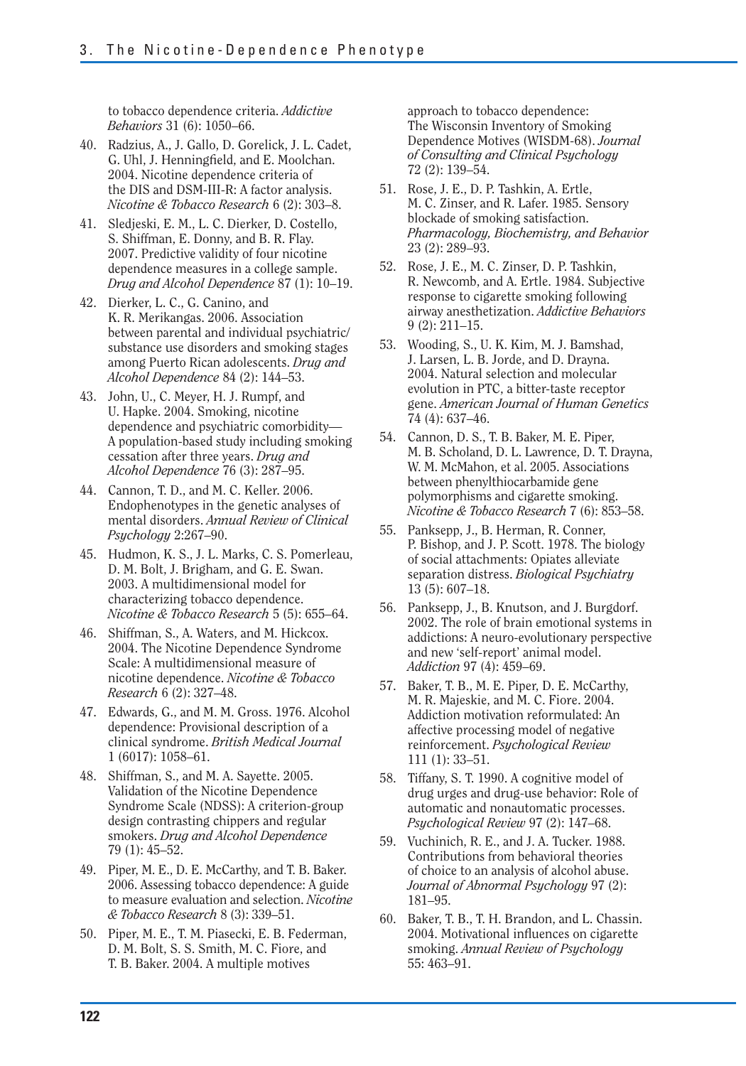to tobacco dependence criteria. *Addictive Behaviors* 31 (6): 1050–66.

40. Radzius, A., J. Gallo, D. Gorelick, J. L. Cadet, G. Uhl, J. Henningfield, and E. Moolchan. 2004. Nicotine dependence criteria of the DIS and DSM-III-R: A factor analysis. *Nicotine & Tobacco Research* 6 (2): 303–8.
41. Sledjeski, E. M., L. C. Dierker, D. Costello, S. Shiffman, E. Donny, and B. R. Flay. 2007. Predictive validity of four nicotine dependence measures in a college sample. *Drug and Alcohol Dependence* 87 (1): 10–19.
42. Dierker, L. C., G. Canino, and K. R. Merikangas. 2006. Association between parental and individual psychiatric/substance use disorders and smoking stages among Puerto Rican adolescents. *Drug and Alcohol Dependence* 84 (2): 144–53.
43. John, U., C. Meyer, H. J. Rumpf, and U. Hapke. 2004. Smoking, nicotine dependence and psychiatric comorbidity—A population-based study including smoking cessation after three years. *Drug and Alcohol Dependence* 76 (3): 287–95.
44. Cannon, T. D., and M. C. Keller. 2006. Endophenotypes in the genetic analyses of mental disorders. *Annual Review of Clinical Psychology* 2:267–90.
45. Hudmon, K. S., J. L. Marks, C. S. Pomerleau, D. M. Bolt, J. Brigham, and G. E. Swan. 2003. A multidimensional model for characterizing tobacco dependence. *Nicotine & Tobacco Research* 5 (5): 655–64.
46. Shiffman, S., A. Waters, and M. Hickcox. 2004. The Nicotine Dependence Syndrome Scale: A multidimensional measure of nicotine dependence. *Nicotine & Tobacco Research* 6 (2): 327–48.
47. Edwards, G., and M. M. Gross. 1976. Alcohol dependence: Provisional description of a clinical syndrome. *British Medical Journal* 1 (6017): 1058–61.
48. Shiffman, S., and M. A. Sayette. 2005. Validation of the Nicotine Dependence Syndrome Scale (NDSS): A criterion-group design contrasting chippers and regular smokers. *Drug and Alcohol Dependence* 79 (1): 45–52.
49. Piper, M. E., D. E. McCarthy, and T. B. Baker. 2006. Assessing tobacco dependence: A guide to measure evaluation and selection. *Nicotine & Tobacco Research* 8 (3): 339–51.
50. Piper, M. E., T. M. Piasecki, E. B. Federman, D. M. Bolt, S. S. Smith, M. C. Fiore, and T. B. Baker. 2004. A multiple motives approach to tobacco dependence: The Wisconsin Inventory of Smoking Dependence Motives (WISDM-68). *Journal of Consulting and Clinical Psychology* 72 (2): 139–54.
51. Rose, J. E., D. P. Tashkin, A. Ertle, M. C. Zinser, and R. Lafer. 1985. Sensory blockade of smoking satisfaction. *Pharmacology, Biochemistry, and Behavior* 23 (2): 289–93.
52. Rose, J. E., M. C. Zinser, D. P. Tashkin, R. Newcomb, and A. Ertle. 1984. Subjective response to cigarette smoking following airway anesthetization. *Addictive Behaviors* 9 (2): 211–15.
53. Wooding, S., U. K. Kim, M. J. Bamshad, J. Larsen, L. B. Jorde, and D. Drayna. 2004. Natural selection and molecular evolution in PTC, a bitter-taste receptor gene. *American Journal of Human Genetics* 74 (4): 637–46.
54. Cannon, D. S., T. B. Baker, M. E. Piper, M. B. Scholand, D. L. Lawrence, D. T. Drayna, W. M. McMahon, et al. 2005. Associations between phenylthiocarbamide gene polymorphisms and cigarette smoking. *Nicotine & Tobacco Research* 7 (6): 853–58.
55. Panksepp, J., B. Herman, R. Conner, P. Bishop, and J. P. Scott. 1978. The biology of social attachments: Opiates alleviate separation distress. *Biological Psychiatry* 13 (5): 607–18.
56. Panksepp, J., B. Knutson, and J. Burgdorf. 2002. The role of brain emotional systems in addictions: A neuro-evolutionary perspective and new 'self-report' animal model. *Addiction* 97 (4): 459–69.
57. Baker, T. B., M. E. Piper, D. E. McCarthy, M. R. Majeskie, and M. C. Fiore. 2004. Addiction motivation reformulated: An affective processing model of negative reinforcement. *Psychological Review* 111 (1): 33–51.
58. Tiffany, S. T. 1990. A cognitive model of drug urges and drug-use behavior: Role of automatic and nonautomatic processes. *Psychological Review* 97 (2): 147–68.
59. Vuchinich, R. E., and J. A. Tucker. 1988. Contributions from behavioral theories of choice to an analysis of alcohol abuse. *Journal of Abnormal Psychology* 97 (2): 181–95.
60. Baker, T. B., T. H. Brandon, and L. Chassin. 2004. Motivational influences on cigarette smoking. *Annual Review of Psychology* 55: 463–91.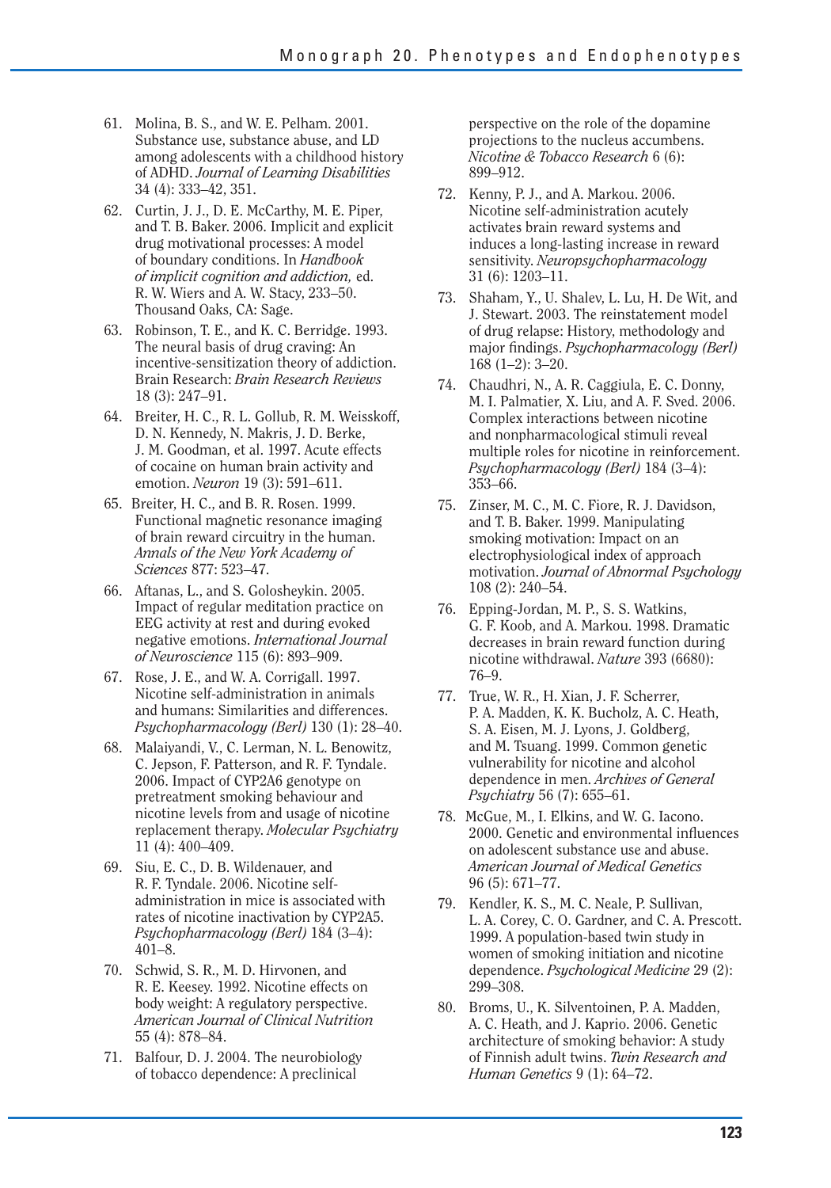61. Molina, B. S., and W. E. Pelham. 2001. Substance use, substance abuse, and LD among adolescents with a childhood history of ADHD. *Journal of Learning Disabilities* 34 (4): 333–42, 351.
62. Curtin, J. J., D. E. McCarthy, M. E. Piper, and T. B. Baker. 2006. Implicit and explicit drug motivational processes: A model of boundary conditions. In *Handbook of implicit cognition and addiction,* ed. R. W. Wiers and A. W. Stacy, 233–50. Thousand Oaks, CA: Sage.
63. Robinson, T. E., and K. C. Berridge. 1993. The neural basis of drug craving: An incentive-sensitization theory of addiction. Brain Research: *Brain Research Reviews* 18 (3): 247–91.
64. Breiter, H. C., R. L. Gollub, R. M. Weisskoff, D. N. Kennedy, N. Makris, J. D. Berke, J. M. Goodman, et al. 1997. Acute effects of cocaine on human brain activity and emotion. *Neuron* 19 (3): 591–611.
65. Breiter, H. C., and B. R. Rosen. 1999. Functional magnetic resonance imaging of brain reward circuitry in the human. *Annals of the New York Academy of Sciences* 877: 523–47.
66. Aftanas, L., and S. Golosheykin. 2005. Impact of regular meditation practice on EEG activity at rest and during evoked negative emotions. *International Journal of Neuroscience* 115 (6): 893–909.
67. Rose, J. E., and W. A. Corrigall. 1997. Nicotine self-administration in animals and humans: Similarities and differences. *Psychopharmacology (Berl)* 130 (1): 28–40.
68. Malaiyandi, V., C. Lerman, N. L. Benowitz, C. Jepson, F. Patterson, and R. F. Tyndale. 2006. Impact of CYP2A6 genotype on pretreatment smoking behaviour and nicotine levels from and usage of nicotine replacement therapy. *Molecular Psychiatry* 11 (4): 400–409.
69. Siu, E. C., D. B. Wildenauer, and R. F. Tyndale. 2006. Nicotine self-administration in mice is associated with rates of nicotine inactivation by CYP2A5. *Psychopharmacology (Berl)* 184 (3–4): 401–8.
70. Schwid, S. R., M. D. Hirvonen, and R. E. Keesey. 1992. Nicotine effects on body weight: A regulatory perspective. *American Journal of Clinical Nutrition* 55 (4): 878–84.
71. Balfour, D. J. 2004. The neurobiology of tobacco dependence: A preclinical perspective on the role of the dopamine projections to the nucleus accumbens. *Nicotine & Tobacco Research* 6 (6): 899–912.
72. Kenny, P. J., and A. Markou. 2006. Nicotine self-administration acutely activates brain reward systems and induces a long-lasting increase in reward sensitivity. *Neuropsychopharmacology* 31 (6): 1203–11.
73. Shaham, Y., U. Shalev, L. Lu, H. De Wit, and J. Stewart. 2003. The reinstatement model of drug relapse: History, methodology and major findings. *Psychopharmacology (Berl)* 168 (1–2): 3–20.
74. Chaudhri, N., A. R. Caggiula, E. C. Donny, M. I. Palmatier, X. Liu, and A. F. Sved. 2006. Complex interactions between nicotine and nonpharmacological stimuli reveal multiple roles for nicotine in reinforcement. *Psychopharmacology (Berl)* 184 (3–4): 353–66.
75. Zinser, M. C., M. C. Fiore, R. J. Davidson, and T. B. Baker. 1999. Manipulating smoking motivation: Impact on an electrophysiological index of approach motivation. *Journal of Abnormal Psychology* 108 (2): 240–54.
76. Epping-Jordan, M. P., S. S. Watkins, G. F. Koob, and A. Markou. 1998. Dramatic decreases in brain reward function during nicotine withdrawal. *Nature* 393 (6680): 76–9.
77. True, W. R., H. Xian, J. F. Scherrer, P. A. Madden, K. K. Bucholz, A. C. Heath, S. A. Eisen, M. J. Lyons, J. Goldberg, and M. Tsuang. 1999. Common genetic vulnerability for nicotine and alcohol dependence in men. *Archives of General Psychiatry* 56 (7): 655–61.
78. McGue, M., I. Elkins, and W. G. Iacono. 2000. Genetic and environmental influences on adolescent substance use and abuse. *American Journal of Medical Genetics* 96 (5): 671–77.
79. Kendler, K. S., M. C. Neale, P. Sullivan, L. A. Corey, C. O. Gardner, and C. A. Prescott. 1999. A population-based twin study in women of smoking initiation and nicotine dependence. *Psychological Medicine* 29 (2): 299–308.
80. Broms, U., K. Silventoinen, P. A. Madden, A. C. Heath, and J. Kaprio. 2006. Genetic architecture of smoking behavior: A study of Finnish adult twins. *Twin Research and Human Genetics* 9 (1): 64–72.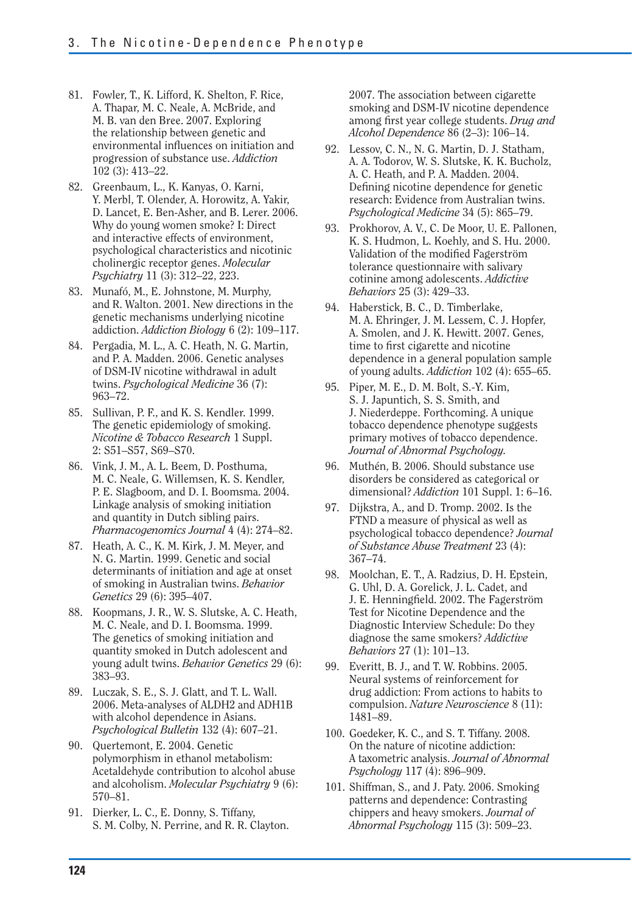81. Fowler, T., K. Lifford, K. Shelton, F. Rice, A. Thapar, M. C. Neale, A. McBride, and M. B. van den Bree. 2007. Exploring the relationship between genetic and environmental influences on initiation and progression of substance use. *Addiction* 102 (3): 413–22.
82. Greenbaum, L., K. Kanyas, O. Karni, Y. Merbl, T. Olender, A. Horowitz, A. Yakir, D. Lancet, E. Ben-Asher, and B. Lerer. 2006. Why do young women smoke? I: Direct and interactive effects of environment, psychological characteristics and nicotinic cholinergic receptor genes. *Molecular Psychiatry* 11 (3): 312–22, 223.
83. Munafó, M., E. Johnstone, M. Murphy, and R. Walton. 2001. New directions in the genetic mechanisms underlying nicotine addiction. *Addiction Biology* 6 (2): 109–117.
84. Pergadia, M. L., A. C. Heath, N. G. Martin, and P. A. Madden. 2006. Genetic analyses of DSM-IV nicotine withdrawal in adult twins. *Psychological Medicine* 36 (7): 963–72.
85. Sullivan, P. F., and K. S. Kendler. 1999. The genetic epidemiology of smoking. *Nicotine & Tobacco Research* 1 Suppl. 2: S51–S57, S69–S70.
86. Vink, J. M., A. L. Beem, D. Posthuma, M. C. Neale, G. Willemsen, K. S. Kendler, P. E. Slagboom, and D. I. Boomsma. 2004. Linkage analysis of smoking initiation and quantity in Dutch sibling pairs. *Pharmacogenomics Journal* 4 (4): 274–82.
87. Heath, A. C., K. M. Kirk, J. M. Meyer, and N. G. Martin. 1999. Genetic and social determinants of initiation and age at onset of smoking in Australian twins. *Behavior Genetics* 29 (6): 395–407.
88. Koopmans, J. R., W. S. Slutske, A. C. Heath, M. C. Neale, and D. I. Boomsma. 1999. The genetics of smoking initiation and quantity smoked in Dutch adolescent and young adult twins. *Behavior Genetics* 29 (6): 383–93.
89. Luczak, S. E., S. J. Glatt, and T. L. Wall. 2006. Meta-analyses of ALDH2 and ADH1B with alcohol dependence in Asians. *Psychological Bulletin* 132 (4): 607–21.
90. Quertemont, E. 2004. Genetic polymorphism in ethanol metabolism: Acetaldehyde contribution to alcohol abuse and alcoholism. *Molecular Psychiatry* 9 (6): 570–81.
91. Dierker, L. C., E. Donny, S. Tiffany, S. M. Colby, N. Perrine, and R. R. Clayton. 2007. The association between cigarette smoking and DSM-IV nicotine dependence among first year college students. *Drug and Alcohol Dependence* 86 (2–3): 106–14.
92. Lessov, C. N., N. G. Martin, D. J. Statham, A. A. Todorov, W. S. Slutske, K. K. Bucholz, A. C. Heath, and P. A. Madden. 2004. Defining nicotine dependence for genetic research: Evidence from Australian twins. *Psychological Medicine* 34 (5): 865–79.
93. Prokhorov, A. V., C. De Moor, U. E. Pallonen, K. S. Hudmon, L. Koehly, and S. Hu. 2000. Validation of the modified Fagerström tolerance questionnaire with salivary cotinine among adolescents. *Addictive Behaviors* 25 (3): 429–33.
94. Haberstick, B. C., D. Timberlake, M. A. Ehringer, J. M. Lessem, C. J. Hopfer, A. Smolen, and J. K. Hewitt. 2007. Genes, time to first cigarette and nicotine dependence in a general population sample of young adults. *Addiction* 102 (4): 655–65.
95. Piper, M. E., D. M. Bolt, S.-Y. Kim, S. J. Japuntich, S. S. Smith, and J. Niederdeppe. Forthcoming. A unique tobacco dependence phenotype suggests primary motives of tobacco dependence. *Journal of Abnormal Psychology.*
96. Muthén, B. 2006. Should substance use disorders be considered as categorical or dimensional? *Addiction* 101 Suppl. 1: 6–16.
97. Dijkstra, A., and D. Tromp. 2002. Is the FTND a measure of physical as well as psychological tobacco dependence? *Journal of Substance Abuse Treatment* 23 (4): 367–74.
98. Moolchan, E. T., A. Radzius, D. H. Epstein, G. Uhl, D. A. Gorelick, J. L. Cadet, and J. E. Henningfield. 2002. The Fagerström Test for Nicotine Dependence and the Diagnostic Interview Schedule: Do they diagnose the same smokers? *Addictive Behaviors* 27 (1): 101–13.
99. Everitt, B. J., and T. W. Robbins. 2005. Neural systems of reinforcement for drug addiction: From actions to habits to compulsion. *Nature Neuroscience* 8 (11): 1481–89.
100. Goedeker, K. C., and S. T. Tiffany. 2008. On the nature of nicotine addiction: A taxometric analysis. *Journal of Abnormal Psychology* 117 (4): 896–909.
101. Shiffman, S., and J. Paty. 2006. Smoking patterns and dependence: Contrasting chippers and heavy smokers. *Journal of Abnormal Psychology* 115 (3): 509–23.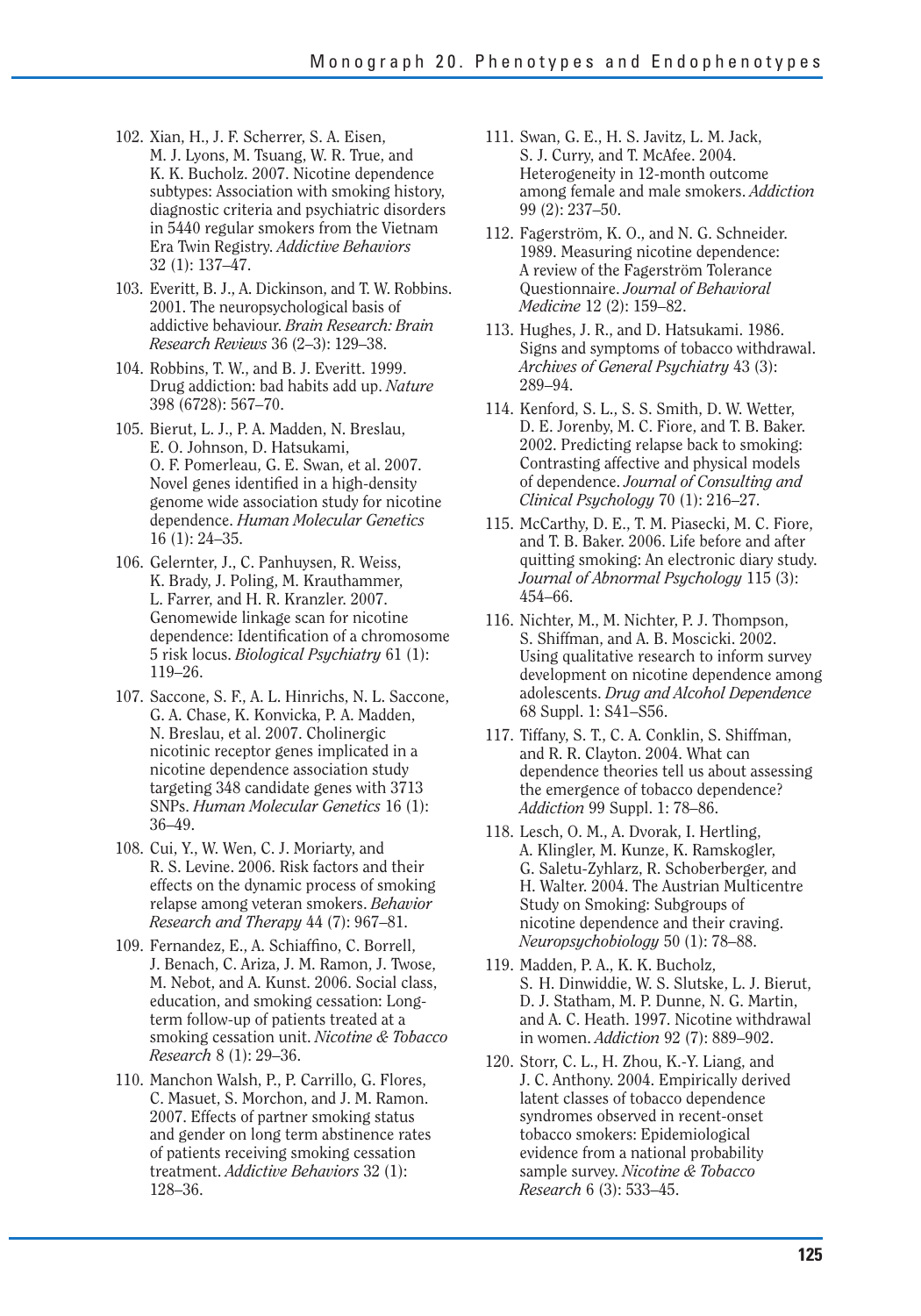102. Xian, H., J. F. Scherrer, S. A. Eisen, M. J. Lyons, M. Tsuang, W. R. True, and K. K. Bucholz. 2007. Nicotine dependence subtypes: Association with smoking history, diagnostic criteria and psychiatric disorders in 5440 regular smokers from the Vietnam Era Twin Registry. *Addictive Behaviors* 32 (1): 137–47.

103. Everitt, B. J., A. Dickinson, and T. W. Robbins. 2001. The neuropsychological basis of addictive behaviour. *Brain Research: Brain Research Reviews* 36 (2–3): 129–38.

104. Robbins, T. W., and B. J. Everitt. 1999. Drug addiction: bad habits add up. *Nature* 398 (6728): 567–70.

105. Bierut, L. J., P. A. Madden, N. Breslau, E. O. Johnson, D. Hatsukami, O. F. Pomerleau, G. E. Swan, et al. 2007. Novel genes identified in a high-density genome wide association study for nicotine dependence. *Human Molecular Genetics* 16 (1): 24–35.

106. Gelernter, J., C. Panhuysen, R. Weiss, K. Brady, J. Poling, M. Krauthammer, L. Farrer, and H. R. Kranzler. 2007. Genomewide linkage scan for nicotine dependence: Identification of a chromosome 5 risk locus. *Biological Psychiatry* 61 (1): 119–26.

107. Saccone, S. F., A. L. Hinrichs, N. L. Saccone, G. A. Chase, K. Konvicka, P. A. Madden, N. Breslau, et al. 2007. Cholinergic nicotinic receptor genes implicated in a nicotine dependence association study targeting 348 candidate genes with 3713 SNPs. *Human Molecular Genetics* 16 (1): 36–49.

108. Cui, Y., W. Wen, C. J. Moriarty, and R. S. Levine. 2006. Risk factors and their effects on the dynamic process of smoking relapse among veteran smokers. *Behavior Research and Therapy* 44 (7): 967–81.

109. Fernandez, E., A. Schiaffino, C. Borrell, J. Benach, C. Ariza, J. M. Ramon, J. Twose, M. Nebot, and A. Kunst. 2006. Social class, education, and smoking cessation: Long-term follow-up of patients treated at a smoking cessation unit. *Nicotine & Tobacco Research* 8 (1): 29–36.

110. Manchon Walsh, P., P. Carrillo, G. Flores, C. Masuet, S. Morchon, and J. M. Ramon. 2007. Effects of partner smoking status and gender on long term abstinence rates of patients receiving smoking cessation treatment. *Addictive Behaviors* 32 (1): 128–36.

111. Swan, G. E., H. S. Javitz, L. M. Jack, S. J. Curry, and T. McAfee. 2004. Heterogeneity in 12-month outcome among female and male smokers. *Addiction* 99 (2): 237–50.

112. Fagerström, K. O., and N. G. Schneider. 1989. Measuring nicotine dependence: A review of the Fagerström Tolerance Questionnaire. *Journal of Behavioral Medicine* 12 (2): 159–82.

113. Hughes, J. R., and D. Hatsukami. 1986. Signs and symptoms of tobacco withdrawal. *Archives of General Psychiatry* 43 (3): 289–94.

114. Kenford, S. L., S. S. Smith, D. W. Wetter, D. E. Jorenby, M. C. Fiore, and T. B. Baker. 2002. Predicting relapse back to smoking: Contrasting affective and physical models of dependence. *Journal of Consulting and Clinical Psychology* 70 (1): 216–27.

115. McCarthy, D. E., T. M. Piasecki, M. C. Fiore, and T. B. Baker. 2006. Life before and after quitting smoking: An electronic diary study. *Journal of Abnormal Psychology* 115 (3): 454–66.

116. Nichter, M., M. Nichter, P. J. Thompson, S. Shiffman, and A. B. Moscicki. 2002. Using qualitative research to inform survey development on nicotine dependence among adolescents. *Drug and Alcohol Dependence* 68 Suppl. 1: S41–S56.

117. Tiffany, S. T., C. A. Conklin, S. Shiffman, and R. R. Clayton. 2004. What can dependence theories tell us about assessing the emergence of tobacco dependence? *Addiction* 99 Suppl. 1: 78–86.

118. Lesch, O. M., A. Dvorak, I. Hertling, A. Klingler, M. Kunze, K. Ramskogler, G. Saletu-Zyhlarz, R. Schoberberger, and H. Walter. 2004. The Austrian Multicentre Study on Smoking: Subgroups of nicotine dependence and their craving. *Neuropsychobiology* 50 (1): 78–88.

119. Madden, P. A., K. K. Bucholz, S. H. Dinwiddie, W. S. Slutske, L. J. Bierut, D. J. Statham, M. P. Dunne, N. G. Martin, and A. C. Heath. 1997. Nicotine withdrawal in women. *Addiction* 92 (7): 889–902.

120. Storr, C. L., H. Zhou, K.-Y. Liang, and J. C. Anthony. 2004. Empirically derived latent classes of tobacco dependence syndromes observed in recent-onset tobacco smokers: Epidemiological evidence from a national probability sample survey. *Nicotine & Tobacco Research* 6 (3): 533–45.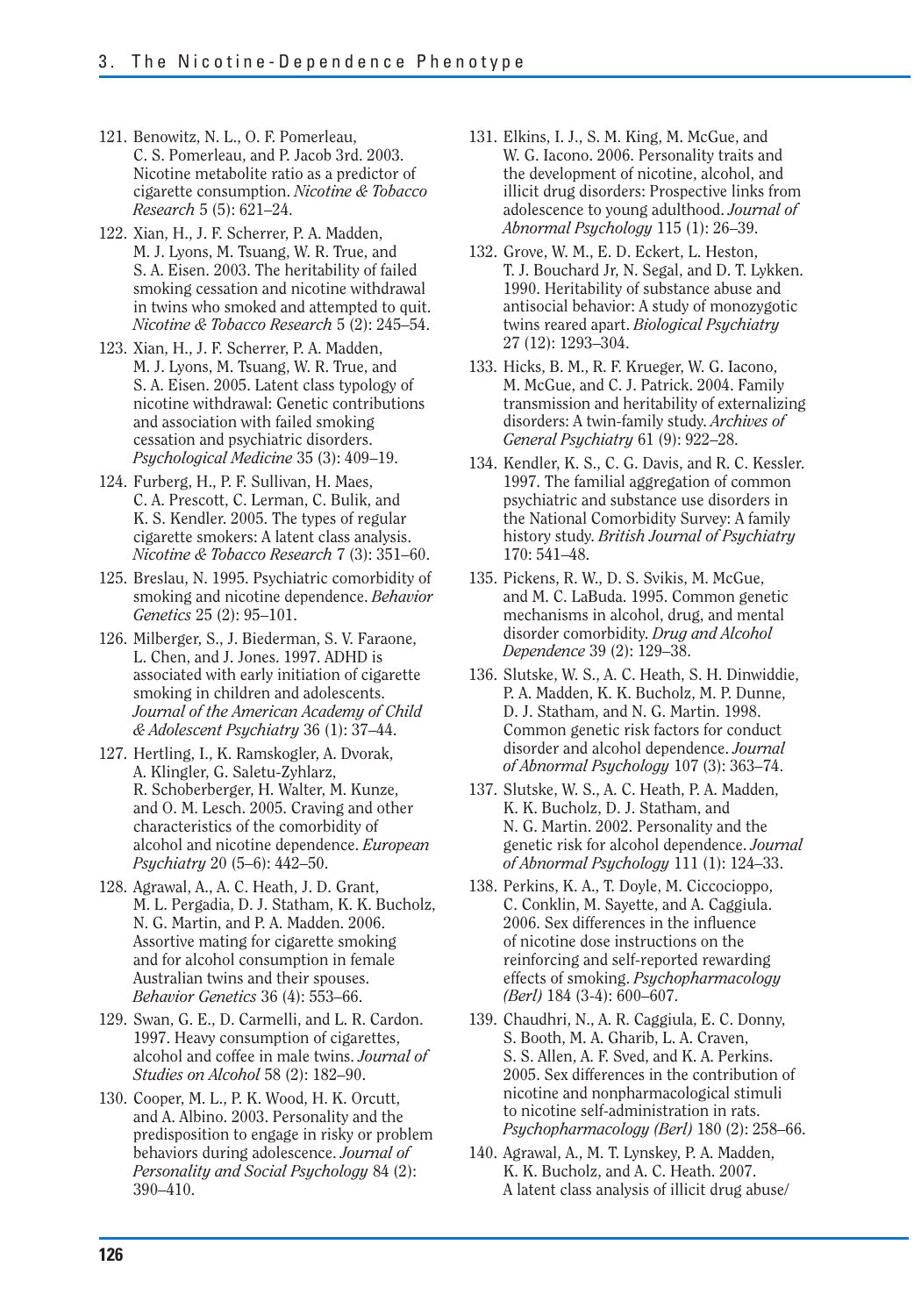121. Benowitz, N. L., O. F. Pomerleau, C. S. Pomerleau, and P. Jacob 3rd. 2003. Nicotine metabolite ratio as a predictor of cigarette consumption. *Nicotine & Tobacco Research* 5 (5): 621–24.

122. Xian, H., J. F. Scherrer, P. A. Madden, M. J. Lyons, M. Tsuang, W. R. True, and S. A. Eisen. 2003. The heritability of failed smoking cessation and nicotine withdrawal in twins who smoked and attempted to quit. *Nicotine & Tobacco Research* 5 (2): 245–54.

123. Xian, H., J. F. Scherrer, P. A. Madden, M. J. Lyons, M. Tsuang, W. R. True, and S. A. Eisen. 2005. Latent class typology of nicotine withdrawal: Genetic contributions and association with failed smoking cessation and psychiatric disorders. *Psychological Medicine* 35 (3): 409–19.

124. Furberg, H., P. F. Sullivan, H. Maes, C. A. Prescott, C. Lerman, C. Bulik, and K. S. Kendler. 2005. The types of regular cigarette smokers: A latent class analysis. *Nicotine & Tobacco Research* 7 (3): 351–60.

125. Breslau, N. 1995. Psychiatric comorbidity of smoking and nicotine dependence. *Behavior Genetics* 25 (2): 95–101.

126. Milberger, S., J. Biederman, S. V. Faraone, L. Chen, and J. Jones. 1997. ADHD is associated with early initiation of cigarette smoking in children and adolescents. *Journal of the American Academy of Child & Adolescent Psychiatry* 36 (1): 37–44.

127. Hertling, I., K. Ramskogler, A. Dvorak, A. Klingler, G. Saletu-Zyhlarz, R. Schoberberger, H. Walter, M. Kunze, and O. M. Lesch. 2005. Craving and other characteristics of the comorbidity of alcohol and nicotine dependence. *European Psychiatry* 20 (5–6): 442–50.

128. Agrawal, A., A. C. Heath, J. D. Grant, M. L. Pergadia, D. J. Statham, K. K. Bucholz, N. G. Martin, and P. A. Madden. 2006. Assortive mating for cigarette smoking and for alcohol consumption in female Australian twins and their spouses. *Behavior Genetics* 36 (4): 553–66.

129. Swan, G. E., D. Carmelli, and L. R. Cardon. 1997. Heavy consumption of cigarettes, alcohol and coffee in male twins. *Journal of Studies on Alcohol* 58 (2): 182–90.

130. Cooper, M. L., P. K. Wood, H. K. Orcutt, and A. Albino. 2003. Personality and the predisposition to engage in risky or problem behaviors during adolescence. *Journal of Personality and Social Psychology* 84 (2): 390–410.

131. Elkins, I. J., S. M. King, M. McGue, and W. G. Iacono. 2006. Personality traits and the development of nicotine, alcohol, and illicit drug disorders: Prospective links from adolescence to young adulthood. *Journal of Abnormal Psychology* 115 (1): 26–39.

132. Grove, W. M., E. D. Eckert, L. Heston, T. J. Bouchard Jr, N. Segal, and D. T. Lykken. 1990. Heritability of substance abuse and antisocial behavior: A study of monozygotic twins reared apart. *Biological Psychiatry* 27 (12): 1293–304.

133. Hicks, B. M., R. F. Krueger, W. G. Iacono, M. McGue, and C. J. Patrick. 2004. Family transmission and heritability of externalizing disorders: A twin-family study. *Archives of General Psychiatry* 61 (9): 922–28.

134. Kendler, K. S., C. G. Davis, and R. C. Kessler. 1997. The familial aggregation of common psychiatric and substance use disorders in the National Comorbidity Survey: A family history study. *British Journal of Psychiatry* 170: 541–48.

135. Pickens, R. W., D. S. Svikis, M. McGue, and M. C. LaBuda. 1995. Common genetic mechanisms in alcohol, drug, and mental disorder comorbidity. *Drug and Alcohol Dependence* 39 (2): 129–38.

136. Slutske, W. S., A. C. Heath, S. H. Dinwiddie, P. A. Madden, K. K. Bucholz, M. P. Dunne, D. J. Statham, and N. G. Martin. 1998. Common genetic risk factors for conduct disorder and alcohol dependence. *Journal of Abnormal Psychology* 107 (3): 363–74.

137. Slutske, W. S., A. C. Heath, P. A. Madden, K. K. Bucholz, D. J. Statham, and N. G. Martin. 2002. Personality and the genetic risk for alcohol dependence. *Journal of Abnormal Psychology* 111 (1): 124–33.

138. Perkins, K. A., T. Doyle, M. Ciccocioppo, C. Conklin, M. Sayette, and A. Caggiula. 2006. Sex differences in the influence of nicotine dose instructions on the reinforcing and self-reported rewarding effects of smoking. *Psychopharmacology (Berl)* 184 (3-4): 600–607.

139. Chaudhri, N., A. R. Caggiula, E. C. Donny, S. Booth, M. A. Gharib, L. A. Craven, S. S. Allen, A. F. Sved, and K. A. Perkins. 2005. Sex differences in the contribution of nicotine and nonpharmacological stimuli to nicotine self-administration in rats. *Psychopharmacology (Berl)* 180 (2): 258–66.

140. Agrawal, A., M. T. Lynskey, P. A. Madden, K. K. Bucholz, and A. C. Heath. 2007. A latent class analysis of illicit drug abuse/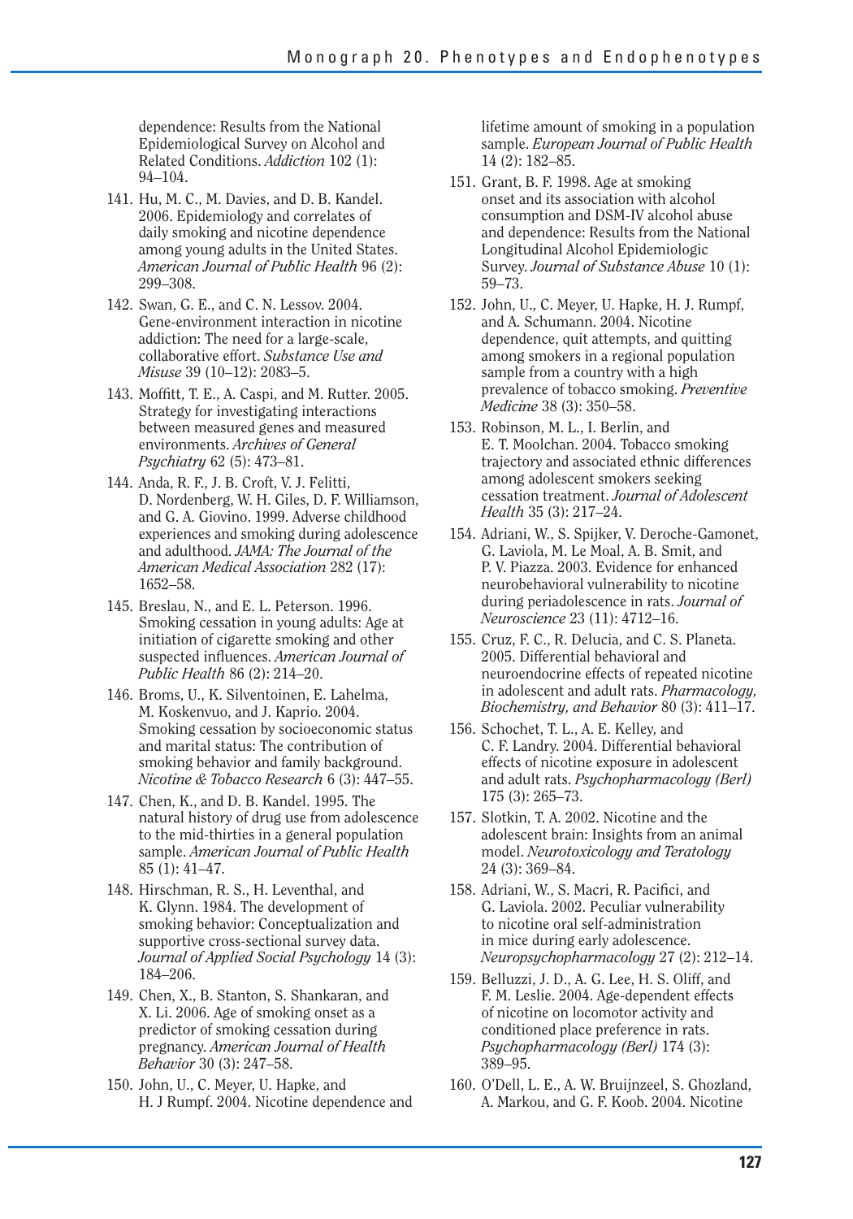dependence: Results from the National Epidemiological Survey on Alcohol and Related Conditions. *Addiction* 102 (1): 94–104.

141. Hu, M. C., M. Davies, and D. B. Kandel. 2006. Epidemiology and correlates of daily smoking and nicotine dependence among young adults in the United States. *American Journal of Public Health* 96 (2): 299–308.

142. Swan, G. E., and C. N. Lessov. 2004. Gene-environment interaction in nicotine addiction: The need for a large-scale, collaborative effort. *Substance Use and Misuse* 39 (10–12): 2083–5.

143. Moffitt, T. E., A. Caspi, and M. Rutter. 2005. Strategy for investigating interactions between measured genes and measured environments. *Archives of General Psychiatry* 62 (5): 473–81.

144. Anda, R. F., J. B. Croft, V. J. Felitti, D. Nordenberg, W. H. Giles, D. F. Williamson, and G. A. Giovino. 1999. Adverse childhood experiences and smoking during adolescence and adulthood. *JAMA: The Journal of the American Medical Association* 282 (17): 1652–58.

145. Breslau, N., and E. L. Peterson. 1996. Smoking cessation in young adults: Age at initiation of cigarette smoking and other suspected influences. *American Journal of Public Health* 86 (2): 214–20.

146. Broms, U., K. Silventoinen, E. Lahelma, M. Koskenvuo, and J. Kaprio. 2004. Smoking cessation by socioeconomic status and marital status: The contribution of smoking behavior and family background. *Nicotine & Tobacco Research* 6 (3): 447–55.

147. Chen, K., and D. B. Kandel. 1995. The natural history of drug use from adolescence to the mid-thirties in a general population sample. *American Journal of Public Health* 85 (1): 41–47.

148. Hirschman, R. S., H. Leventhal, and K. Glynn. 1984. The development of smoking behavior: Conceptualization and supportive cross-sectional survey data. *Journal of Applied Social Psychology* 14 (3): 184–206.

149. Chen, X., B. Stanton, S. Shankaran, and X. Li. 2006. Age of smoking onset as a predictor of smoking cessation during pregnancy. *American Journal of Health Behavior* 30 (3): 247–58.

150. John, U., C. Meyer, U. Hapke, and H. J Rumpf. 2004. Nicotine dependence and lifetime amount of smoking in a population sample. *European Journal of Public Health* 14 (2): 182–85.

151. Grant, B. F. 1998. Age at smoking onset and its association with alcohol consumption and DSM-IV alcohol abuse and dependence: Results from the National Longitudinal Alcohol Epidemiologic Survey. *Journal of Substance Abuse* 10 (1): 59–73.

152. John, U., C. Meyer, U. Hapke, H. J. Rumpf, and A. Schumann. 2004. Nicotine dependence, quit attempts, and quitting among smokers in a regional population sample from a country with a high prevalence of tobacco smoking. *Preventive Medicine* 38 (3): 350–58.

153. Robinson, M. L., I. Berlin, and E. T. Moolchan. 2004. Tobacco smoking trajectory and associated ethnic differences among adolescent smokers seeking cessation treatment. *Journal of Adolescent Health* 35 (3): 217–24.

154. Adriani, W., S. Spijker, V. Deroche-Gamonet, G. Laviola, M. Le Moal, A. B. Smit, and P. V. Piazza. 2003. Evidence for enhanced neurobehavioral vulnerability to nicotine during periadolescence in rats. *Journal of Neuroscience* 23 (11): 4712–16.

155. Cruz, F. C., R. Delucia, and C. S. Planeta. 2005. Differential behavioral and neuroendocrine effects of repeated nicotine in adolescent and adult rats. *Pharmacology, Biochemistry, and Behavior* 80 (3): 411–17.

156. Schochet, T. L., A. E. Kelley, and C. F. Landry. 2004. Differential behavioral effects of nicotine exposure in adolescent and adult rats. *Psychopharmacology (Berl)* 175 (3): 265–73.

157. Slotkin, T. A. 2002. Nicotine and the adolescent brain: Insights from an animal model. *Neurotoxicology and Teratology* 24 (3): 369–84.

158. Adriani, W., S. Macri, R. Pacifici, and G. Laviola. 2002. Peculiar vulnerability to nicotine oral self-administration in mice during early adolescence. *Neuropsychopharmacology* 27 (2): 212–14.

159. Belluzzi, J. D., A. G. Lee, H. S. Oliff, and F. M. Leslie. 2004. Age-dependent effects of nicotine on locomotor activity and conditioned place preference in rats. *Psychopharmacology (Berl)* 174 (3): 389–95.

160. O'Dell, L. E., A. W. Bruijnzeel, S. Ghozland, A. Markou, and G. F. Koob. 2004. Nicotine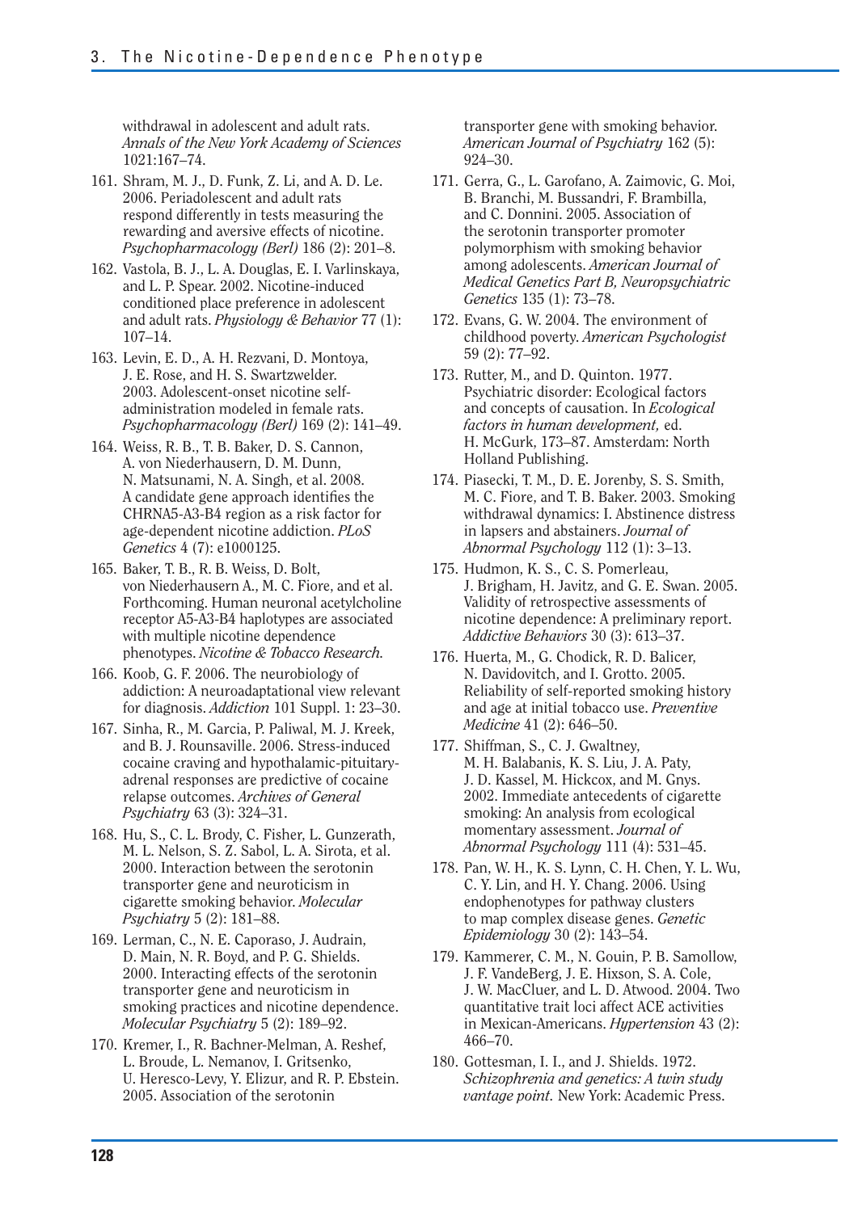withdrawal in adolescent and adult rats. *Annals of the New York Academy of Sciences* 1021:167–74.

161. Shram, M. J., D. Funk, Z. Li, and A. D. Le. 2006. Periadolescent and adult rats respond differently in tests measuring the rewarding and aversive effects of nicotine. *Psychopharmacology (Berl)* 186 (2): 201–8.
162. Vastola, B. J., L. A. Douglas, E. I. Varlinskaya, and L. P. Spear. 2002. Nicotine-induced conditioned place preference in adolescent and adult rats. *Physiology & Behavior* 77 (1): 107–14.
163. Levin, E. D., A. H. Rezvani, D. Montoya, J. E. Rose, and H. S. Swartzwelder. 2003. Adolescent-onset nicotine self-administration modeled in female rats. *Psychopharmacology (Berl)* 169 (2): 141–49.
164. Weiss, R. B., T. B. Baker, D. S. Cannon, A. von Niederhausern, D. M. Dunn, N. Matsunami, N. A. Singh, et al. 2008. A candidate gene approach identifies the CHRNA5-A3-B4 region as a risk factor for age-dependent nicotine addiction. *PLoS Genetics* 4 (7): e1000125.
165. Baker, T. B., R. B. Weiss, D. Bolt, von Niederhausern A., M. C. Fiore, and et al. Forthcoming. Human neuronal acetylcholine receptor A5-A3-B4 haplotypes are associated with multiple nicotine dependence phenotypes. *Nicotine & Tobacco Research.*
166. Koob, G. F. 2006. The neurobiology of addiction: A neuroadaptational view relevant for diagnosis. *Addiction* 101 Suppl. 1: 23–30.
167. Sinha, R., M. Garcia, P. Paliwal, M. J. Kreek, and B. J. Rounsaville. 2006. Stress-induced cocaine craving and hypothalamic-pituitary-adrenal responses are predictive of cocaine relapse outcomes. *Archives of General Psychiatry* 63 (3): 324–31.
168. Hu, S., C. L. Brody, C. Fisher, L. Gunzerath, M. L. Nelson, S. Z. Sabol, L. A. Sirota, et al. 2000. Interaction between the serotonin transporter gene and neuroticism in cigarette smoking behavior. *Molecular Psychiatry* 5 (2): 181–88.
169. Lerman, C., N. E. Caporaso, J. Audrain, D. Main, N. R. Boyd, and P. G. Shields. 2000. Interacting effects of the serotonin transporter gene and neuroticism in smoking practices and nicotine dependence. *Molecular Psychiatry* 5 (2): 189–92.
170. Kremer, I., R. Bachner-Melman, A. Reshef, L. Broude, L. Nemanov, I. Gritsenko, U. Heresco-Levy, Y. Elizur, and R. P. Ebstein. 2005. Association of the serotonin transporter gene with smoking behavior. *American Journal of Psychiatry* 162 (5): 924–30.
171. Gerra, G., L. Garofano, A. Zaimovic, G. Moi, B. Branchi, M. Bussandri, F. Brambilla, and C. Donnini. 2005. Association of the serotonin transporter promoter polymorphism with smoking behavior among adolescents. *American Journal of Medical Genetics Part B, Neuropsychiatric Genetics* 135 (1): 73–78.
172. Evans, G. W. 2004. The environment of childhood poverty. *American Psychologist* 59 (2): 77–92.
173. Rutter, M., and D. Quinton. 1977. Psychiatric disorder: Ecological factors and concepts of causation. In *Ecological factors in human development,* ed. H. McGurk, 173–87. Amsterdam: North Holland Publishing.
174. Piasecki, T. M., D. E. Jorenby, S. S. Smith, M. C. Fiore, and T. B. Baker. 2003. Smoking withdrawal dynamics: I. Abstinence distress in lapsers and abstainers. *Journal of Abnormal Psychology* 112 (1): 3–13.
175. Hudmon, K. S., C. S. Pomerleau, J. Brigham, H. Javitz, and G. E. Swan. 2005. Validity of retrospective assessments of nicotine dependence: A preliminary report. *Addictive Behaviors* 30 (3): 613–37.
176. Huerta, M., G. Chodick, R. D. Balicer, N. Davidovitch, and I. Grotto. 2005. Reliability of self-reported smoking history and age at initial tobacco use. *Preventive Medicine* 41 (2): 646–50.
177. Shiffman, S., C. J. Gwaltney, M. H. Balabanis, K. S. Liu, J. A. Paty, J. D. Kassel, M. Hickcox, and M. Gnys. 2002. Immediate antecedents of cigarette smoking: An analysis from ecological momentary assessment. *Journal of Abnormal Psychology* 111 (4): 531–45.
178. Pan, W. H., K. S. Lynn, C. H. Chen, Y. L. Wu, C. Y. Lin, and H. Y. Chang. 2006. Using endophenotypes for pathway clusters to map complex disease genes. *Genetic Epidemiology* 30 (2): 143–54.
179. Kammerer, C. M., N. Gouin, P. B. Samollow, J. F. VandeBerg, J. E. Hixson, S. A. Cole, J. W. MacCluer, and L. D. Atwood. 2004. Two quantitative trait loci affect ACE activities in Mexican-Americans. *Hypertension* 43 (2): 466–70.
180. Gottesman, I. I., and J. Shields. 1972. *Schizophrenia and genetics: A twin study vantage point.* New York: Academic Press.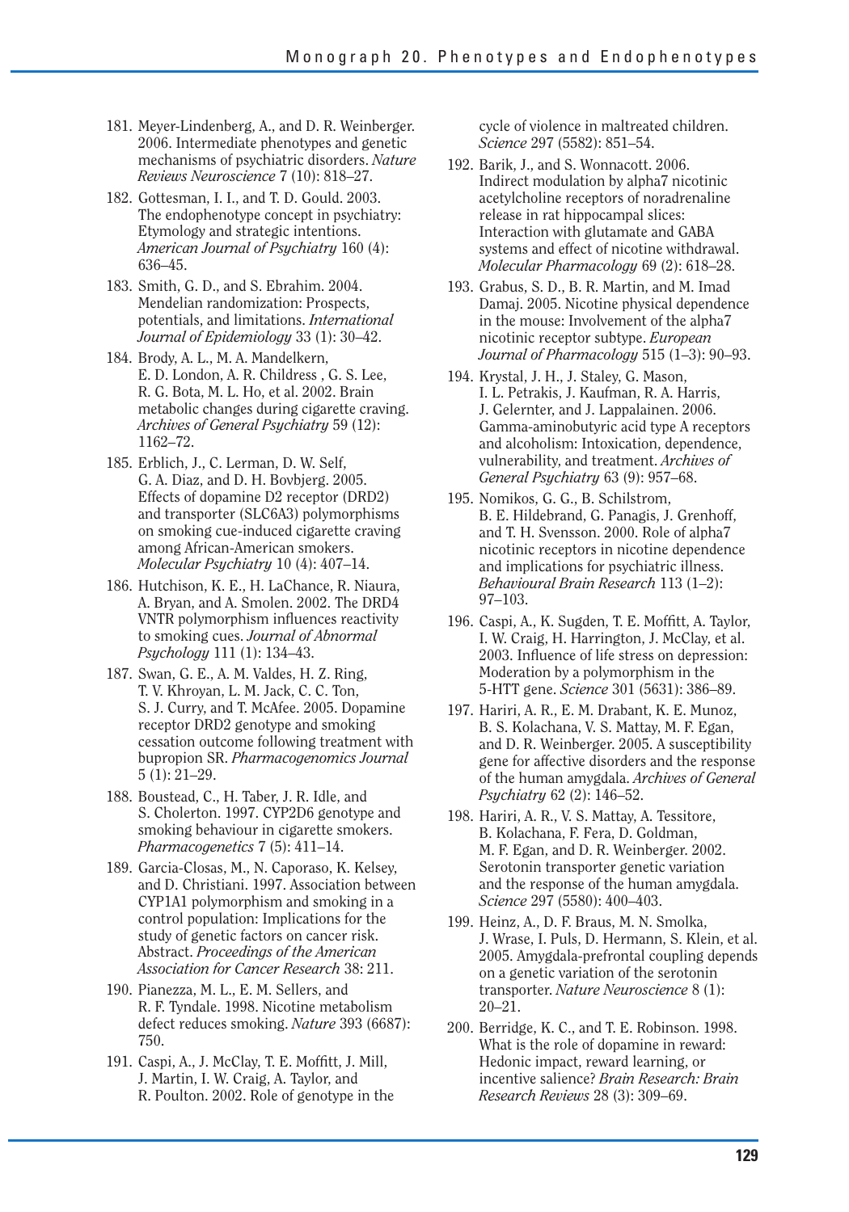181. Meyer-Lindenberg, A., and D. R. Weinberger. 2006. Intermediate phenotypes and genetic mechanisms of psychiatric disorders. *Nature Reviews Neuroscience* 7 (10): 818–27.
182. Gottesman, I. I., and T. D. Gould. 2003. The endophenotype concept in psychiatry: Etymology and strategic intentions. *American Journal of Psychiatry* 160 (4): 636–45.
183. Smith, G. D., and S. Ebrahim. 2004. Mendelian randomization: Prospects, potentials, and limitations. *International Journal of Epidemiology* 33 (1): 30–42.
184. Brody, A. L., M. A. Mandelkern, E. D. London, A. R. Childress , G. S. Lee, R. G. Bota, M. L. Ho, et al. 2002. Brain metabolic changes during cigarette craving. *Archives of General Psychiatry* 59 (12): 1162–72.
185. Erblich, J., C. Lerman, D. W. Self, G. A. Diaz, and D. H. Bovbjerg. 2005. Effects of dopamine D2 receptor (DRD2) and transporter (SLC6A3) polymorphisms on smoking cue-induced cigarette craving among African-American smokers. *Molecular Psychiatry* 10 (4): 407–14.
186. Hutchison, K. E., H. LaChance, R. Niaura, A. Bryan, and A. Smolen. 2002. The DRD4 VNTR polymorphism influences reactivity to smoking cues. *Journal of Abnormal Psychology* 111 (1): 134–43.
187. Swan, G. E., A. M. Valdes, H. Z. Ring, T. V. Khroyan, L. M. Jack, C. C. Ton, S. J. Curry, and T. McAfee. 2005. Dopamine receptor DRD2 genotype and smoking cessation outcome following treatment with bupropion SR. *Pharmacogenomics Journal* 5 (1): 21–29.
188. Boustead, C., H. Taber, J. R. Idle, and S. Cholerton. 1997. CYP2D6 genotype and smoking behaviour in cigarette smokers. *Pharmacogenetics* 7 (5): 411–14.
189. Garcia-Closas, M., N. Caporaso, K. Kelsey, and D. Christiani. 1997. Association between CYP1A1 polymorphism and smoking in a control population: Implications for the study of genetic factors on cancer risk. Abstract. *Proceedings of the American Association for Cancer Research* 38: 211.
190. Pianezza, M. L., E. M. Sellers, and R. F. Tyndale. 1998. Nicotine metabolism defect reduces smoking. *Nature* 393 (6687): 750.
191. Caspi, A., J. McClay, T. E. Moffitt, J. Mill, J. Martin, I. W. Craig, A. Taylor, and R. Poulton. 2002. Role of genotype in the cycle of violence in maltreated children. *Science* 297 (5582): 851–54.
192. Barik, J., and S. Wonnacott. 2006. Indirect modulation by alpha7 nicotinic acetylcholine receptors of noradrenaline release in rat hippocampal slices: Interaction with glutamate and GABA systems and effect of nicotine withdrawal. *Molecular Pharmacology* 69 (2): 618–28.
193. Grabus, S. D., B. R. Martin, and M. Imad Damaj. 2005. Nicotine physical dependence in the mouse: Involvement of the alpha7 nicotinic receptor subtype. *European Journal of Pharmacology* 515 (1–3): 90–93.
194. Krystal, J. H., J. Staley, G. Mason, I. L. Petrakis, J. Kaufman, R. A. Harris, J. Gelernter, and J. Lappalainen. 2006. Gamma-aminobutyric acid type A receptors and alcoholism: Intoxication, dependence, vulnerability, and treatment. *Archives of General Psychiatry* 63 (9): 957–68.
195. Nomikos, G. G., B. Schilstrom, B. E. Hildebrand, G. Panagis, J. Grenhoff, and T. H. Svensson. 2000. Role of alpha7 nicotinic receptors in nicotine dependence and implications for psychiatric illness. *Behavioural Brain Research* 113 (1–2): 97–103.
196. Caspi, A., K. Sugden, T. E. Moffitt, A. Taylor, I. W. Craig, H. Harrington, J. McClay, et al. 2003. Influence of life stress on depression: Moderation by a polymorphism in the 5-HTT gene. *Science* 301 (5631): 386–89.
197. Hariri, A. R., E. M. Drabant, K. E. Munoz, B. S. Kolachana, V. S. Mattay, M. F. Egan, and D. R. Weinberger. 2005. A susceptibility gene for affective disorders and the response of the human amygdala. *Archives of General Psychiatry* 62 (2): 146–52.
198. Hariri, A. R., V. S. Mattay, A. Tessitore, B. Kolachana, F. Fera, D. Goldman, M. F. Egan, and D. R. Weinberger. 2002. Serotonin transporter genetic variation and the response of the human amygdala. *Science* 297 (5580): 400–403.
199. Heinz, A., D. F. Braus, M. N. Smolka, J. Wrase, I. Puls, D. Hermann, S. Klein, et al. 2005. Amygdala-prefrontal coupling depends on a genetic variation of the serotonin transporter. *Nature Neuroscience* 8 (1): 20–21.
200. Berridge, K. C., and T. E. Robinson. 1998. What is the role of dopamine in reward: Hedonic impact, reward learning, or incentive salience? *Brain Research: Brain Research Reviews* 28 (3): 309–69.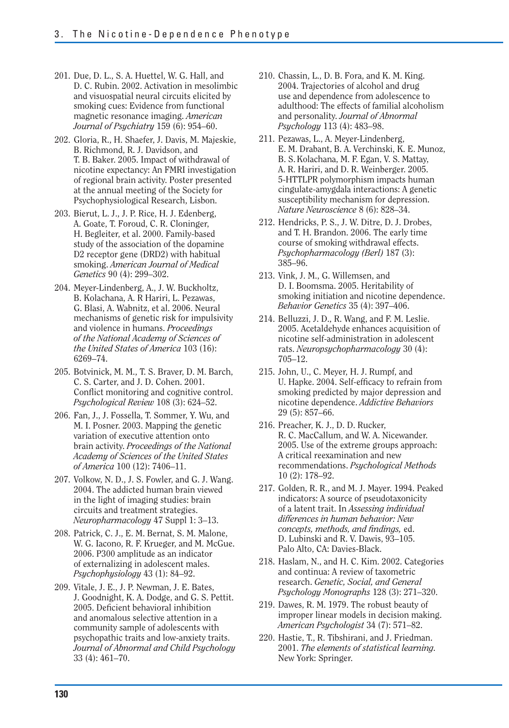201. Due, D. L., S. A. Huettel, W. G. Hall, and D. C. Rubin. 2002. Activation in mesolimbic and visuospatial neural circuits elicited by smoking cues: Evidence from functional magnetic resonance imaging. *American Journal of Psychiatry* 159 (6): 954–60.

202. Gloria, R., H. Shaefer, J. Davis, M. Majeskie, B. Richmond, R. J. Davidson, and T. B. Baker. 2005. Impact of withdrawal of nicotine expectancy: An FMRI investigation of regional brain activity. Poster presented at the annual meeting of the Society for Psychophysiological Research, Lisbon.

203. Bierut, L. J., J. P. Rice, H. J. Edenberg, A. Goate, T. Foroud, C. R. Cloninger, H. Begleiter, et al. 2000. Family-based study of the association of the dopamine D2 receptor gene (DRD2) with habitual smoking. *American Journal of Medical Genetics* 90 (4): 299–302.

204. Meyer-Lindenberg, A., J. W. Buckholtz, B. Kolachana, A. R Hariri, L. Pezawas, G. Blasi, A. Wabnitz, et al. 2006. Neural mechanisms of genetic risk for impulsivity and violence in humans. *Proceedings of the National Academy of Sciences of the United States of America* 103 (16): 6269–74.

205. Botvinick, M. M., T. S. Braver, D. M. Barch, C. S. Carter, and J. D. Cohen. 2001. Conflict monitoring and cognitive control. *Psychological Review* 108 (3): 624–52.

206. Fan, J., J. Fossella, T. Sommer, Y. Wu, and M. I. Posner. 2003. Mapping the genetic variation of executive attention onto brain activity. *Proceedings of the National Academy of Sciences of the United States of America* 100 (12): 7406–11.

207. Volkow, N. D., J. S. Fowler, and G. J. Wang. 2004. The addicted human brain viewed in the light of imaging studies: brain circuits and treatment strategies. *Neuropharmacology* 47 Suppl 1: 3–13.

208. Patrick, C. J., E. M. Bernat, S. M. Malone, W. G. Iacono, R. F. Krueger, and M. McGue. 2006. P300 amplitude as an indicator of externalizing in adolescent males. *Psychophysiology* 43 (1): 84–92.

209. Vitale, J. E., J. P. Newman, J. E. Bates, J. Goodnight, K. A. Dodge, and G. S. Pettit. 2005. Deficient behavioral inhibition and anomalous selective attention in a community sample of adolescents with psychopathic traits and low-anxiety traits. *Journal of Abnormal and Child Psychology* 33 (4): 461–70.

210. Chassin, L., D. B. Fora, and K. M. King. 2004. Trajectories of alcohol and drug use and dependence from adolescence to adulthood: The effects of familial alcoholism and personality. *Journal of Abnormal Psychology* 113 (4): 483–98.

211. Pezawas, L., A. Meyer-Lindenberg, E. M. Drabant, B. A. Verchinski, K. E. Munoz, B. S. Kolachana, M. F. Egan, V. S. Mattay, A. R. Hariri, and D. R. Weinberger. 2005. 5-HTTLPR polymorphism impacts human cingulate-amygdala interactions: A genetic susceptibility mechanism for depression. *Nature Neuroscience* 8 (6): 828–34.

212. Hendricks, P. S., J. W. Ditre, D. J. Drobes, and T. H. Brandon. 2006. The early time course of smoking withdrawal effects. *Psychopharmacology (Berl)* 187 (3): 385–96.

213. Vink, J. M., G. Willemsen, and D. I. Boomsma. 2005. Heritability of smoking initiation and nicotine dependence. *Behavior Genetics* 35 (4): 397–406.

214. Belluzzi, J. D., R. Wang, and F. M. Leslie. 2005. Acetaldehyde enhances acquisition of nicotine self-administration in adolescent rats. *Neuropsychopharmacology* 30 (4): 705–12.

215. John, U., C. Meyer, H. J. Rumpf, and U. Hapke. 2004. Self-efficacy to refrain from smoking predicted by major depression and nicotine dependence. *Addictive Behaviors* 29 (5): 857–66.

216. Preacher, K. J., D. D. Rucker, R. C. MacCallum, and W. A. Nicewander. 2005. Use of the extreme groups approach: A critical reexamination and new recommendations. *Psychological Methods* 10 (2): 178–92.

217. Golden, R. R., and M. J. Mayer. 1994. Peaked indicators: A source of pseudotaxonicity of a latent trait. In *Assessing individual differences in human behavior: New concepts, methods, and findings,* ed. D. Lubinski and R. V. Dawis, 93–105. Palo Alto, CA: Davies-Black.

218. Haslam, N., and H. C. Kim. 2002. Categories and continua: A review of taxometric research. *Genetic, Social, and General Psychology Monographs* 128 (3): 271–320.

219. Dawes, R. M. 1979. The robust beauty of improper linear models in decision making. *American Psychologist* 34 (7): 571–82.

220. Hastie, T., R. Tibshirani, and J. Friedman. 2001. *The elements of statistical learning.* New York: Springer.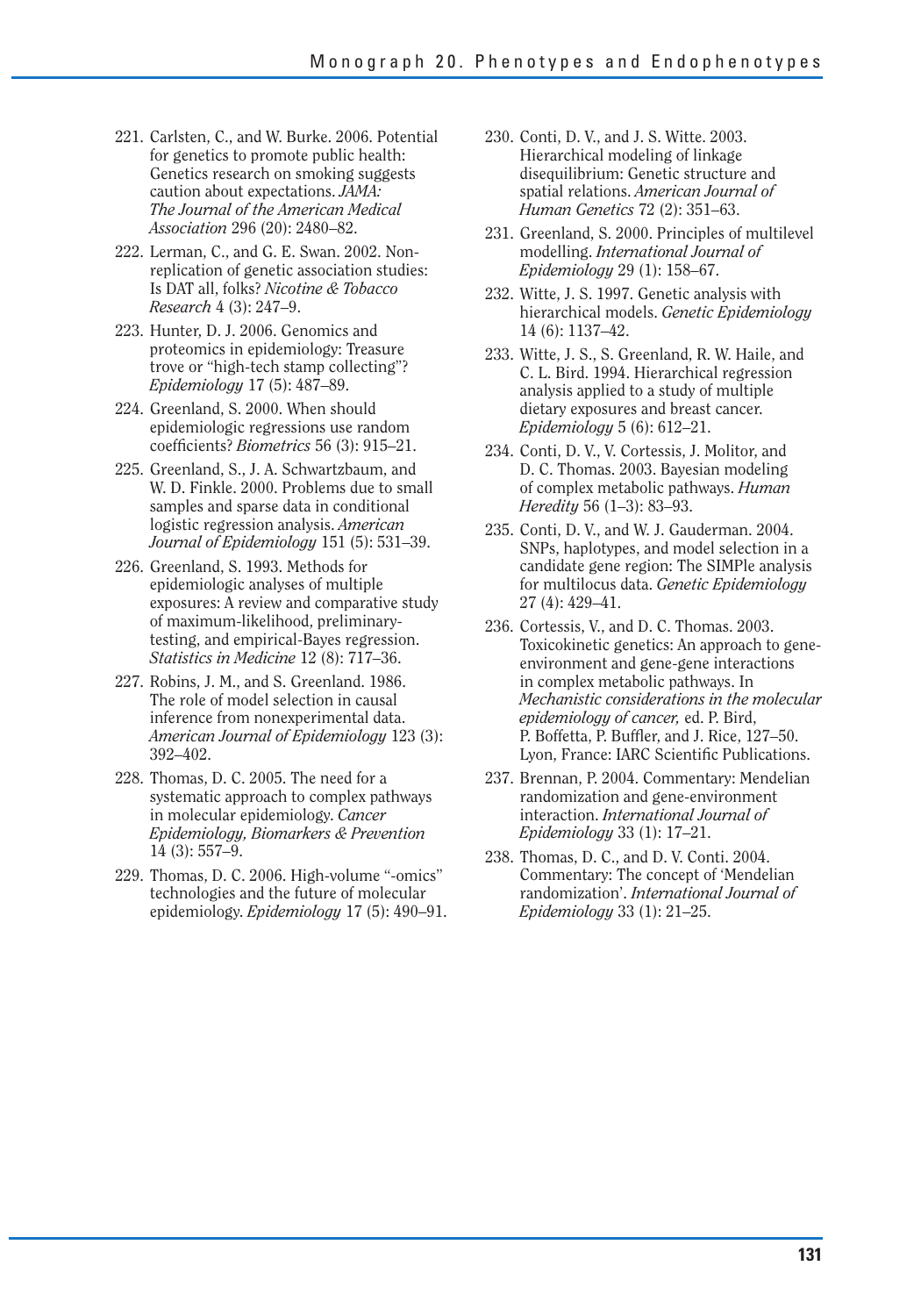221. Carlsten, C., and W. Burke. 2006. Potential for genetics to promote public health: Genetics research on smoking suggests caution about expectations. *JAMA: The Journal of the American Medical Association* 296 (20): 2480–82.
222. Lerman, C., and G. E. Swan. 2002. Non-replication of genetic association studies: Is DAT all, folks? *Nicotine & Tobacco Research* 4 (3): 247–9.
223. Hunter, D. J. 2006. Genomics and proteomics in epidemiology: Treasure trove or "high-tech stamp collecting"? *Epidemiology* 17 (5): 487–89.
224. Greenland, S. 2000. When should epidemiologic regressions use random coefficients? *Biometrics* 56 (3): 915–21.
225. Greenland, S., J. A. Schwartzbaum, and W. D. Finkle. 2000. Problems due to small samples and sparse data in conditional logistic regression analysis. *American Journal of Epidemiology* 151 (5): 531–39.
226. Greenland, S. 1993. Methods for epidemiologic analyses of multiple exposures: A review and comparative study of maximum-likelihood, preliminary-testing, and empirical-Bayes regression. *Statistics in Medicine* 12 (8): 717–36.
227. Robins, J. M., and S. Greenland. 1986. The role of model selection in causal inference from nonexperimental data. *American Journal of Epidemiology* 123 (3): 392–402.
228. Thomas, D. C. 2005. The need for a systematic approach to complex pathways in molecular epidemiology. *Cancer Epidemiology, Biomarkers & Prevention* 14 (3): 557–9.
229. Thomas, D. C. 2006. High-volume "-omics" technologies and the future of molecular epidemiology. *Epidemiology* 17 (5): 490–91.
230. Conti, D. V., and J. S. Witte. 2003. Hierarchical modeling of linkage disequilibrium: Genetic structure and spatial relations. *American Journal of Human Genetics* 72 (2): 351–63.
231. Greenland, S. 2000. Principles of multilevel modelling. *International Journal of Epidemiology* 29 (1): 158–67.
232. Witte, J. S. 1997. Genetic analysis with hierarchical models. *Genetic Epidemiology* 14 (6): 1137–42.
233. Witte, J. S., S. Greenland, R. W. Haile, and C. L. Bird. 1994. Hierarchical regression analysis applied to a study of multiple dietary exposures and breast cancer. *Epidemiology* 5 (6): 612–21.
234. Conti, D. V., V. Cortessis, J. Molitor, and D. C. Thomas. 2003. Bayesian modeling of complex metabolic pathways. *Human Heredity* 56 (1–3): 83–93.
235. Conti, D. V., and W. J. Gauderman. 2004. SNPs, haplotypes, and model selection in a candidate gene region: The SIMPle analysis for multilocus data. *Genetic Epidemiology* 27 (4): 429–41.
236. Cortessis, V., and D. C. Thomas. 2003. Toxicokinetic genetics: An approach to gene-environment and gene-gene interactions in complex metabolic pathways. In *Mechanistic considerations in the molecular epidemiology of cancer,* ed. P. Bird, P. Boffetta, P. Buffler, and J. Rice, 127–50. Lyon, France: IARC Scientific Publications.
237. Brennan, P. 2004. Commentary: Mendelian randomization and gene-environment interaction. *International Journal of Epidemiology* 33 (1): 17–21.
238. Thomas, D. C., and D. V. Conti. 2004. Commentary: The concept of 'Mendelian randomization'. *International Journal of Epidemiology* 33 (1): 21–25.